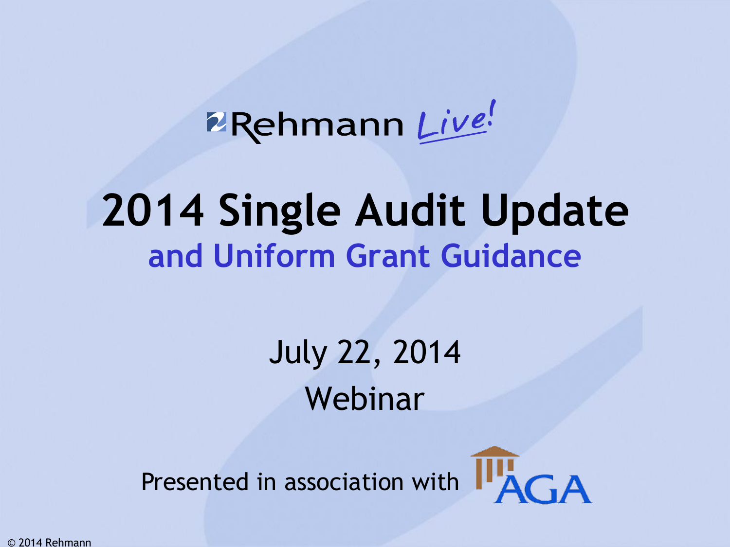Rehmann *Live!*

# 2014 Single Audit Update

## and Uniform Grant Guidance

July 22, 2014

Webinar

Presented in association with AGA

© 2014 Rehmann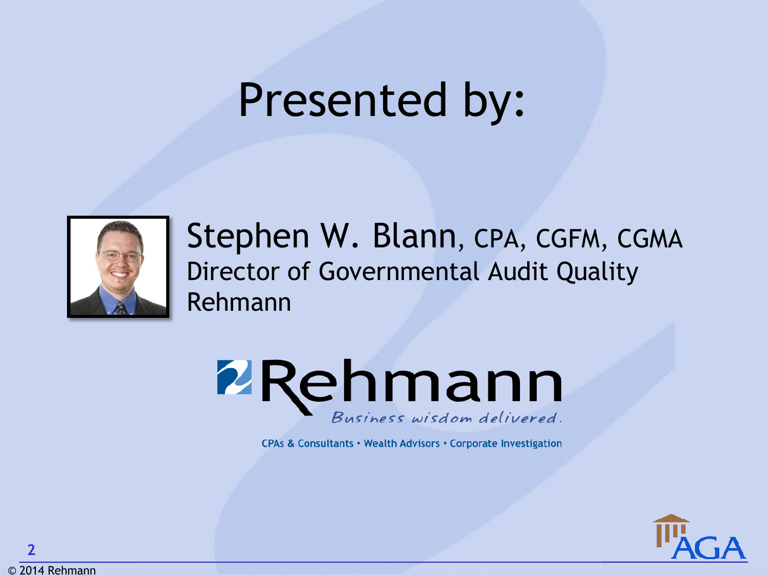# Presented by:

Stephen W. Blann, CPA, CGFM, CGMA
Director of Governmental Audit Quality
Rehmann

Rehmann
*Business wisdom delivered.*

CPAs & Consultants • Wealth Advisors • Corporate Investigation

© 2014 Rehmann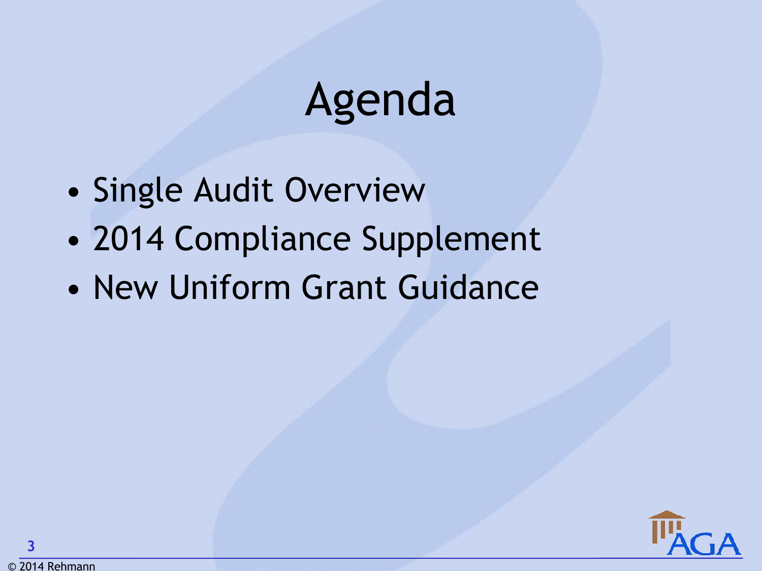# Agenda

- Single Audit Overview
- 2014 Compliance Supplement
- New Uniform Grant Guidance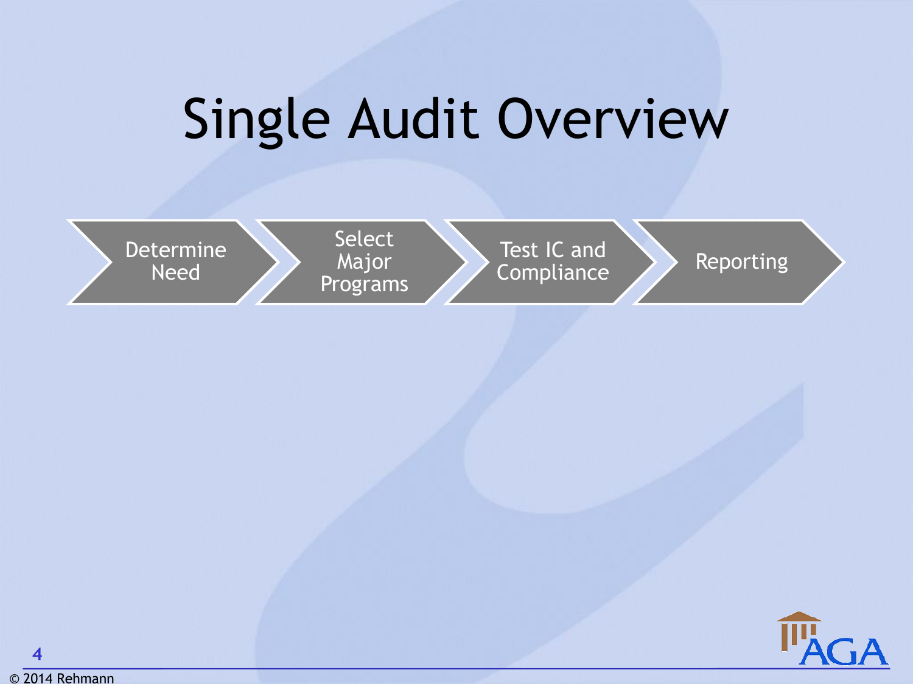# Single Audit Overview

1. Determine Need
2. Select Major Programs
3. Test IC and Compliance
4. Reporting

© 2014 Rehmann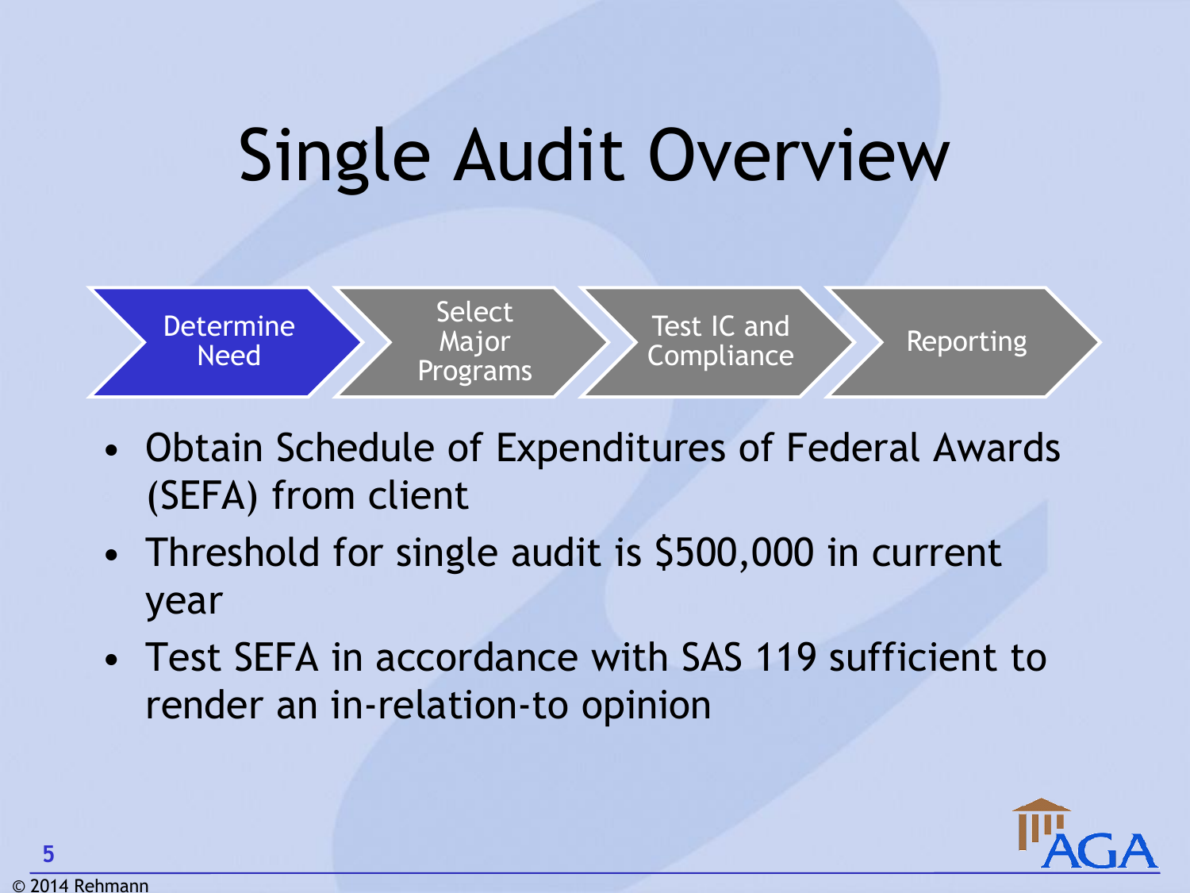# Single Audit Overview

Determine Need → Select Major Programs → Test IC and Compliance → Reporting

- Obtain Schedule of Expenditures of Federal Awards (SEFA) from client
- Threshold for single audit is $500,000 in current year
- Test SEFA in accordance with SAS 119 sufficient to render an in-relation-to opinion

© 2014 Rehmann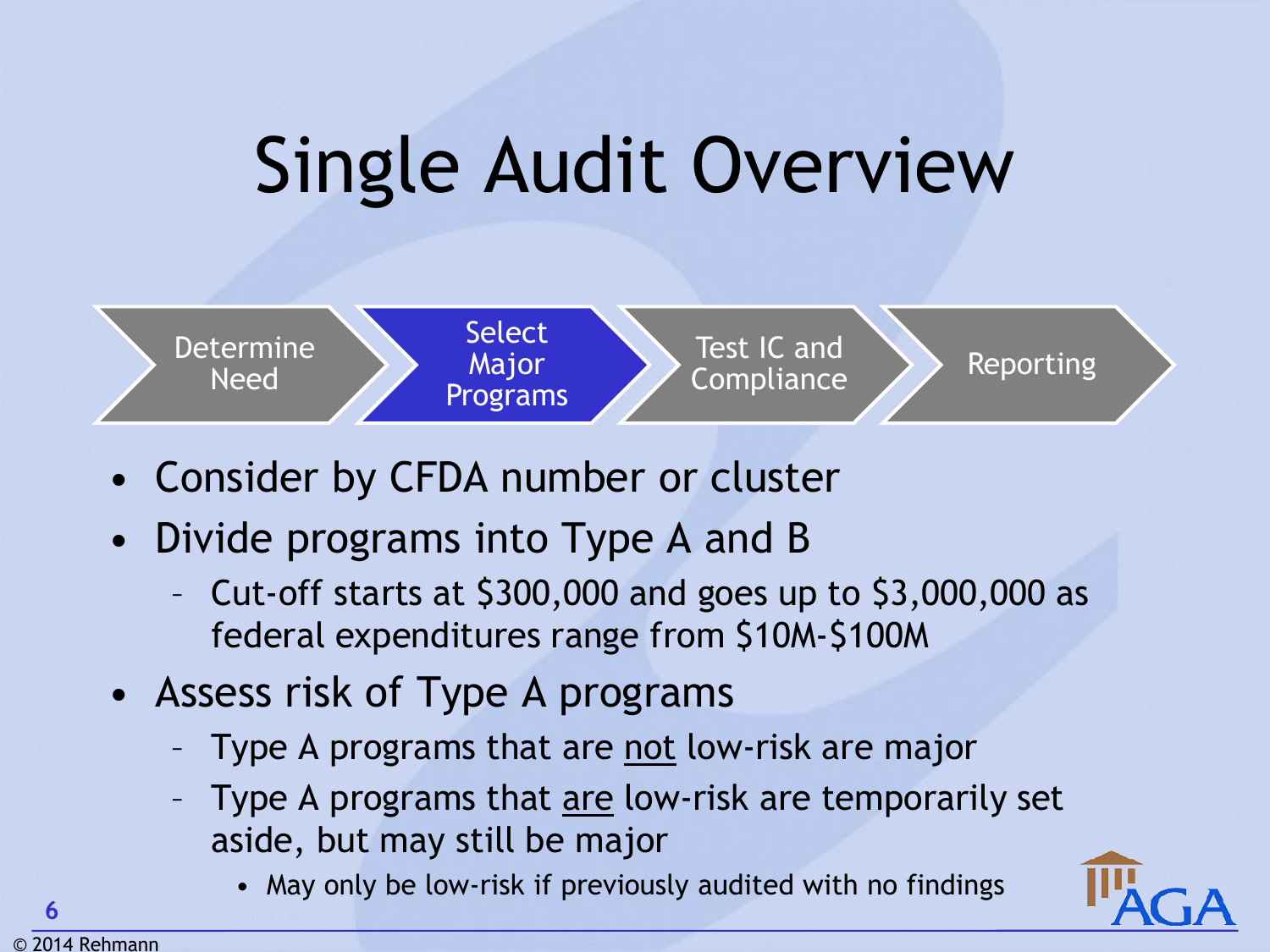# Single Audit Overview

Determine Need → **Select Major Programs** → Test IC and Compliance → Reporting

- Consider by CFDA number or cluster
- Divide programs into Type A and B
  - Cut-off starts at $300,000 and goes up to $3,000,000 as federal expenditures range from $10M-$100M
- Assess risk of Type A programs
  - Type A programs that are not low-risk are major
  - Type A programs that are low-risk are temporarily set aside, but may still be major
    - May only be low-risk if previously audited with no findings

© 2014 Rehmann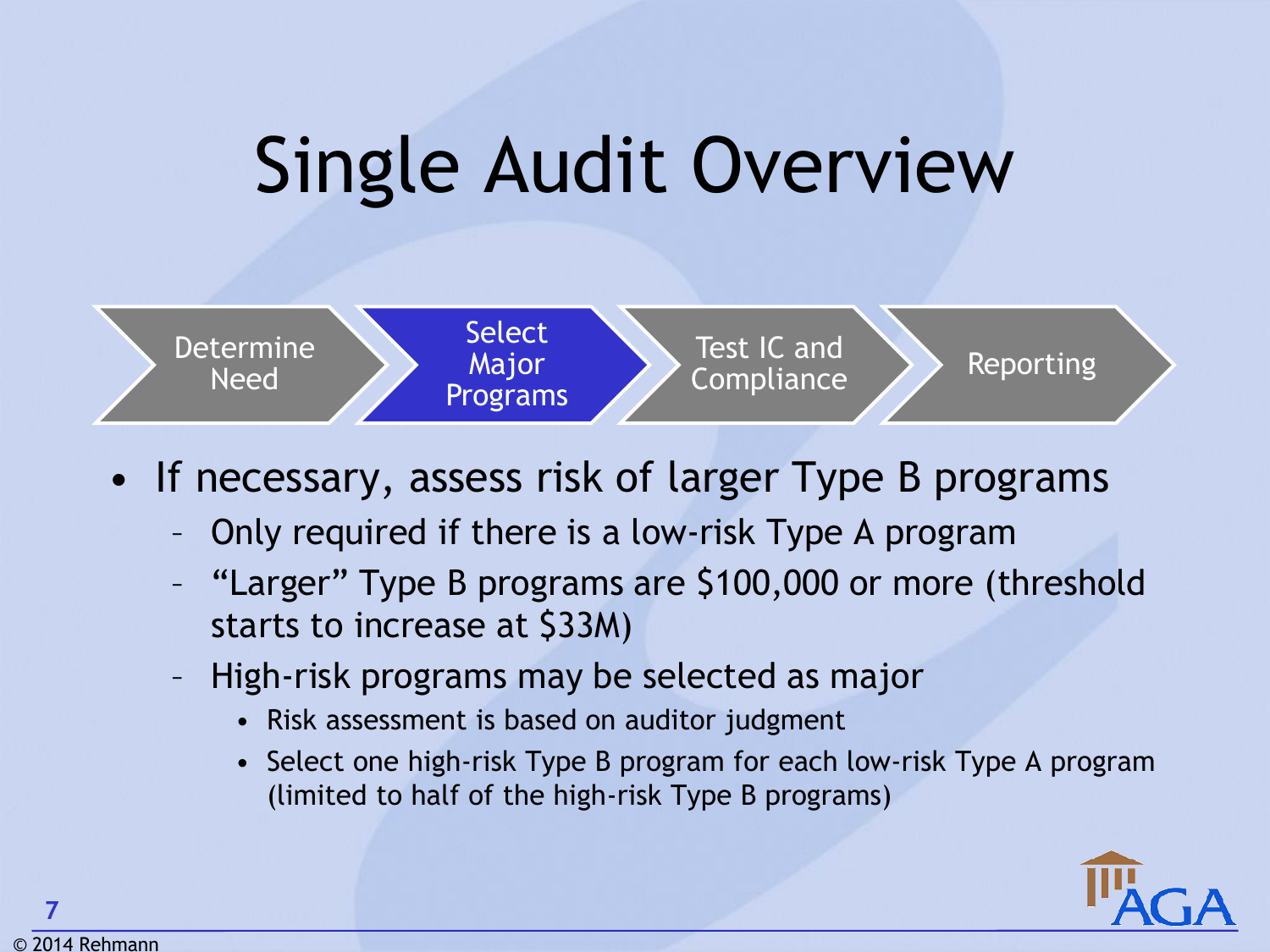# Single Audit Overview

Determine Need → **Select Major Programs** → Test IC and Compliance → Reporting

- If necessary, assess risk of larger Type B programs
  - Only required if there is a low-risk Type A program
  - "Larger" Type B programs are $100,000 or more (threshold starts to increase at $33M)
  - High-risk programs may be selected as major
    - Risk assessment is based on auditor judgment
    - Select one high-risk Type B program for each low-risk Type A program (limited to half of the high-risk Type B programs)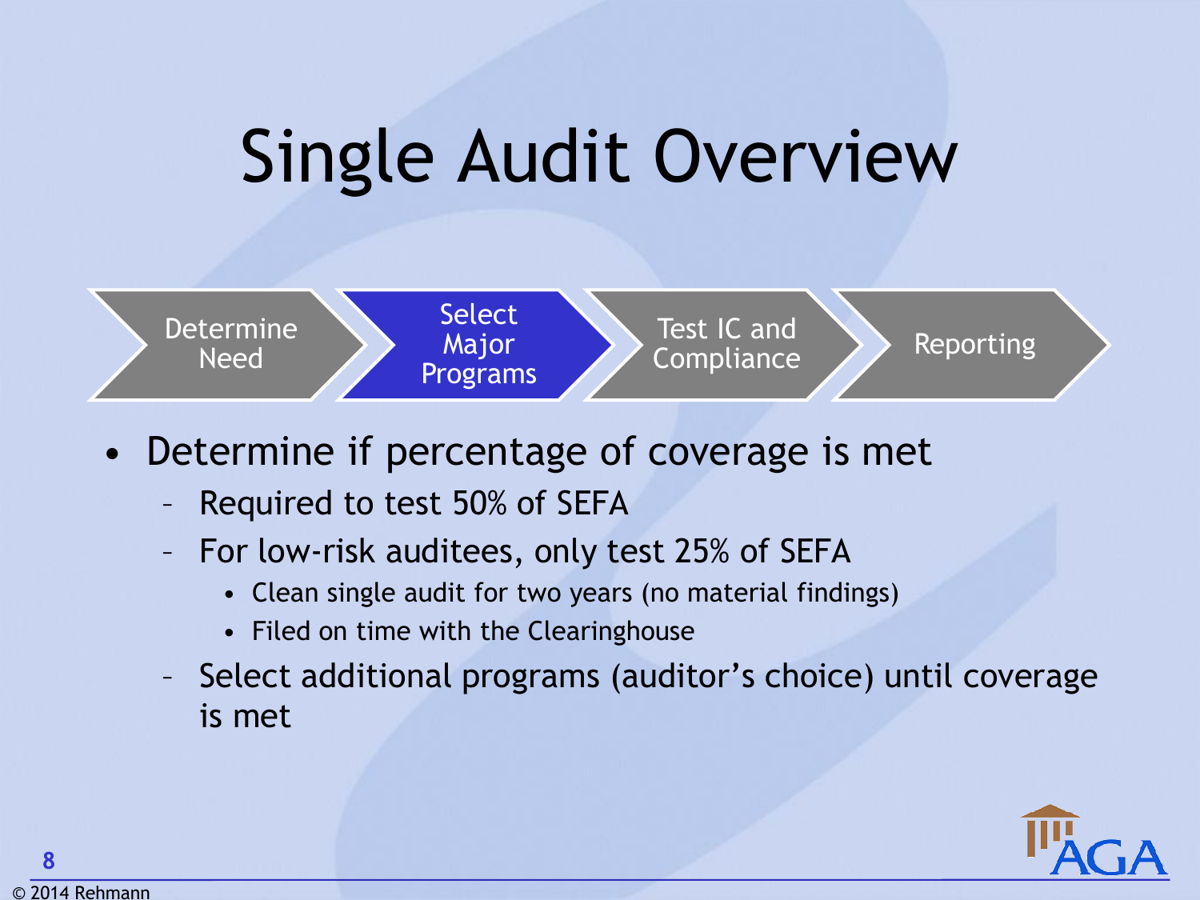# Single Audit Overview

Determine Need → **Select Major Programs** → Test IC and Compliance → Reporting

- Determine if percentage of coverage is met
  - Required to test 50% of SEFA
  - For low-risk auditees, only test 25% of SEFA
    - Clean single audit for two years (no material findings)
    - Filed on time with the Clearinghouse
  - Select additional programs (auditor's choice) until coverage is met

© 2014 Rehmann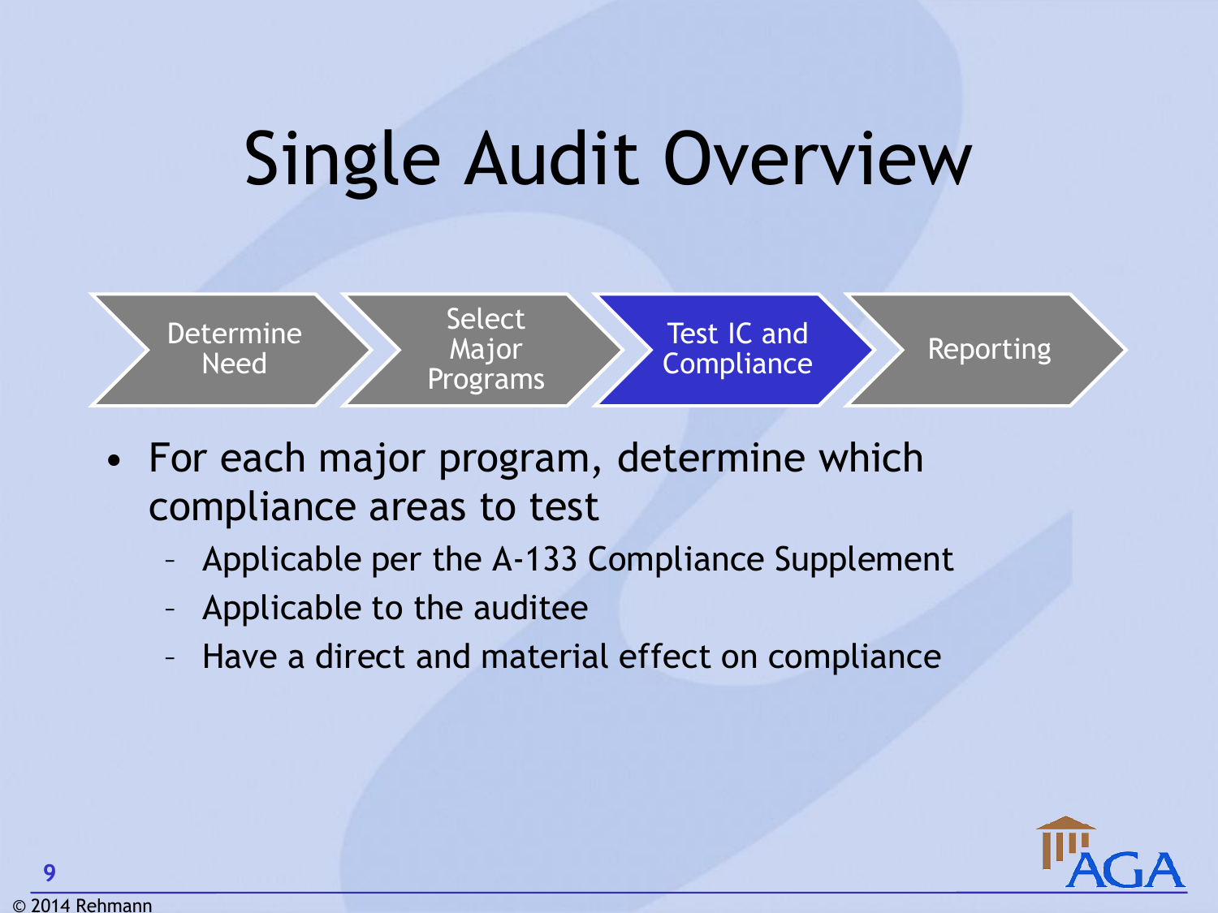# Single Audit Overview

Determine Need → Select Major Programs → **Test IC and Compliance** → Reporting

- For each major program, determine which compliance areas to test
  - Applicable per the A-133 Compliance Supplement
  - Applicable to the auditee
  - Have a direct and material effect on compliance

© 2014 Rehmann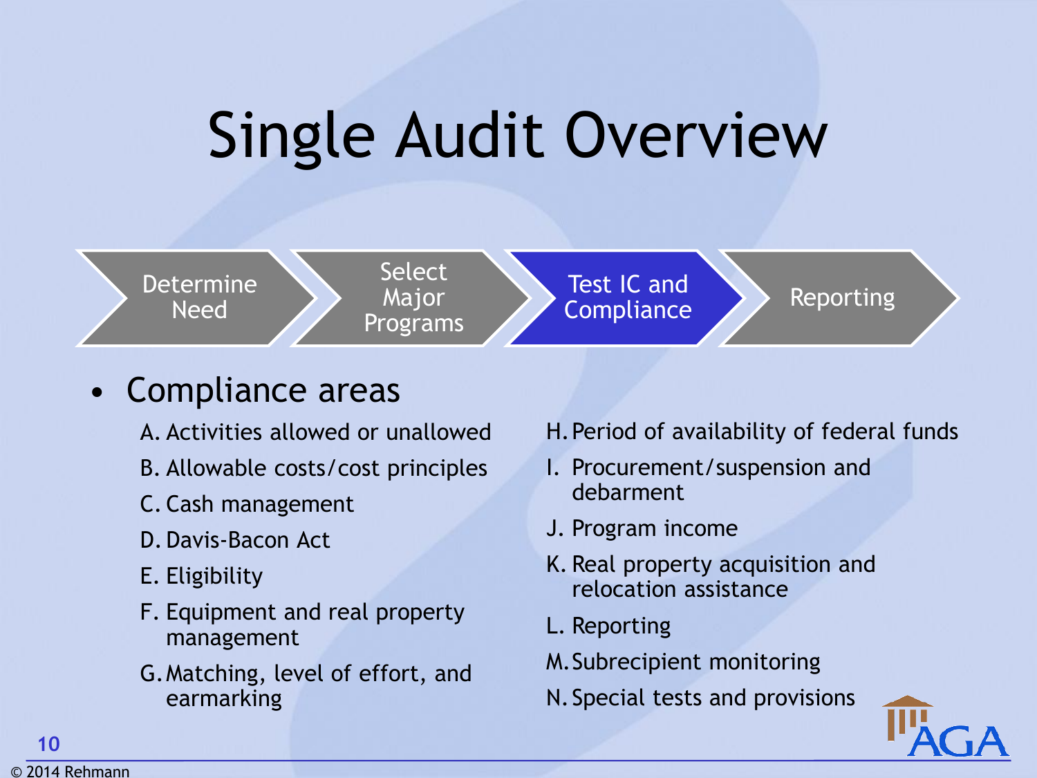# Single Audit Overview

Determine Need → Select Major Programs → **Test IC and Compliance** → Reporting

- Compliance areas
  - A. Activities allowed or unallowed
  - B. Allowable costs/cost principles
  - C. Cash management
  - D. Davis-Bacon Act
  - E. Eligibility
  - F. Equipment and real property management
  - G. Matching, level of effort, and earmarking
  - H. Period of availability of federal funds
  - I. Procurement/suspension and debarment
  - J. Program income
  - K. Real property acquisition and relocation assistance
  - L. Reporting
  - M. Subrecipient monitoring
  - N. Special tests and provisions

© 2014 Rehmann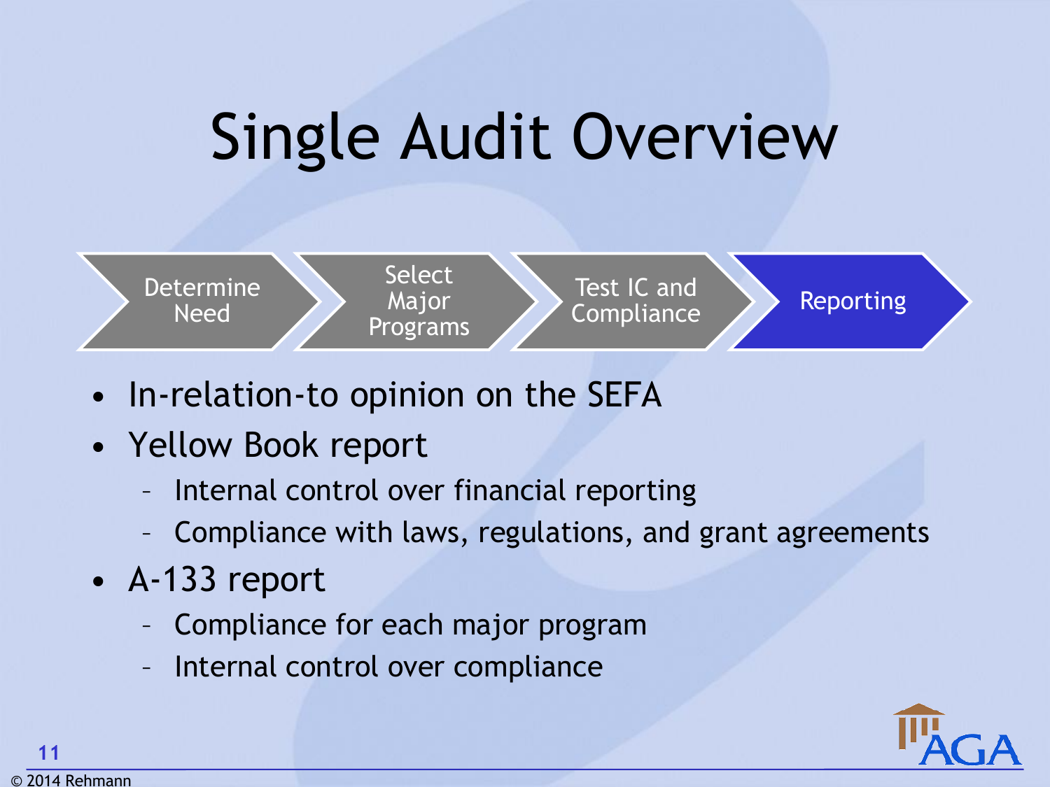# Single Audit Overview

Determine Need → Select Major Programs → Test IC and Compliance → **Reporting**

- In-relation-to opinion on the SEFA
- Yellow Book report
  - Internal control over financial reporting
  - Compliance with laws, regulations, and grant agreements
- A-133 report
  - Compliance for each major program
  - Internal control over compliance

© 2014 Rehmann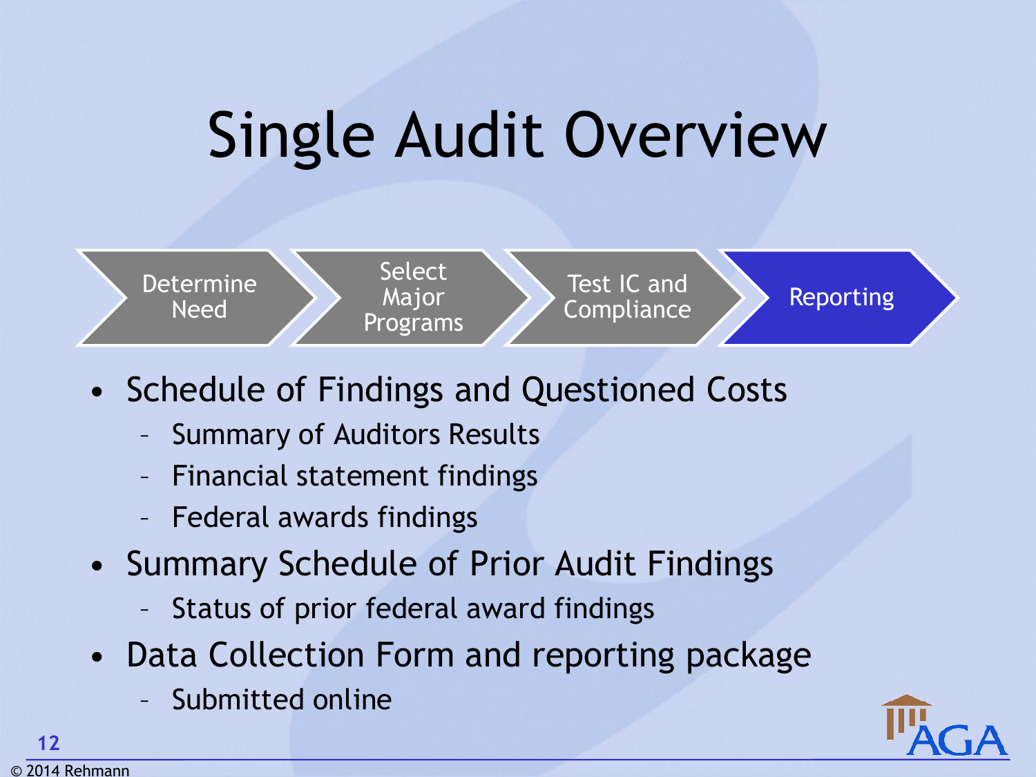# Single Audit Overview

Determine Need → Select Major Programs → Test IC and Compliance → **Reporting**

- Schedule of Findings and Questioned Costs
  - Summary of Auditors Results
  - Financial statement findings
  - Federal awards findings
- Summary Schedule of Prior Audit Findings
  - Status of prior federal award findings
- Data Collection Form and reporting package
  - Submitted online

© 2014 Rehmann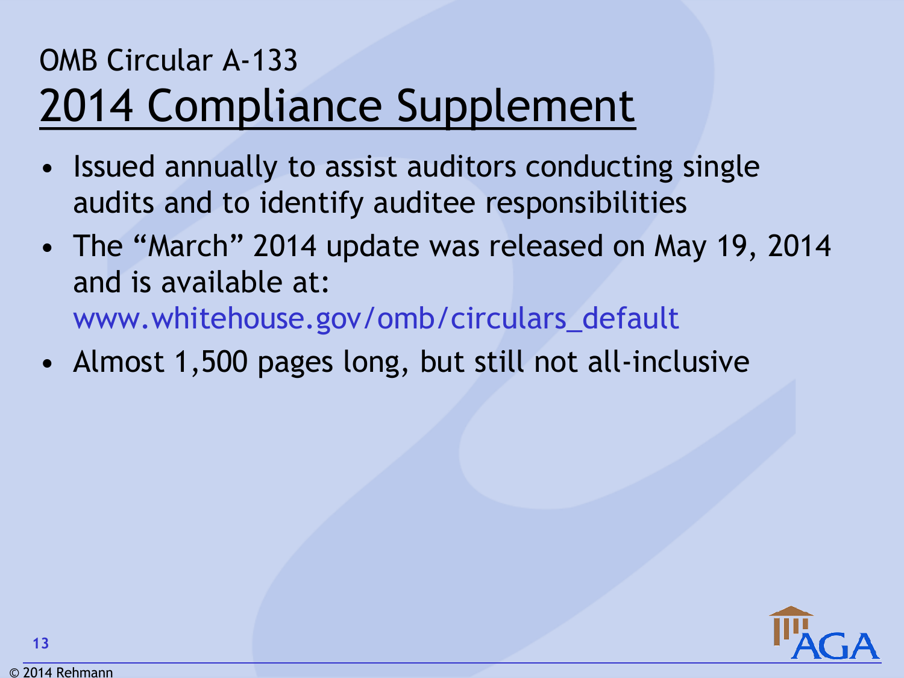# OMB Circular A-133

## 2014 Compliance Supplement

- Issued annually to assist auditors conducting single audits and to identify auditee responsibilities
- The "March" 2014 update was released on May 19, 2014 and is available at: www.whitehouse.gov/omb/circulars_default
- Almost 1,500 pages long, but still not all-inclusive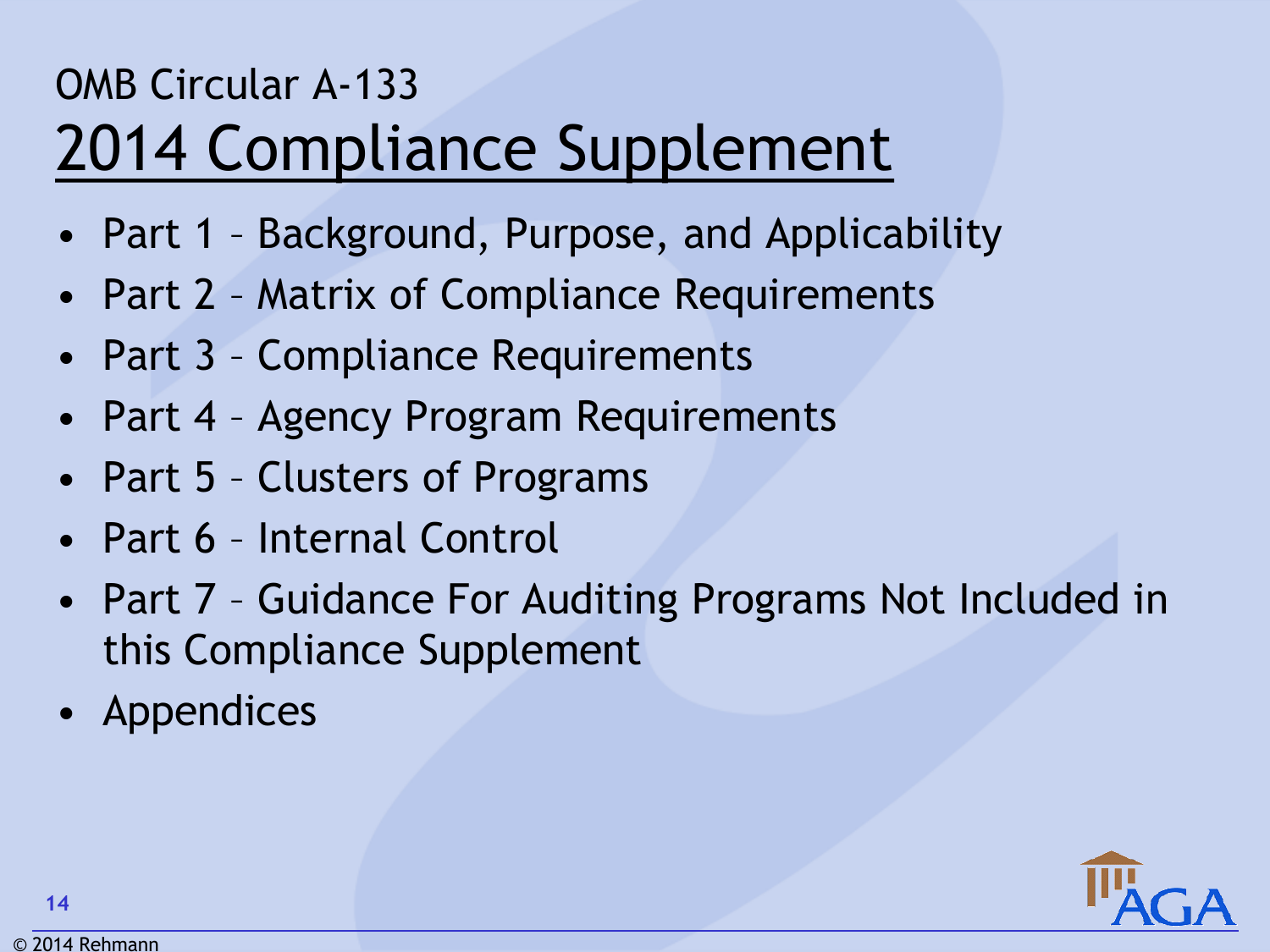OMB Circular A-133

# 2014 Compliance Supplement

- Part 1 – Background, Purpose, and Applicability
- Part 2 – Matrix of Compliance Requirements
- Part 3 – Compliance Requirements
- Part 4 – Agency Program Requirements
- Part 5 – Clusters of Programs
- Part 6 – Internal Control
- Part 7 – Guidance For Auditing Programs Not Included in this Compliance Supplement
- Appendices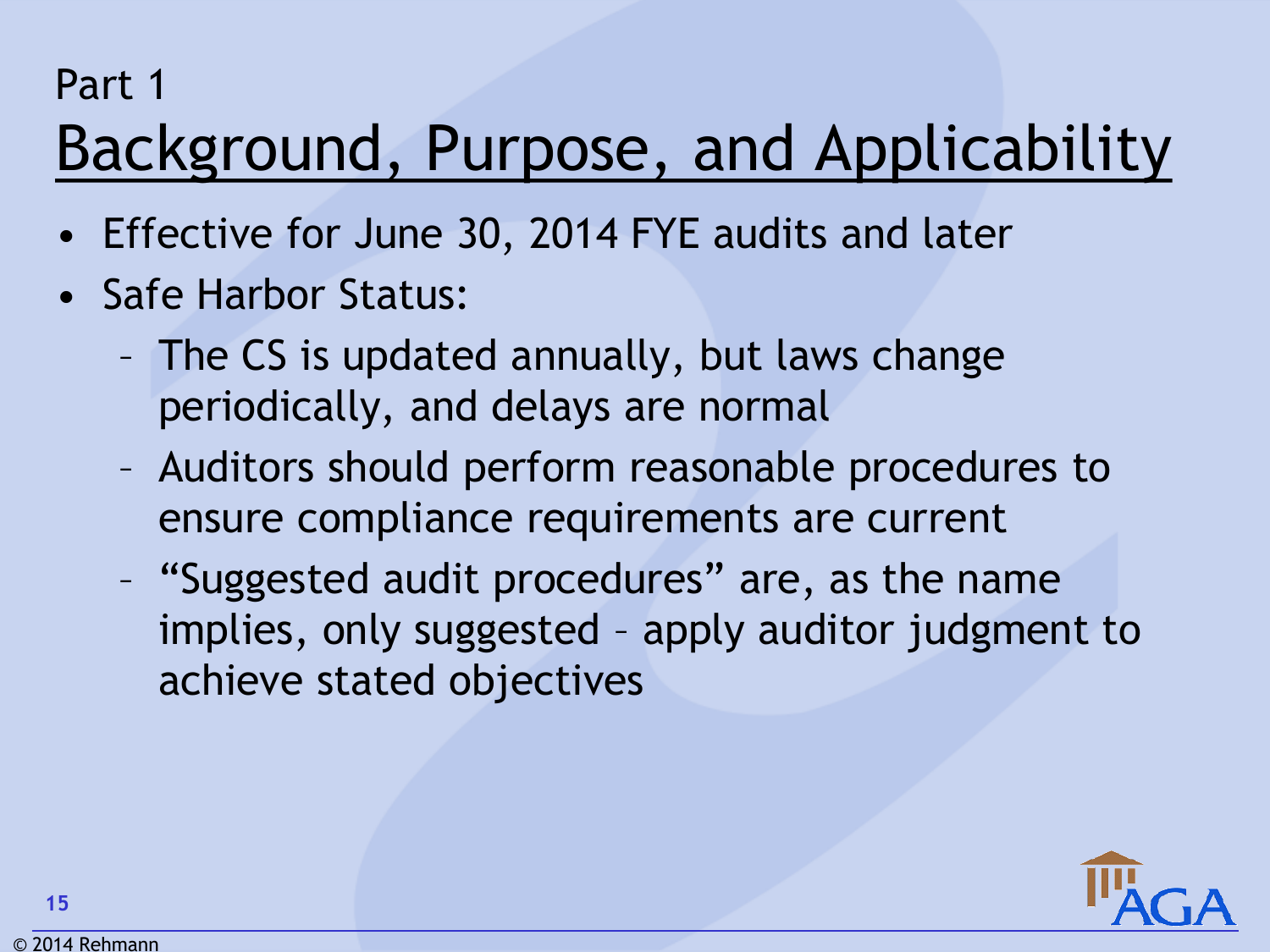Part 1

# Background, Purpose, and Applicability

- Effective for June 30, 2014 FYE audits and later
- Safe Harbor Status:
  - The CS is updated annually, but laws change periodically, and delays are normal
  - Auditors should perform reasonable procedures to ensure compliance requirements are current
  - "Suggested audit procedures" are, as the name implies, only suggested – apply auditor judgment to achieve stated objectives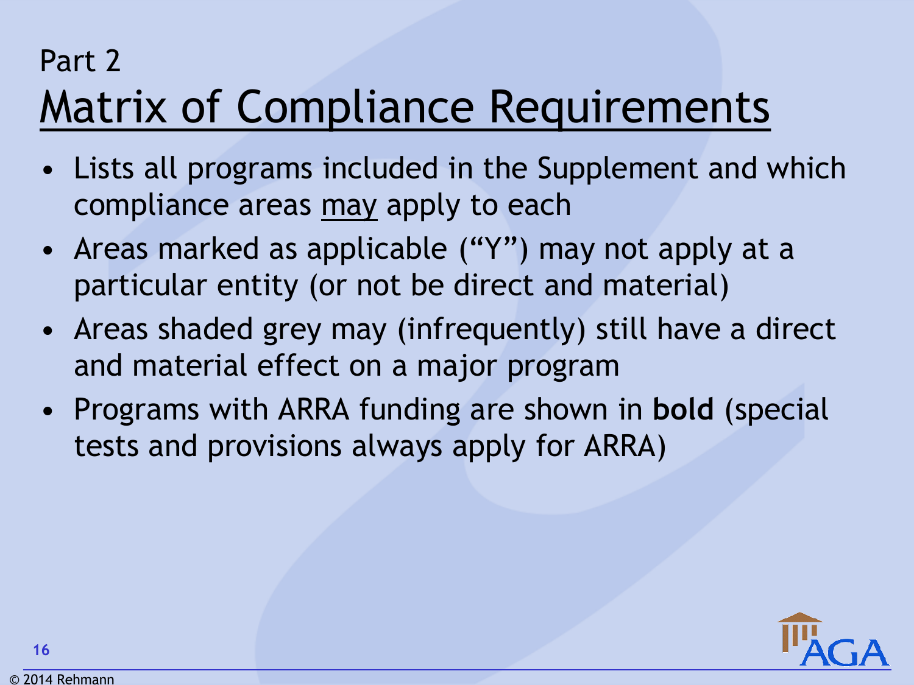Part 2

# Matrix of Compliance Requirements

- Lists all programs included in the Supplement and which compliance areas may apply to each
- Areas marked as applicable (“Y”) may not apply at a particular entity (or not be direct and material)
- Areas shaded grey may (infrequently) still have a direct and material effect on a major program
- Programs with ARRA funding are shown in **bold** (special tests and provisions always apply for ARRA)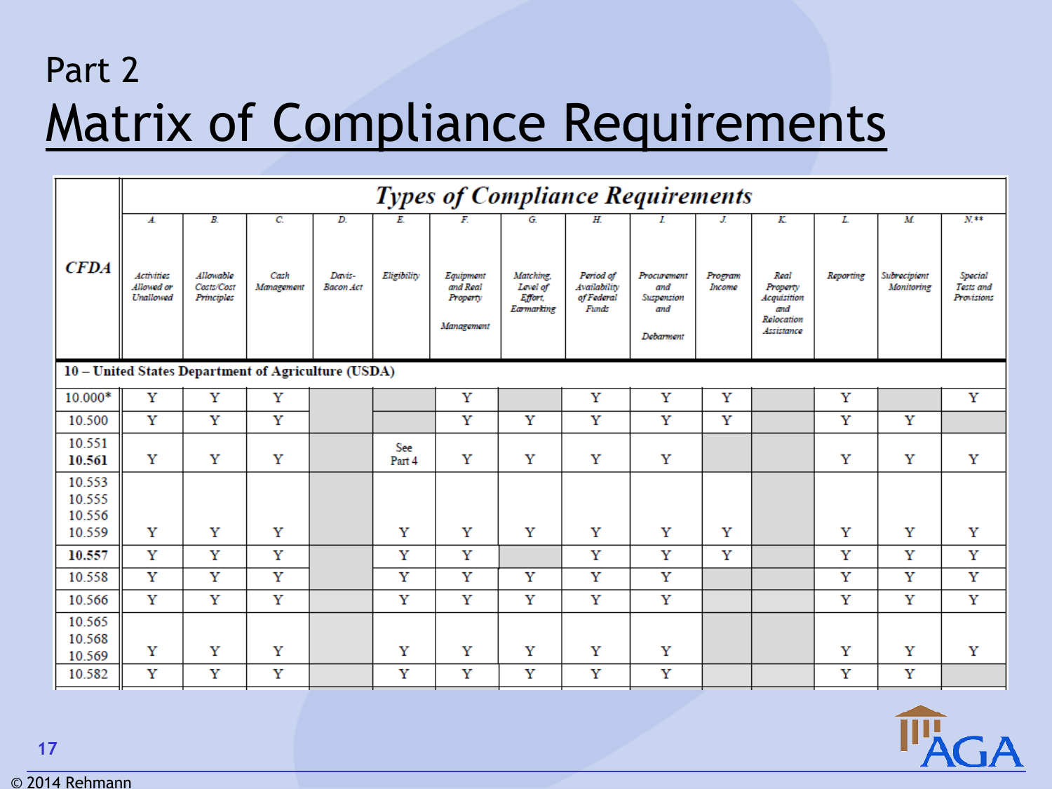# Part 2

## Matrix of Compliance Requirements

| CFDA | A. Activities Allowed or Unallowed | B. Allowable Costs/Cost Principles | C. Cash Management | D. Davis-Bacon Act | E. Eligibility | F. Equipment and Real Property Management | G. Matching, Level of Effort, Earmarking | H. Period of Availability of Federal Funds | I. Procurement and Suspension and Debarment | J. Program Income | K. Real Property Acquisition and Relocation Assistance | L. Reporting | M. Subrecipient Monitoring | N.** Special Tests and Provisions |
|---|---|---|---|---|---|---|---|---|---|---|---|---|---|---|
| **10 – United States Department of Agriculture (USDA)** | | | | | | | | | | | | | | |
| 10.000* | Y | Y | Y | | | Y | | Y | Y | Y | | Y | | Y |
| 10.500 | Y | Y | Y | | | Y | Y | Y | Y | Y | | Y | Y | |
| 10.551 **10.561** | Y | Y | Y | | See Part 4 | Y | Y | Y | Y | | | Y | Y | Y |
| 10.553 10.555 10.556 10.559 | Y | Y | Y | | Y | Y | Y | Y | Y | Y | | Y | Y | Y |
| **10.557** | Y | Y | Y | | Y | Y | | Y | Y | Y | | Y | Y | Y |
| 10.558 | Y | Y | Y | | Y | Y | Y | Y | Y | | | Y | Y | Y |
| 10.566 | Y | Y | Y | | Y | Y | Y | Y | Y | | | Y | Y | Y |
| 10.565 10.568 10.569 | Y | Y | Y | | Y | Y | Y | Y | Y | | | Y | Y | Y |
| 10.582 | Y | Y | Y | | Y | Y | Y | Y | Y | | | Y | Y | |

© 2014 Rehmann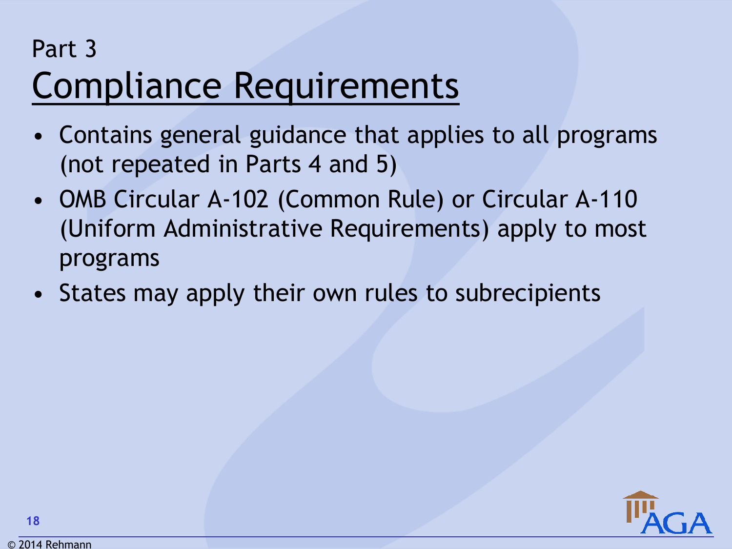Part 3

# Compliance Requirements

- Contains general guidance that applies to all programs (not repeated in Parts 4 and 5)
- OMB Circular A-102 (Common Rule) or Circular A-110 (Uniform Administrative Requirements) apply to most programs
- States may apply their own rules to subrecipients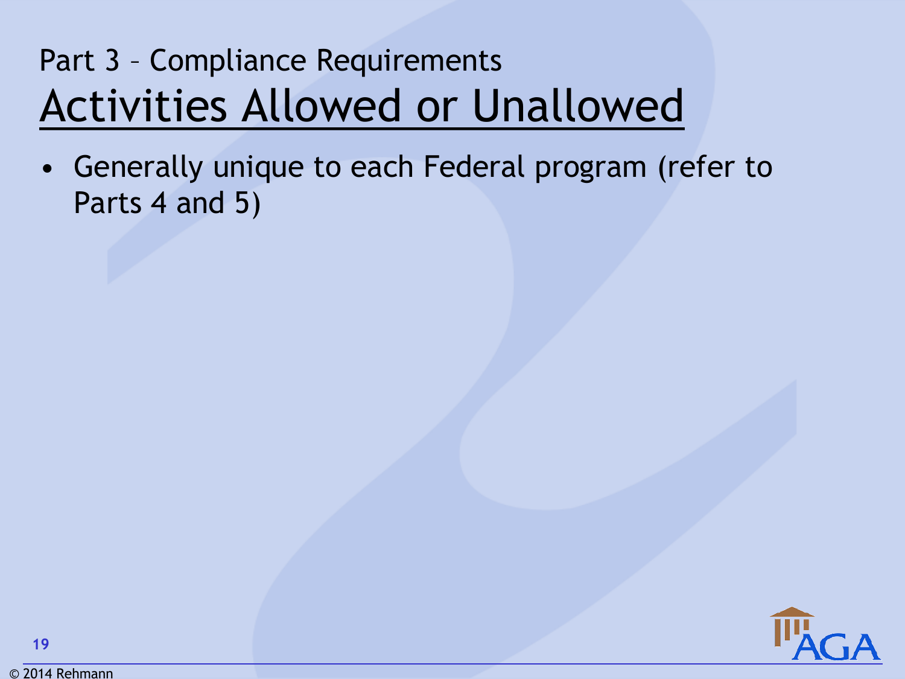Part 3 – Compliance Requirements

# Activities Allowed or Unallowed

- Generally unique to each Federal program (refer to Parts 4 and 5)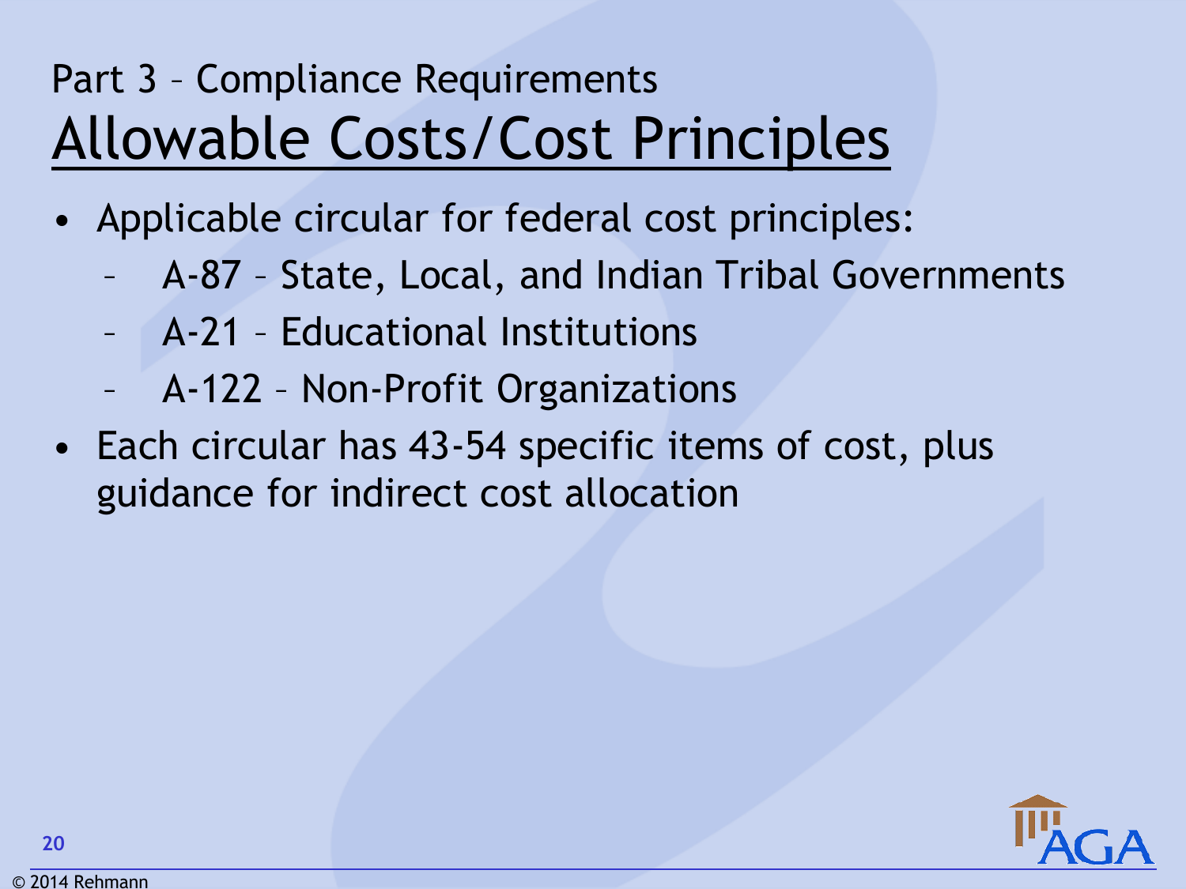Part 3 – Compliance Requirements

# Allowable Costs/Cost Principles

- Applicable circular for federal cost principles:
  - A-87 – State, Local, and Indian Tribal Governments
  - A-21 – Educational Institutions
  - A-122 – Non-Profit Organizations
- Each circular has 43-54 specific items of cost, plus guidance for indirect cost allocation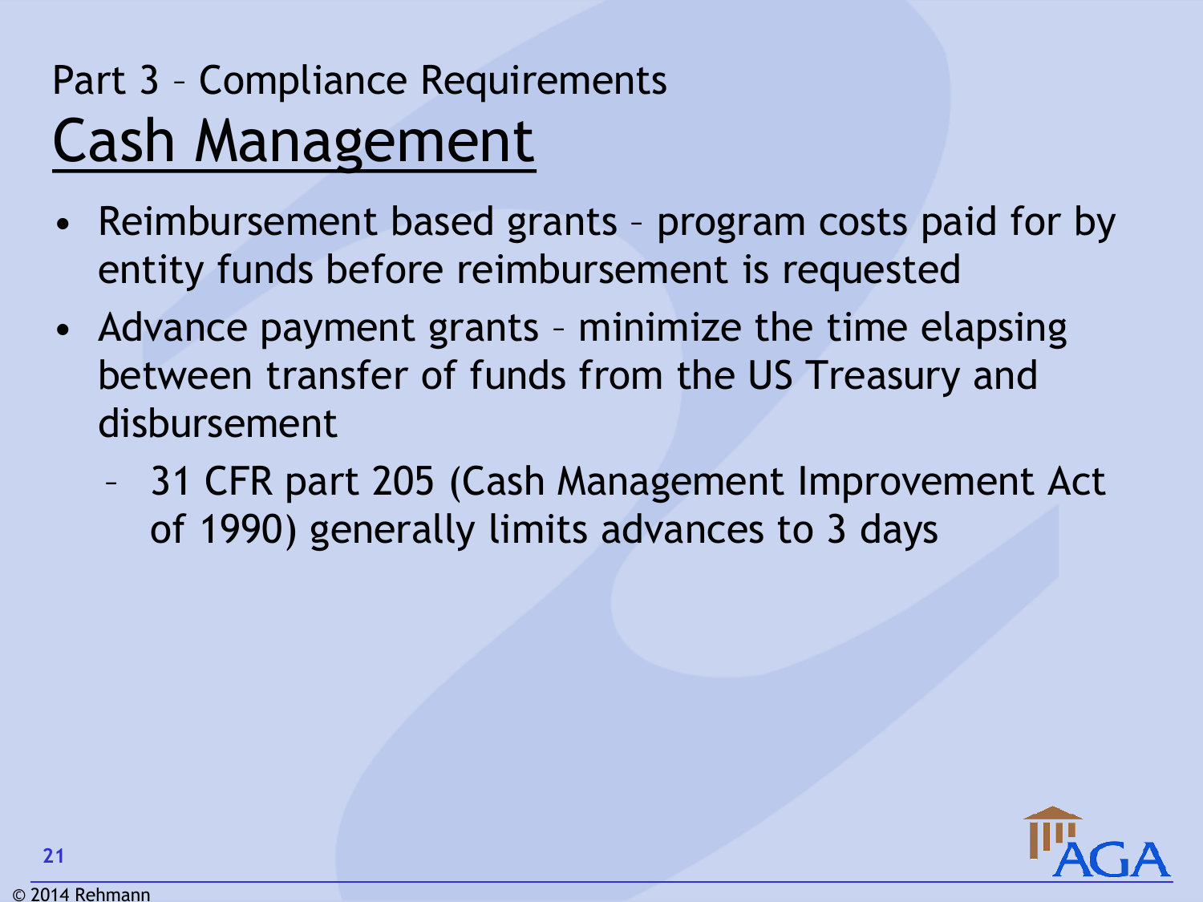Part 3 – Compliance Requirements

# Cash Management

- Reimbursement based grants – program costs paid for by entity funds before reimbursement is requested
- Advance payment grants – minimize the time elapsing between transfer of funds from the US Treasury and disbursement
  - 31 CFR part 205 (Cash Management Improvement Act of 1990) generally limits advances to 3 days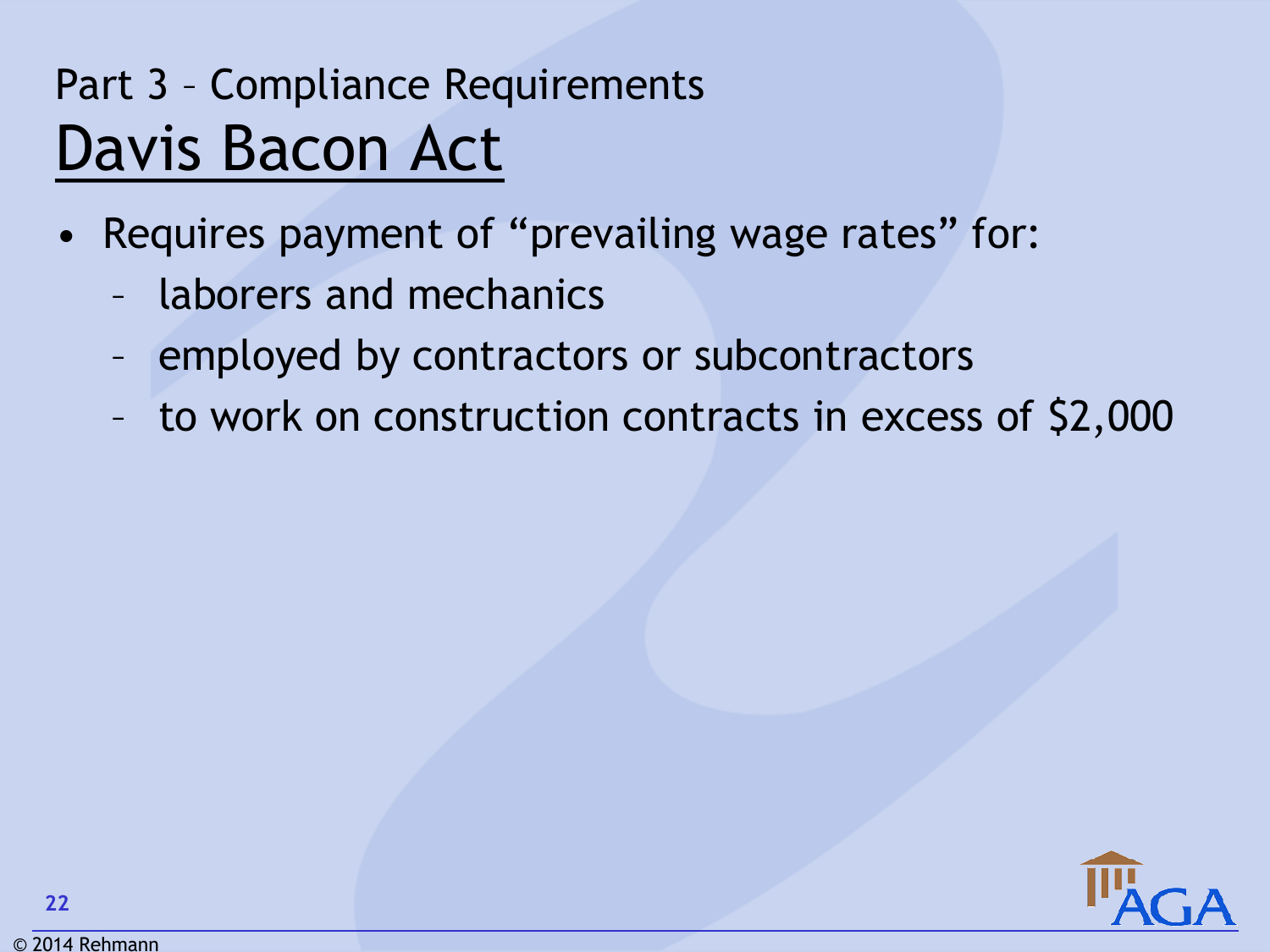Part 3 – Compliance Requirements

# Davis Bacon Act

- Requires payment of "prevailing wage rates" for:
  - laborers and mechanics
  - employed by contractors or subcontractors
  - to work on construction contracts in excess of $2,000

© 2014 Rehmann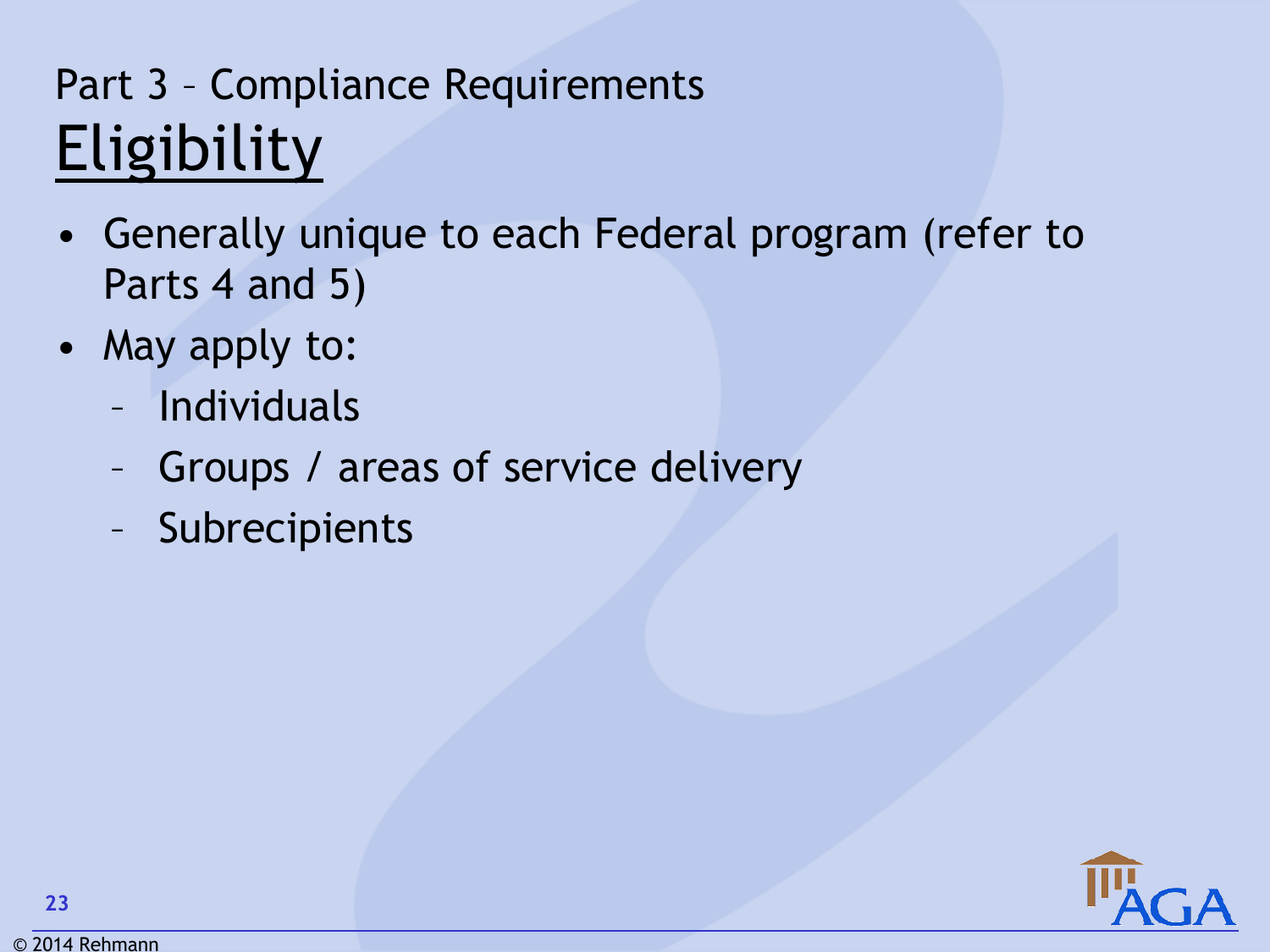Part 3 – Compliance Requirements

# Eligibility

- Generally unique to each Federal program (refer to Parts 4 and 5)
- May apply to:
  - Individuals
  - Groups / areas of service delivery
  - Subrecipients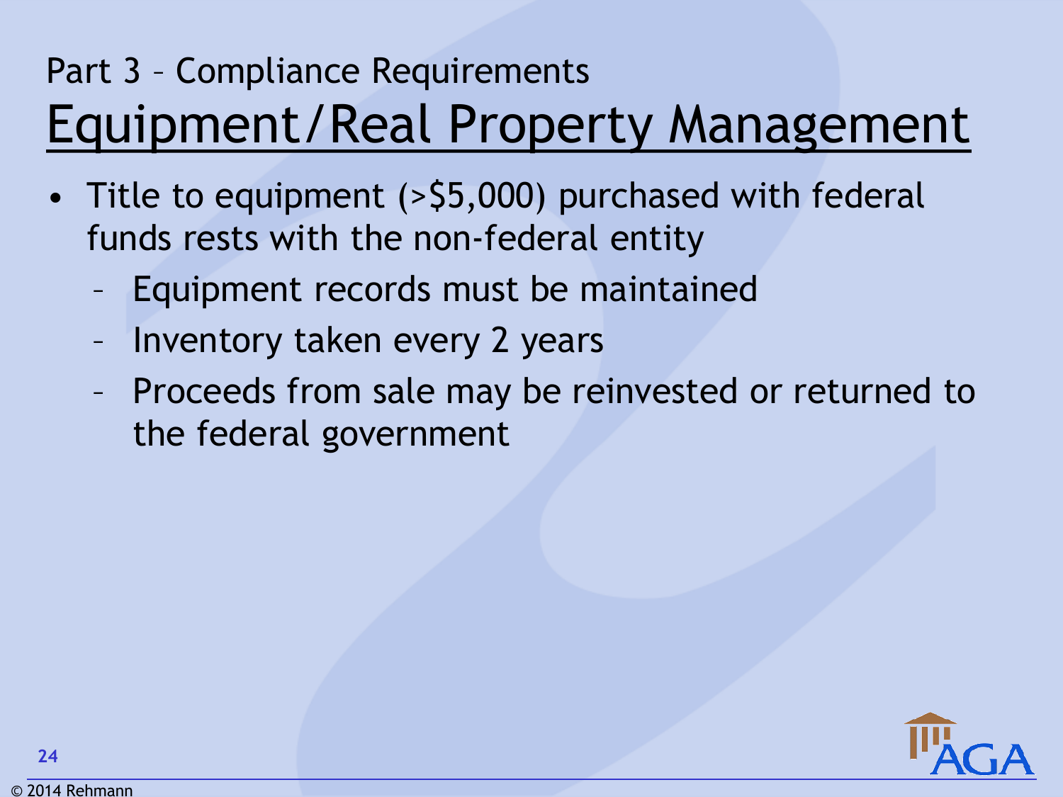Part 3 – Compliance Requirements

# Equipment/Real Property Management

- Title to equipment (>$5,000) purchased with federal funds rests with the non-federal entity
  - Equipment records must be maintained
  - Inventory taken every 2 years
  - Proceeds from sale may be reinvested or returned to the federal government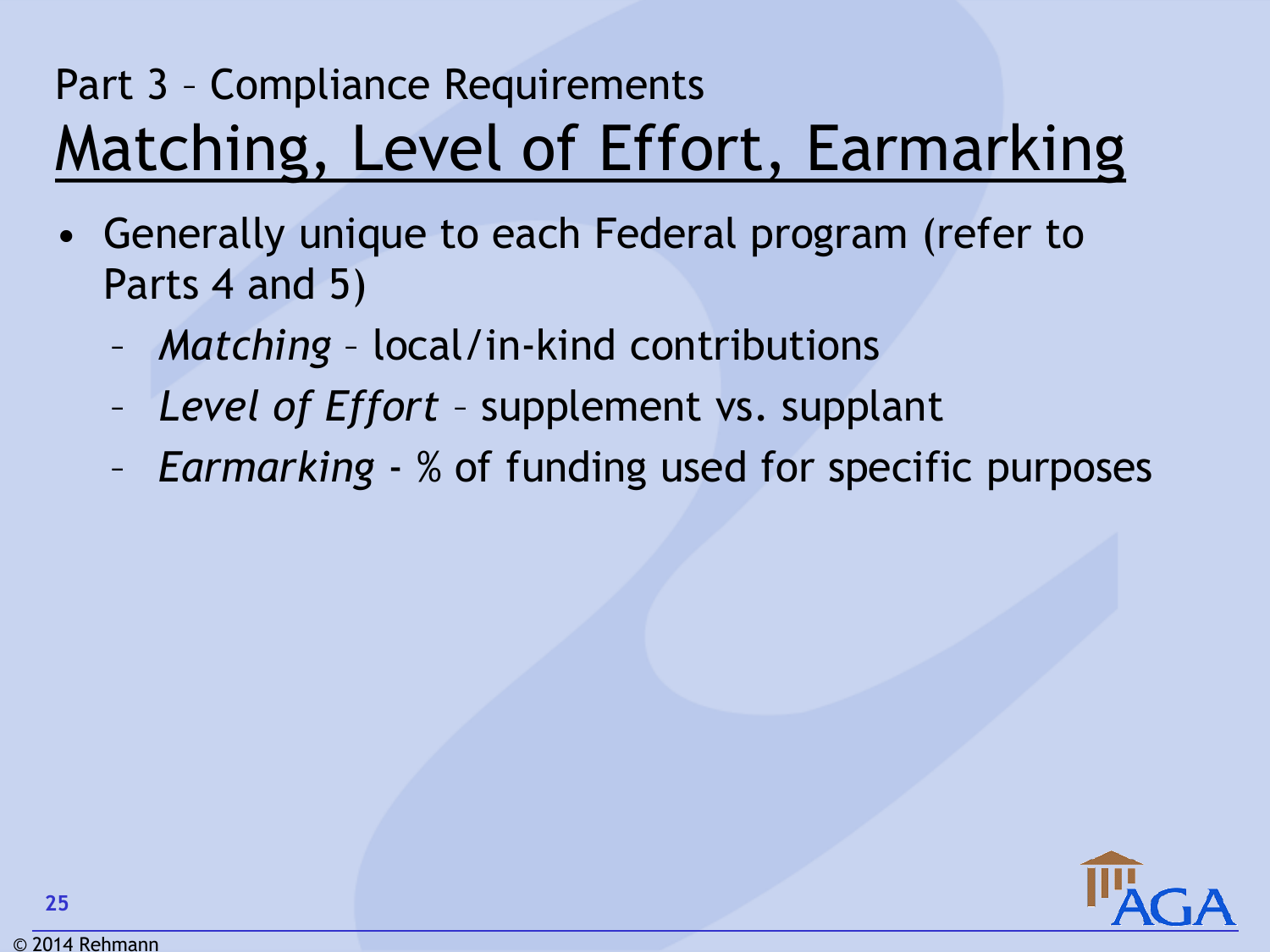Part 3 – Compliance Requirements

# Matching, Level of Effort, Earmarking

- Generally unique to each Federal program (refer to Parts 4 and 5)
  - *Matching* – local/in-kind contributions
  - *Level of Effort* – supplement vs. supplant
  - *Earmarking* - % of funding used for specific purposes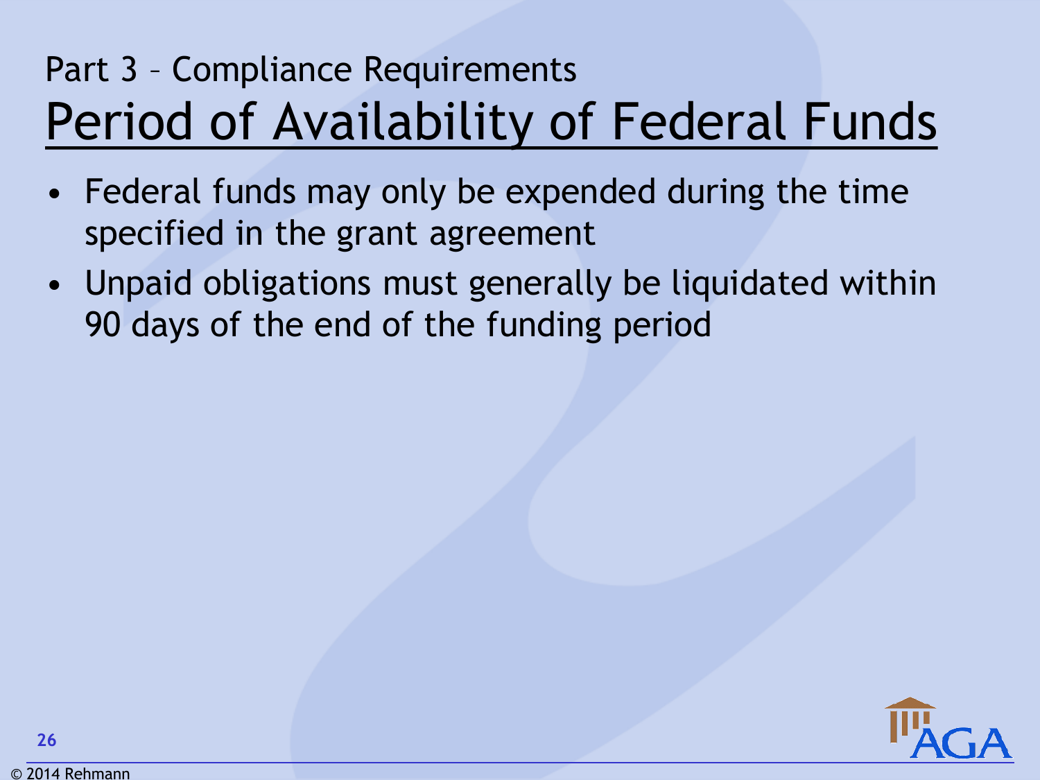Part 3 – Compliance Requirements

# Period of Availability of Federal Funds

- Federal funds may only be expended during the time specified in the grant agreement
- Unpaid obligations must generally be liquidated within 90 days of the end of the funding period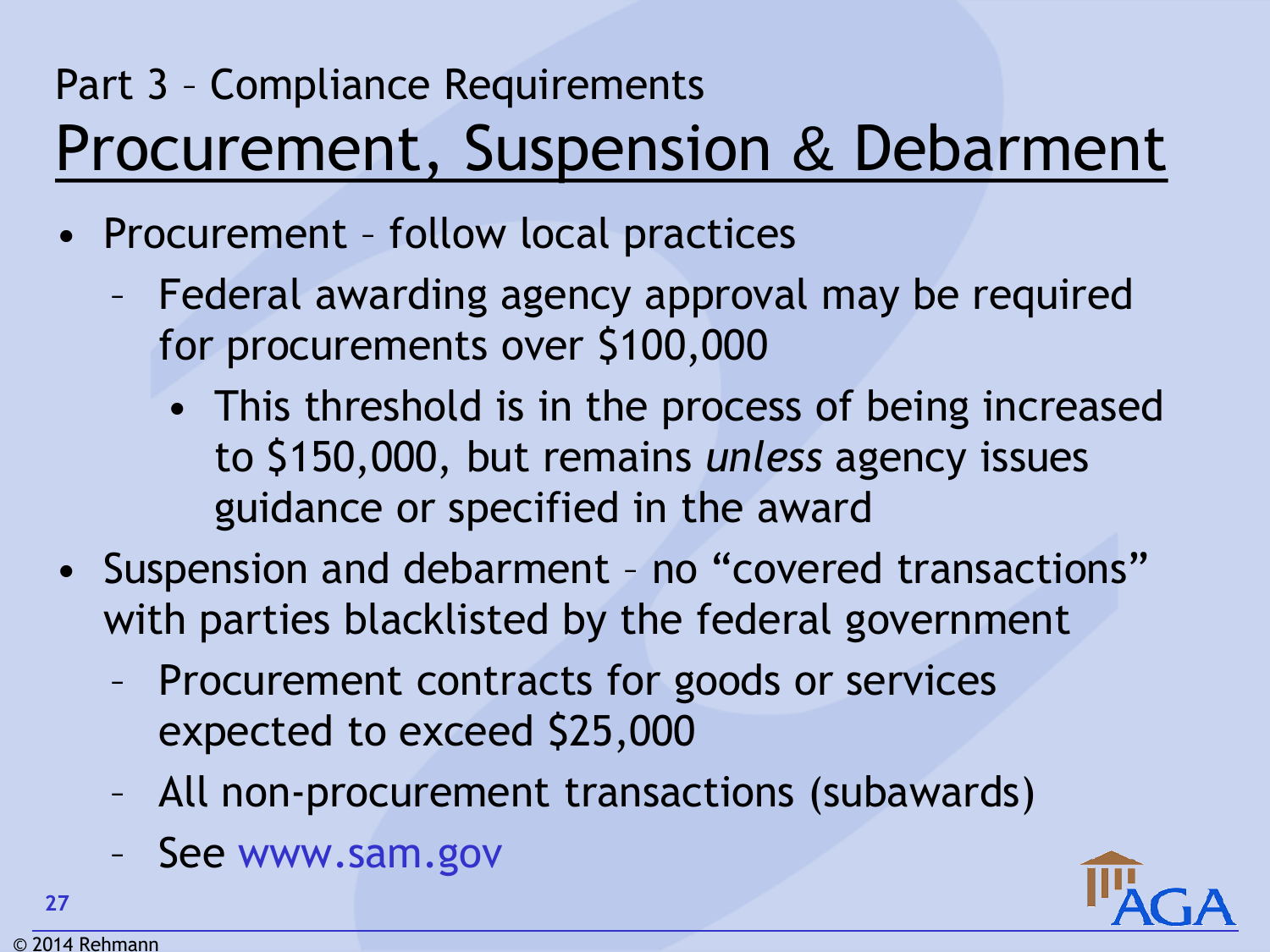Part 3 – Compliance Requirements

# Procurement, Suspension & Debarment

- Procurement – follow local practices
  - Federal awarding agency approval may be required for procurements over $100,000
    - This threshold is in the process of being increased to $150,000, but remains *unless* agency issues guidance or specified in the award
- Suspension and debarment – no "covered transactions" with parties blacklisted by the federal government
  - Procurement contracts for goods or services expected to exceed $25,000
  - All non-procurement transactions (subawards)
  - See www.sam.gov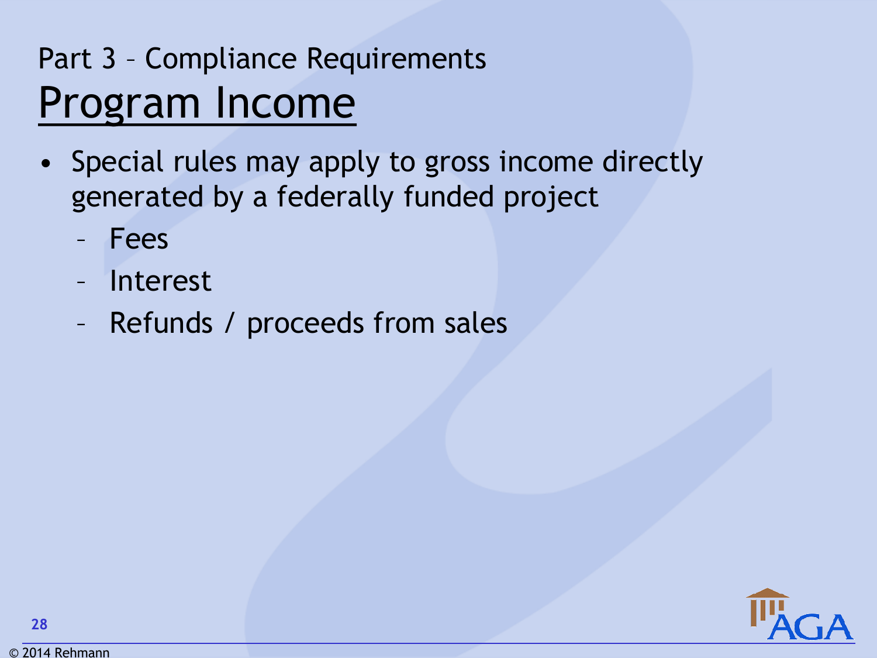Part 3 – Compliance Requirements

# Program Income

- Special rules may apply to gross income directly generated by a federally funded project
  - Fees
  - Interest
  - Refunds / proceeds from sales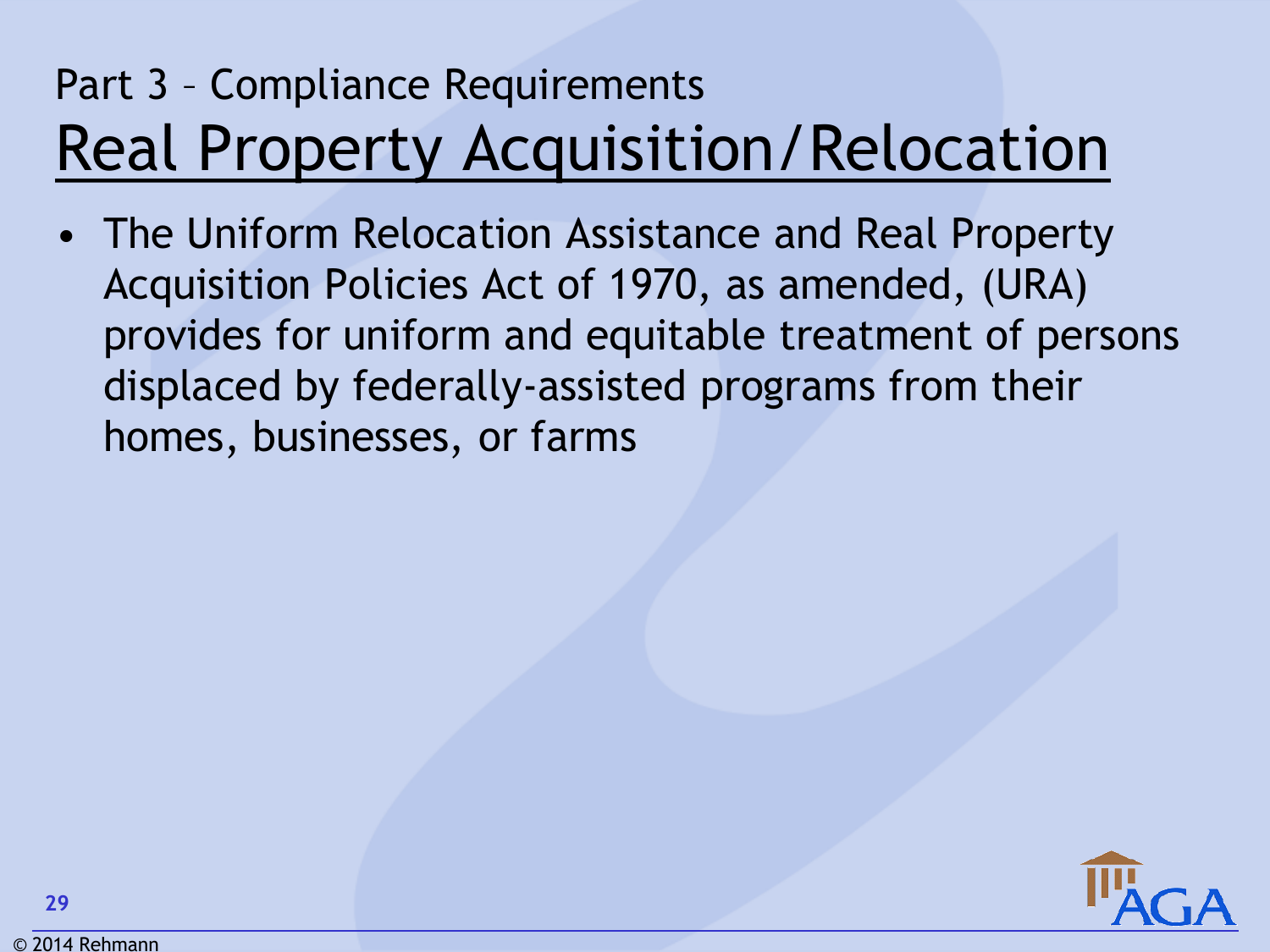Part 3 – Compliance Requirements

# Real Property Acquisition/Relocation

- The Uniform Relocation Assistance and Real Property Acquisition Policies Act of 1970, as amended, (URA) provides for uniform and equitable treatment of persons displaced by federally-assisted programs from their homes, businesses, or farms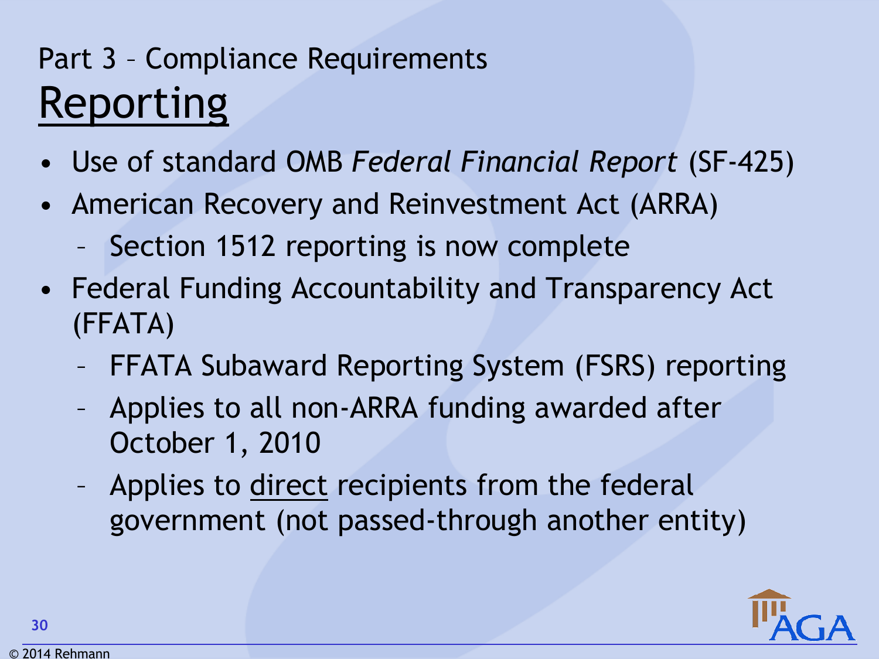Part 3 – Compliance Requirements

# Reporting

- Use of standard OMB *Federal Financial Report* (SF-425)
- American Recovery and Reinvestment Act (ARRA)
  - Section 1512 reporting is now complete
- Federal Funding Accountability and Transparency Act (FFATA)
  - FFATA Subaward Reporting System (FSRS) reporting
  - Applies to all non-ARRA funding awarded after October 1, 2010
  - Applies to direct recipients from the federal government (not passed-through another entity)

© 2014 Rehmann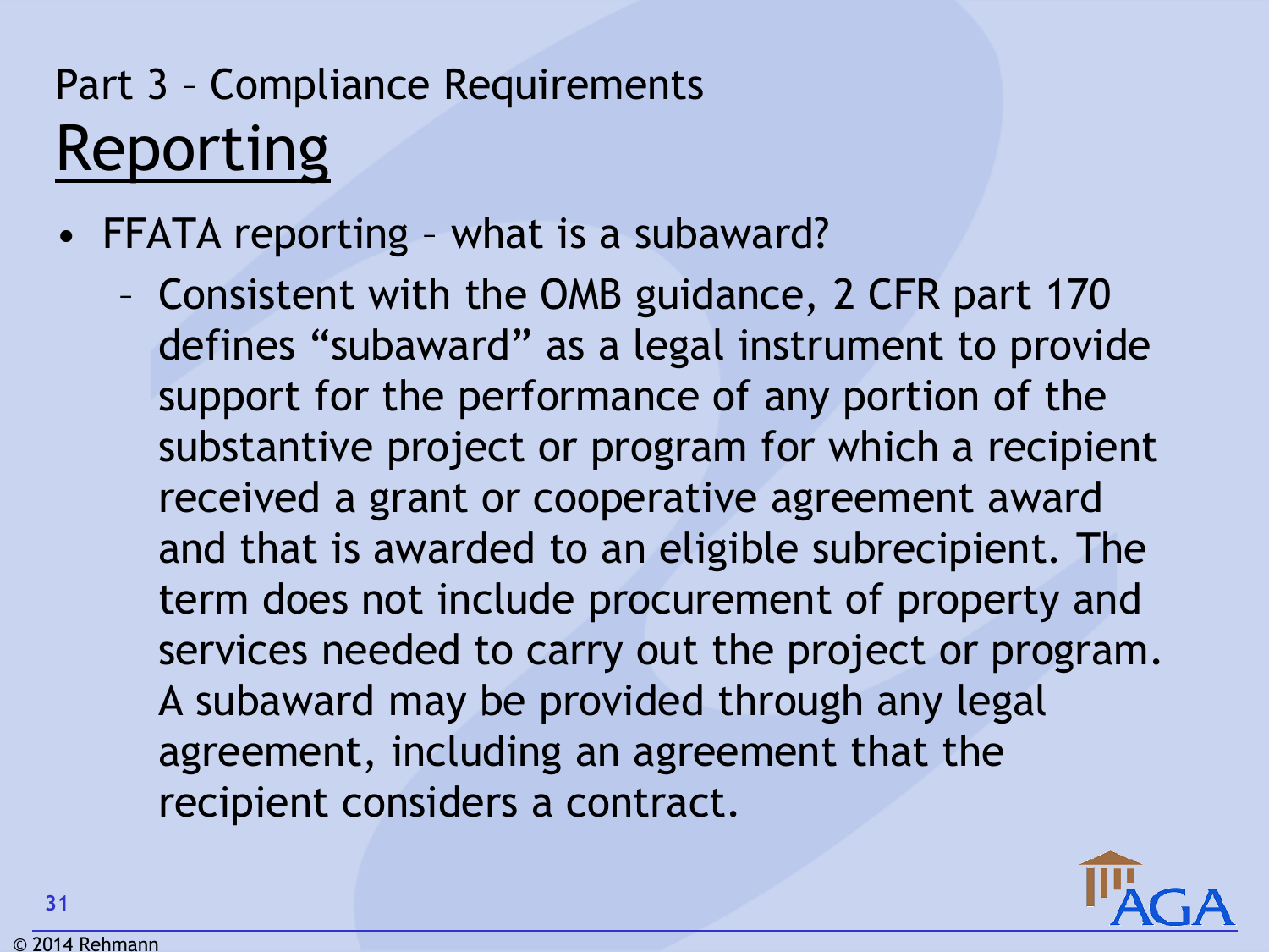Part 3 – Compliance Requirements

# Reporting

- FFATA reporting – what is a subaward?
  - Consistent with the OMB guidance, 2 CFR part 170 defines “subaward” as a legal instrument to provide support for the performance of any portion of the substantive project or program for which a recipient received a grant or cooperative agreement award and that is awarded to an eligible subrecipient. The term does not include procurement of property and services needed to carry out the project or program. A subaward may be provided through any legal agreement, including an agreement that the recipient considers a contract.

© 2014 Rehmann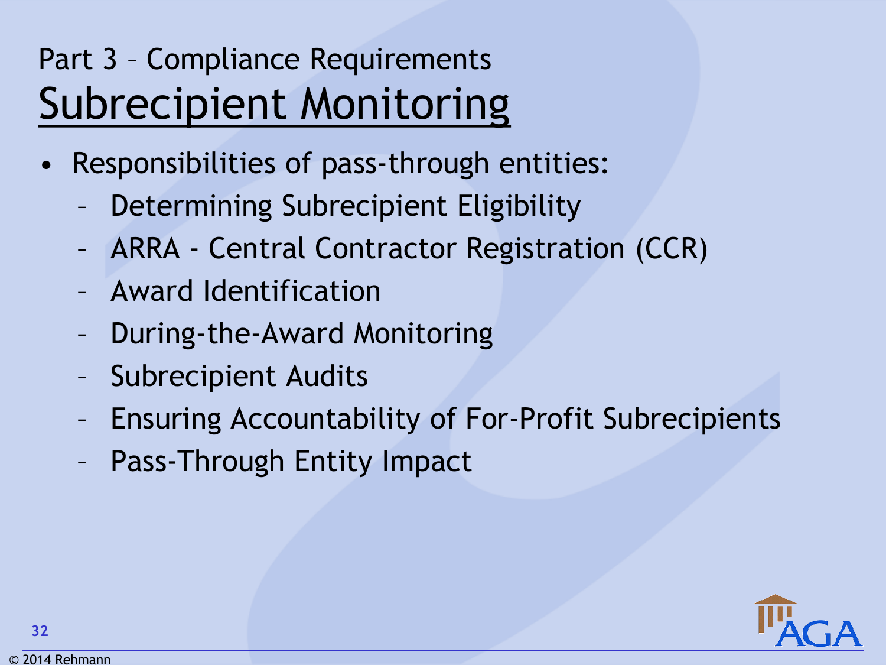Part 3 – Compliance Requirements

# Subrecipient Monitoring

- Responsibilities of pass-through entities:
  - Determining Subrecipient Eligibility
  - ARRA - Central Contractor Registration (CCR)
  - Award Identification
  - During-the-Award Monitoring
  - Subrecipient Audits
  - Ensuring Accountability of For-Profit Subrecipients
  - Pass-Through Entity Impact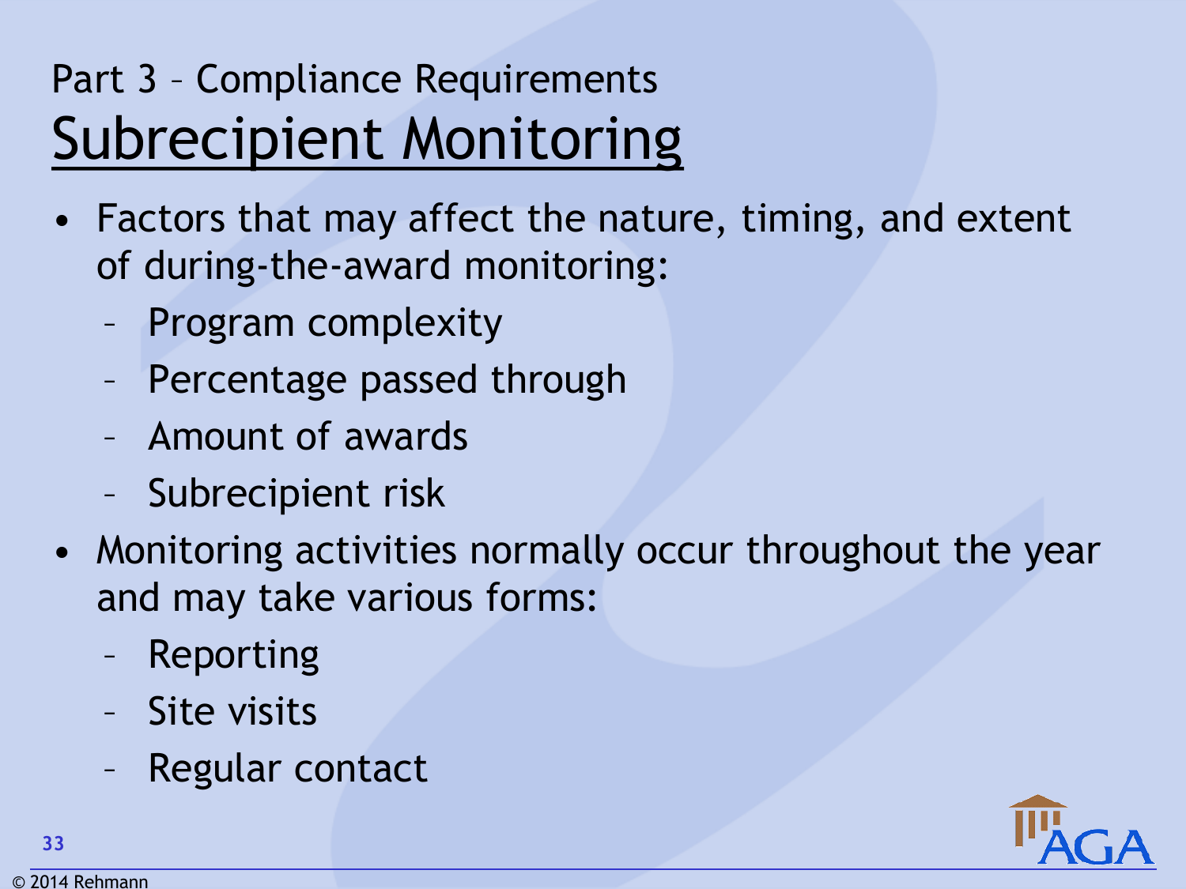Part 3 – Compliance Requirements

# Subrecipient Monitoring

- Factors that may affect the nature, timing, and extent of during-the-award monitoring:
  - Program complexity
  - Percentage passed through
  - Amount of awards
  - Subrecipient risk
- Monitoring activities normally occur throughout the year and may take various forms:
  - Reporting
  - Site visits
  - Regular contact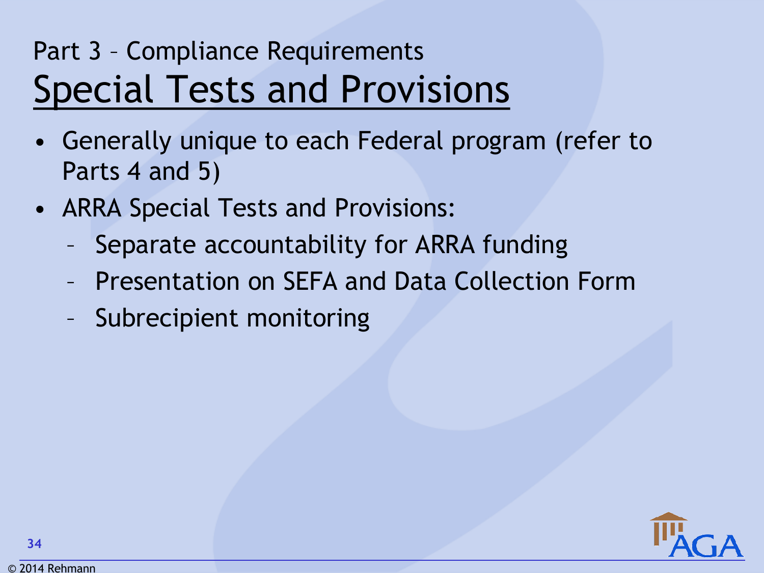Part 3 – Compliance Requirements

# Special Tests and Provisions

- Generally unique to each Federal program (refer to Parts 4 and 5)
- ARRA Special Tests and Provisions:
  - Separate accountability for ARRA funding
  - Presentation on SEFA and Data Collection Form
  - Subrecipient monitoring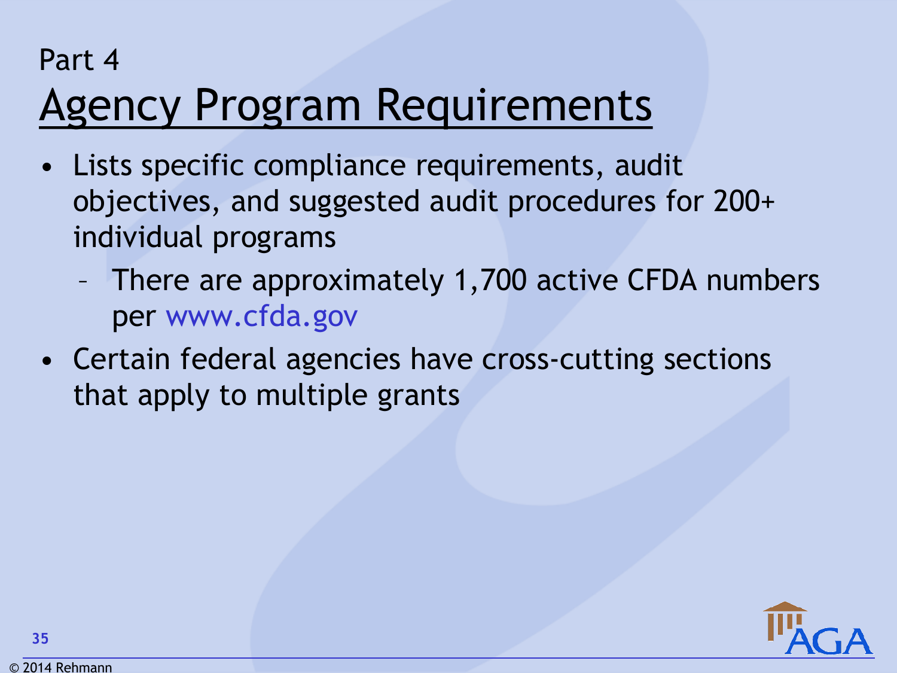Part 4

# Agency Program Requirements

- Lists specific compliance requirements, audit objectives, and suggested audit procedures for 200+ individual programs
  - There are approximately 1,700 active CFDA numbers per www.cfda.gov
- Certain federal agencies have cross-cutting sections that apply to multiple grants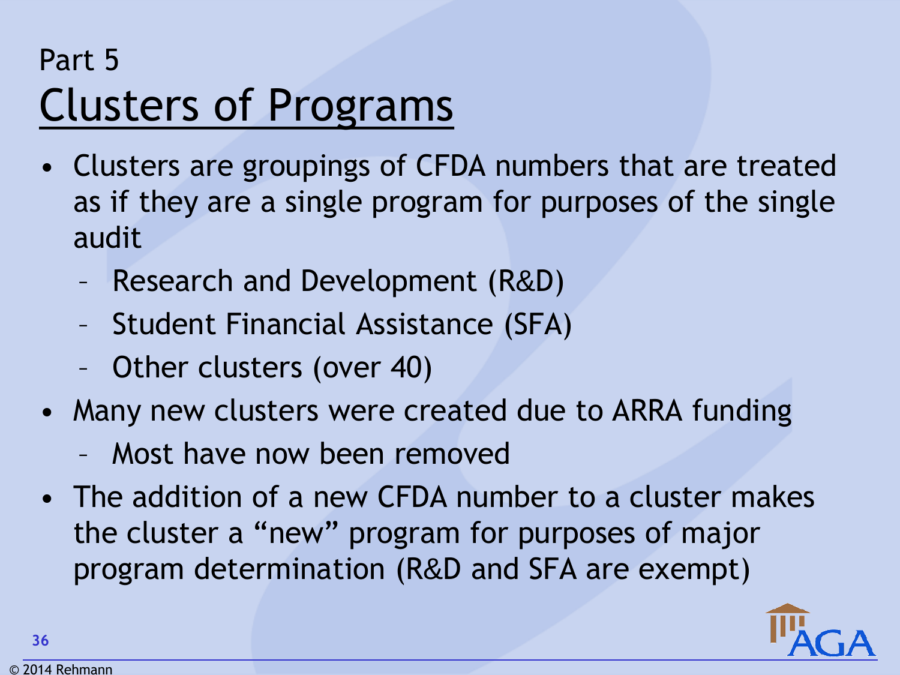Part 5

# Clusters of Programs

- Clusters are groupings of CFDA numbers that are treated as if they are a single program for purposes of the single audit
  - Research and Development (R&D)
  - Student Financial Assistance (SFA)
  - Other clusters (over 40)
- Many new clusters were created due to ARRA funding
  - Most have now been removed
- The addition of a new CFDA number to a cluster makes the cluster a "new" program for purposes of major program determination (R&D and SFA are exempt)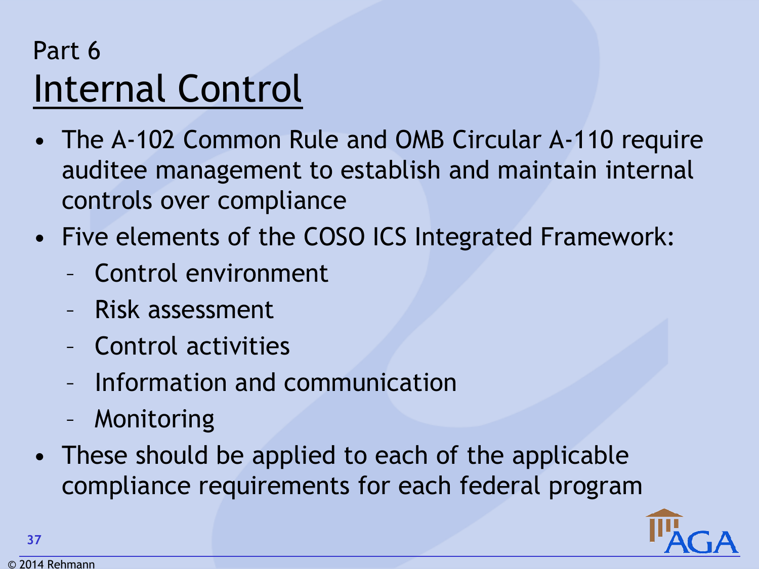Part 6

# Internal Control

- The A-102 Common Rule and OMB Circular A-110 require auditee management to establish and maintain internal controls over compliance
- Five elements of the COSO ICS Integrated Framework:
  - Control environment
  - Risk assessment
  - Control activities
  - Information and communication
  - Monitoring
- These should be applied to each of the applicable compliance requirements for each federal program

© 2014 Rehmann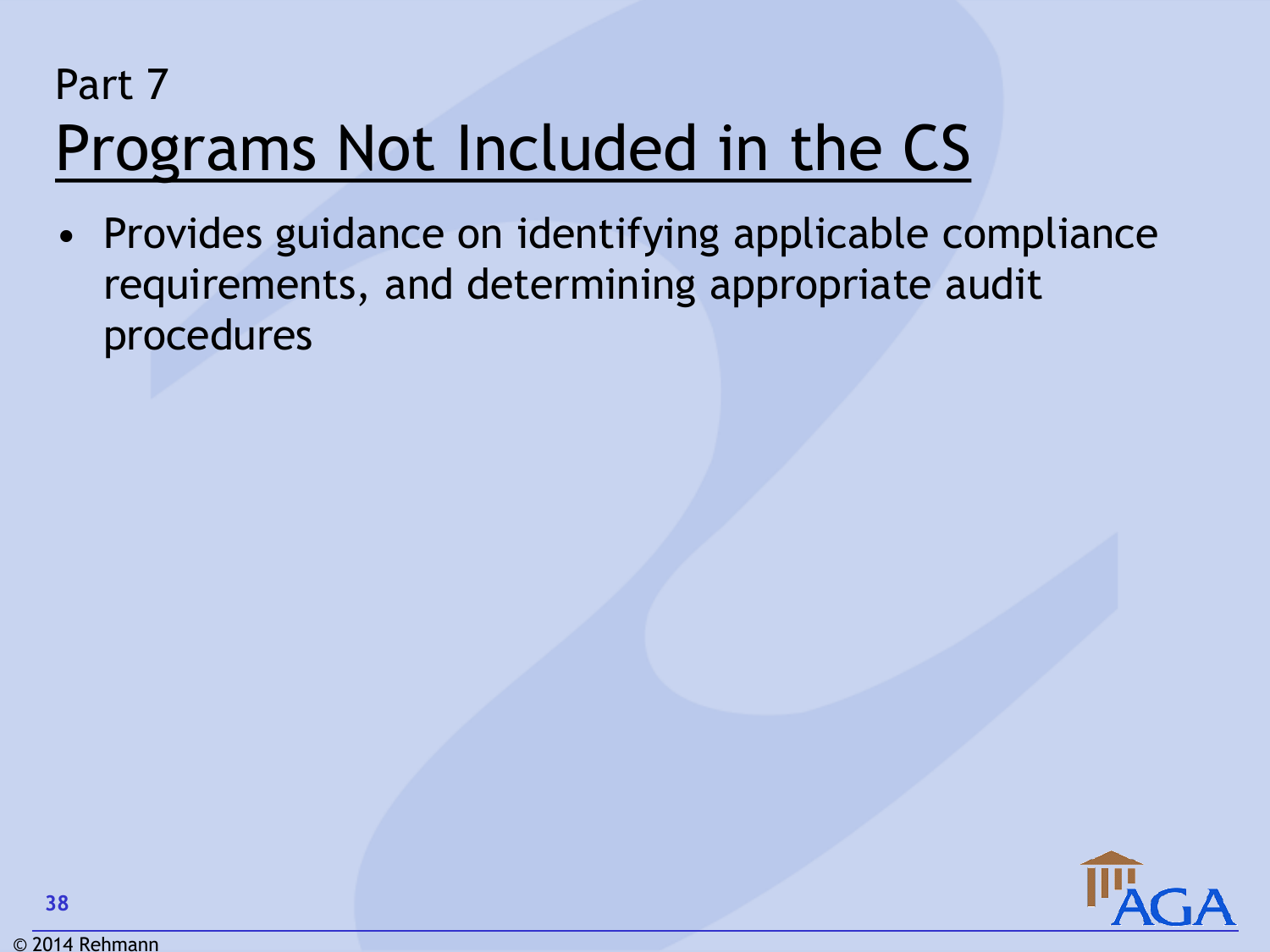Part 7

# Programs Not Included in the CS

- Provides guidance on identifying applicable compliance requirements, and determining appropriate audit procedures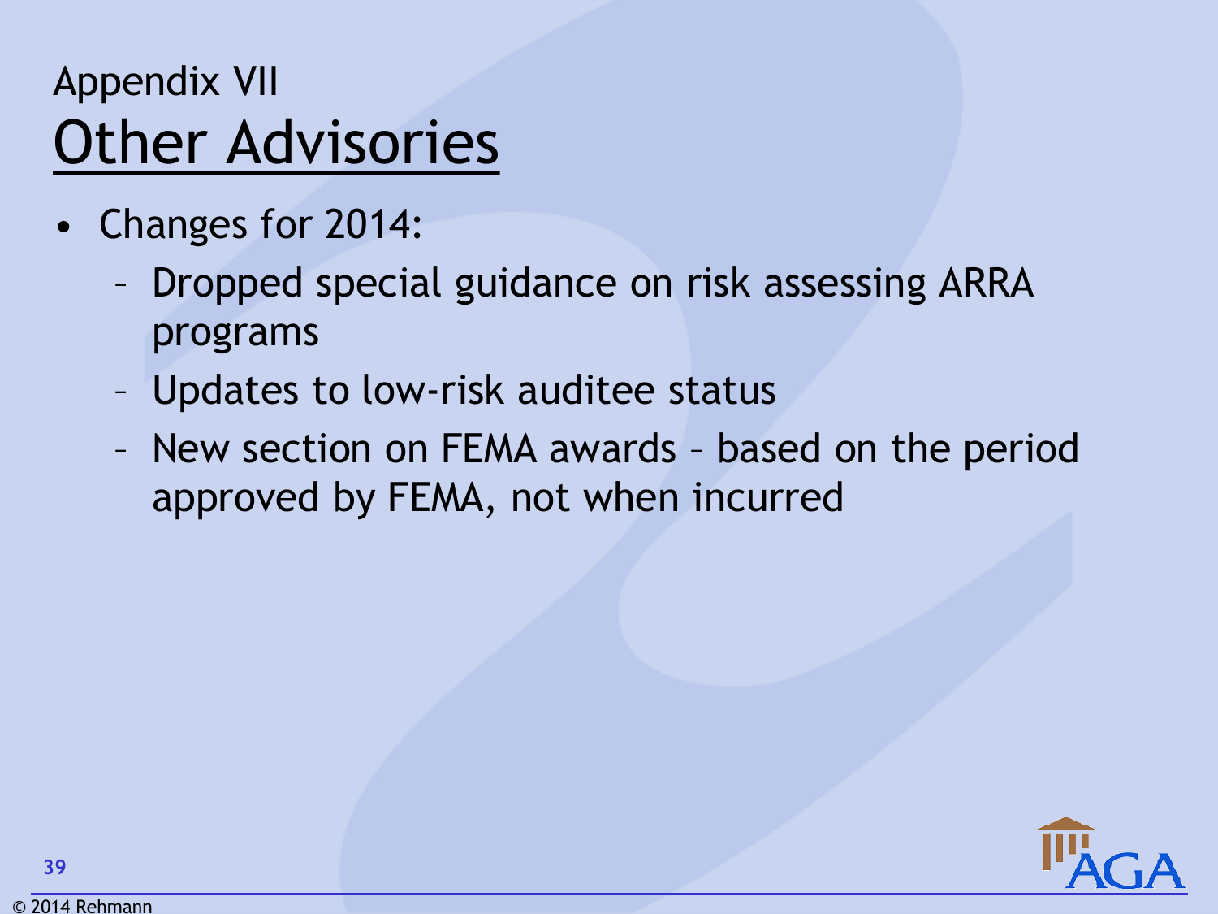Appendix VII

# Other Advisories

- Changes for 2014:
  - Dropped special guidance on risk assessing ARRA programs
  - Updates to low-risk auditee status
  - New section on FEMA awards – based on the period approved by FEMA, not when incurred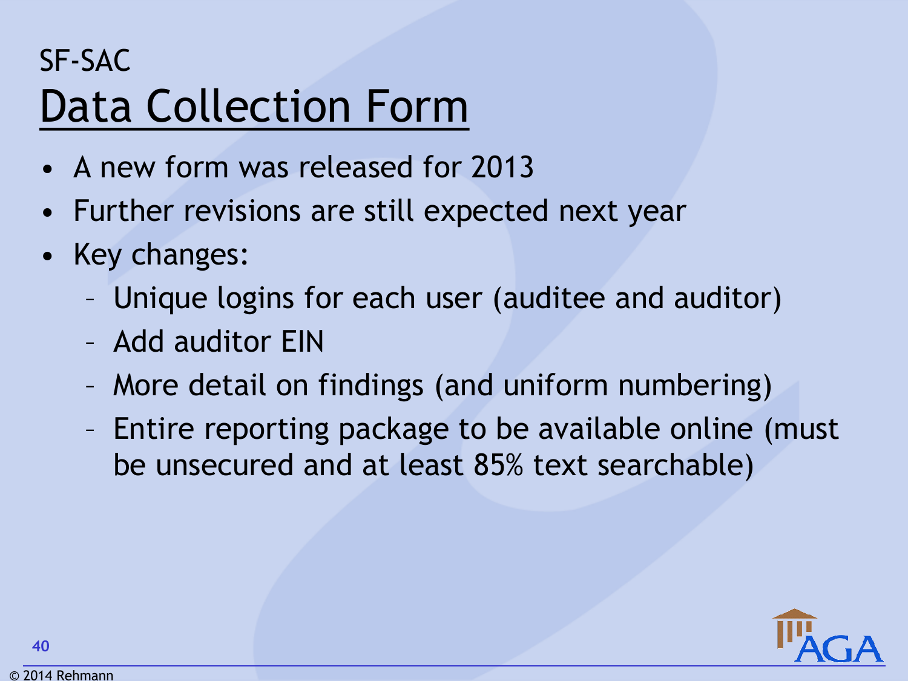SF-SAC

# Data Collection Form

- A new form was released for 2013
- Further revisions are still expected next year
- Key changes:
  - Unique logins for each user (auditee and auditor)
  - Add auditor EIN
  - More detail on findings (and uniform numbering)
  - Entire reporting package to be available online (must be unsecured and at least 85% text searchable)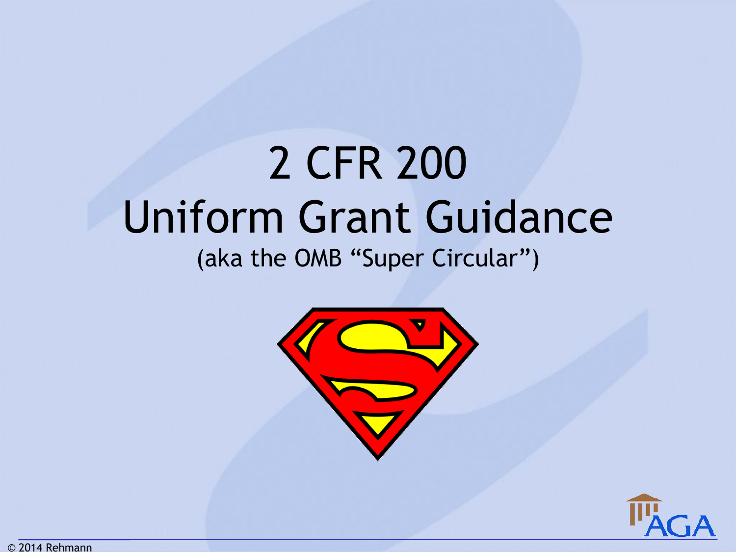# 2 CFR 200
# Uniform Grant Guidance

(aka the OMB “Super Circular”)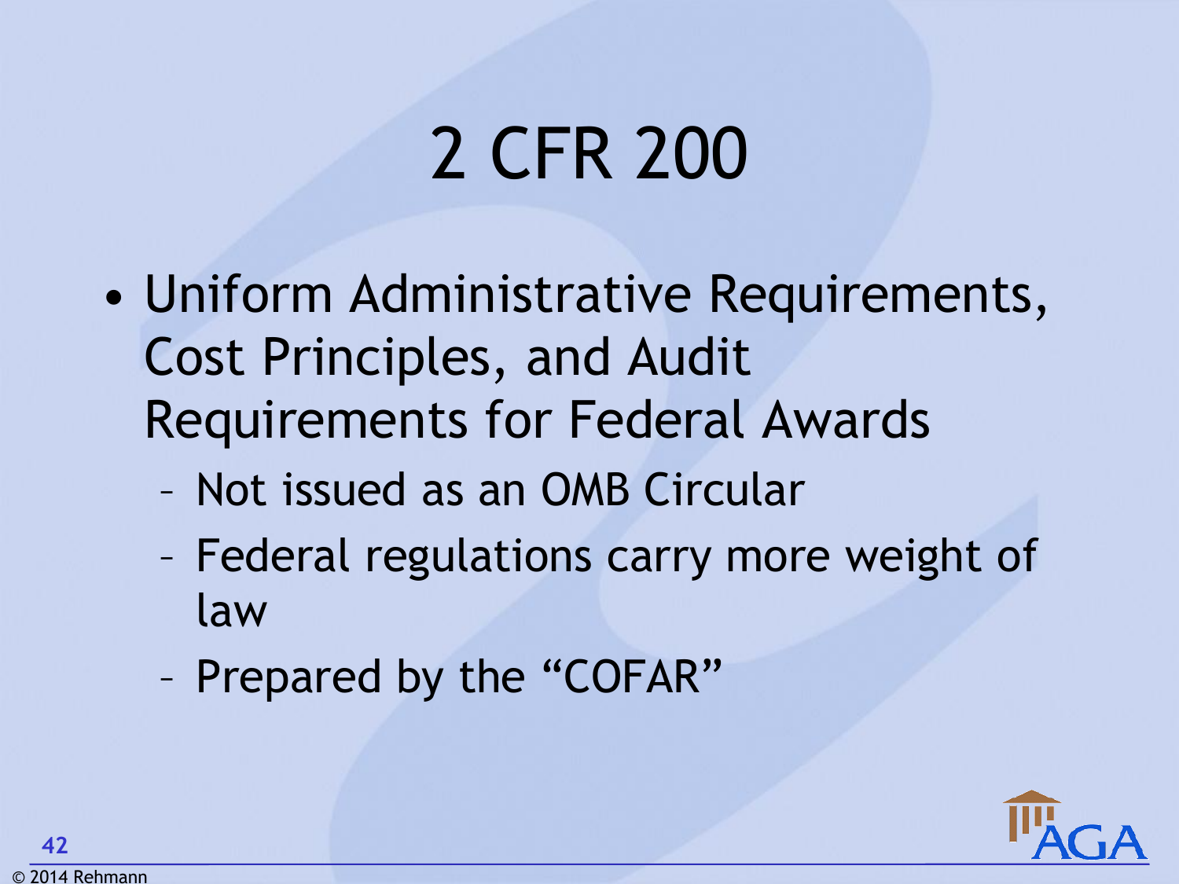# 2 CFR 200

- Uniform Administrative Requirements, Cost Principles, and Audit Requirements for Federal Awards
  - Not issued as an OMB Circular
  - Federal regulations carry more weight of law
  - Prepared by the "COFAR"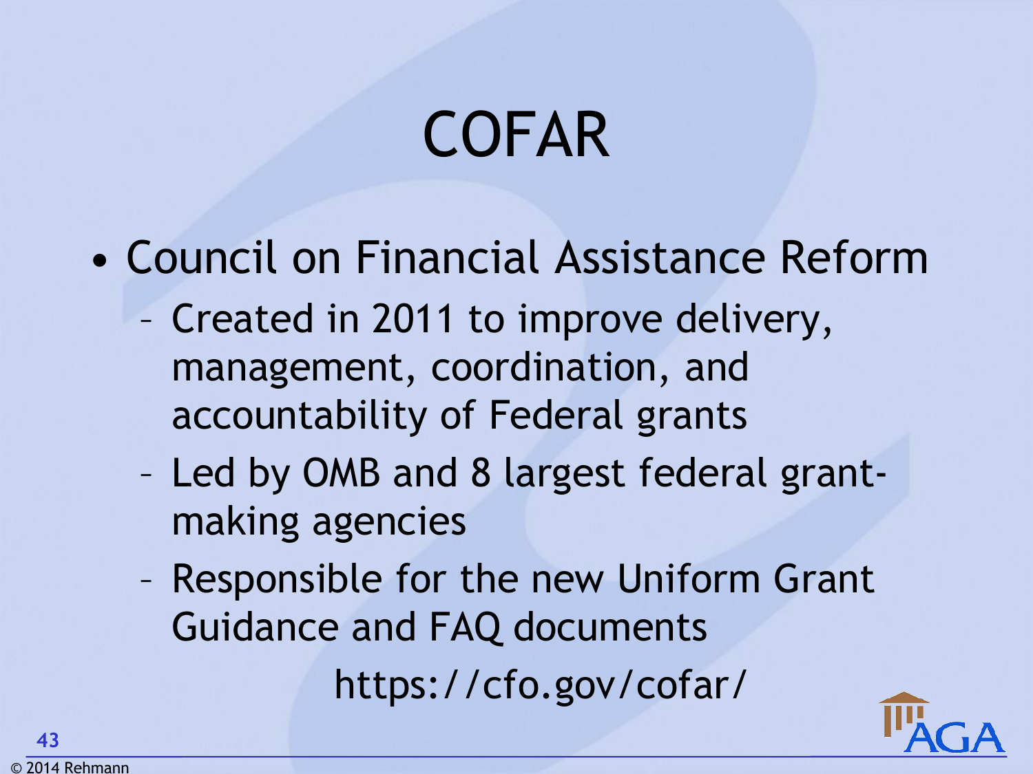# COFAR

- Council on Financial Assistance Reform
  - Created in 2011 to improve delivery, management, coordination, and accountability of Federal grants
  - Led by OMB and 8 largest federal grant-making agencies
  - Responsible for the new Uniform Grant Guidance and FAQ documents

https://cfo.gov/cofar/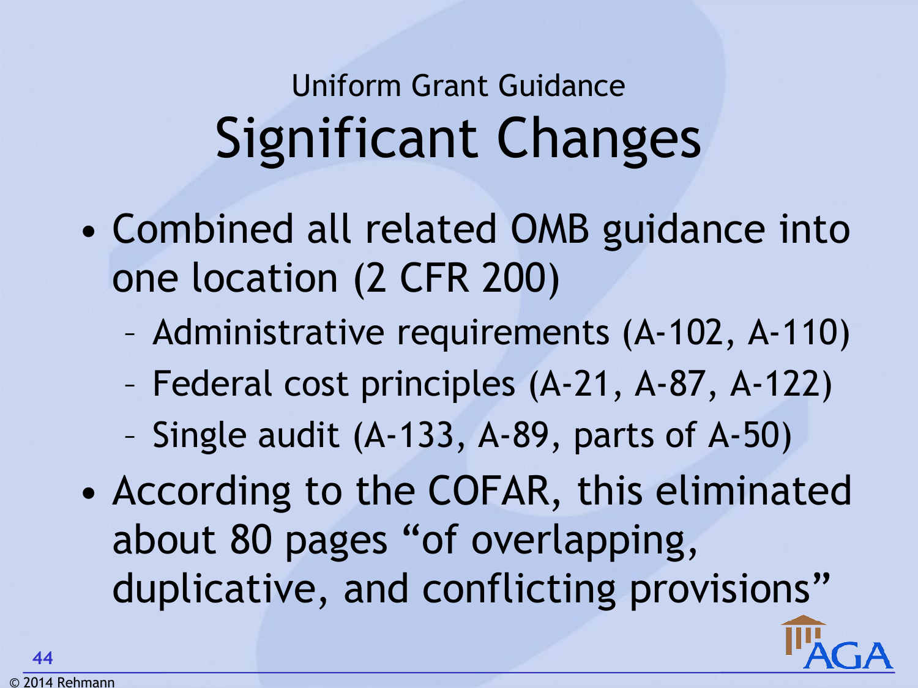Uniform Grant Guidance

# Significant Changes

- Combined all related OMB guidance into one location (2 CFR 200)
  - Administrative requirements (A-102, A-110)
  - Federal cost principles (A-21, A-87, A-122)
  - Single audit (A-133, A-89, parts of A-50)
- According to the COFAR, this eliminated about 80 pages "of overlapping, duplicative, and conflicting provisions"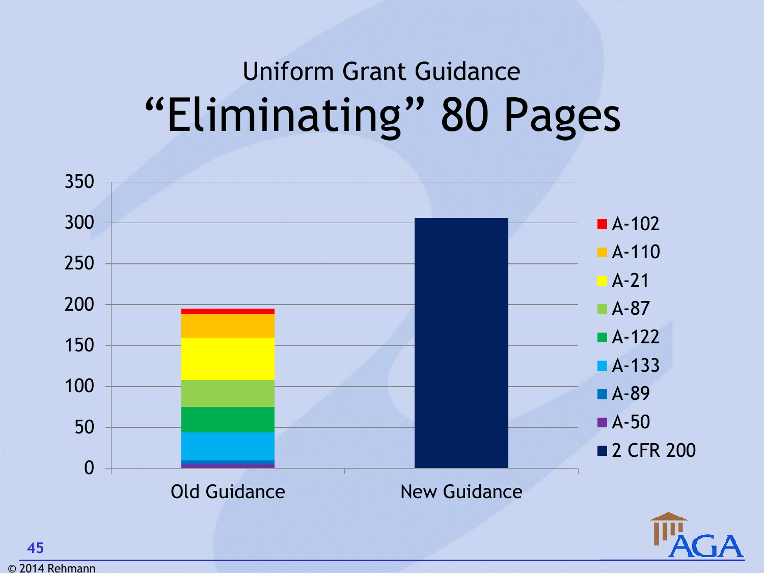## Uniform Grant Guidance

# "Eliminating" 80 Pages

| | A-50 | A-89 | A-133 | A-122 | A-87 | A-21 | A-110 | A-102 | 2 CFR 200 |
|---|---|---|---|---|---|---|---|---|---|
| Old Guidance | ✓ | ✓ | ✓ | ✓ | ✓ | ✓ | ✓ | ✓ | |
| New Guidance | | | | | | | | | ✓ |

Approximate total pages: Old Guidance ≈ 195; New Guidance ≈ 305.

© 2014 Rehmann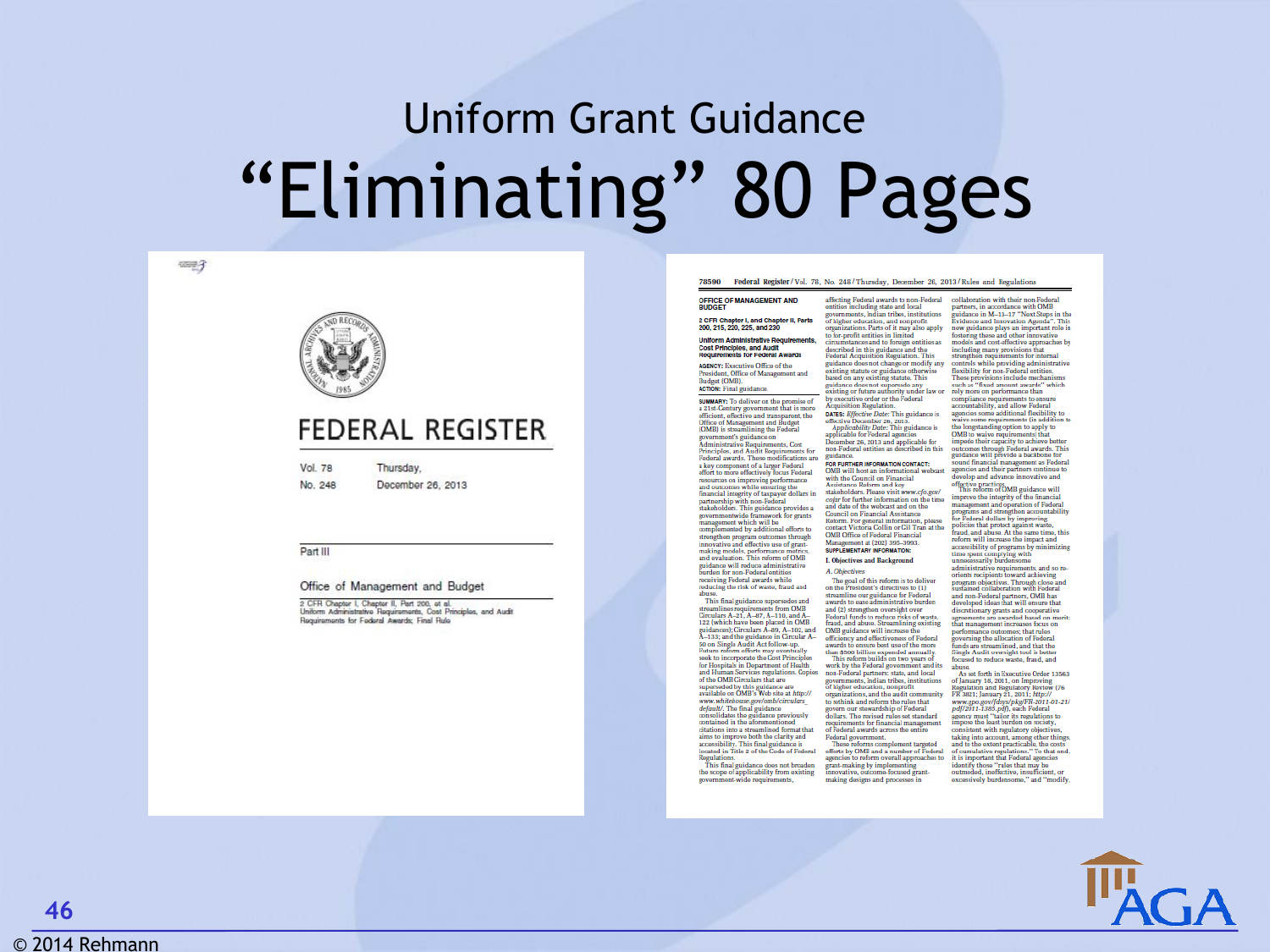# Uniform Grant Guidance

## "Eliminating" 80 Pages

FEDERAL REGISTER

Vol. 78 No. 248 Thursday, December 26, 2013

Part III

Office of Management and Budget

2 CFR Chapter I, Chapter II, Part 200, et al.
Uniform Administrative Requirements, Cost Principles, and Audit Requirements for Federal Awards; Final Rule

78590 Federal Register / Vol. 78, No. 248 / Thursday, December 26, 2013 / Rules and Regulations

OFFICE OF MANAGEMENT AND BUDGET

2 CFR Chapter I, and Chapter II, Parts 200, 215, 220, 225, and 230

Uniform Administrative Requirements, Cost Principles, and Audit Requirements for Federal Awards

AGENCY: Executive Office of the President, Office of Management and Budget (OMB).

ACTION: Final guidance.

SUMMARY: To deliver on the promise of a 21st-Century government that is more efficient, effective and transparent, the Office of Management and Budget (OMB) is streamlining the Federal government's guidance on Administrative Requirements, Cost Principles, and Audit Requirements for Federal awards. These modifications are a key component of a larger Federal effort to more effectively focus Federal resources on improving performance and outcomes while ensuring the financial integrity of taxpayer dollars in partnership with non-Federal stakeholders. This guidance provides a governmentwide framework for grants management which will be complemented by additional efforts to strengthen program outcomes through innovative and effective use of grant-making models, performance metrics, and evaluation. This reform of OMB guidance will reduce administrative burden for non-Federal entities receiving Federal awards while reducing the risk of waste, fraud and abuse.

This final guidance supersedes and streamlines requirements from OMB Circulars A–21, A–87, A–110, and A–122 (which have been placed in OMB guidances); Circulars A–89, A–102, and A–133; and the guidance in Circular A–50 on Single Audit Act follow-up. Future reform efforts may eventually seek to incorporate the Cost Principles for Hospitals in Department of Health and Human Services regulations. Copies of the OMB Circulars that are superseded by this guidance are available on OMB's Web site at http://www.whitehouse.gov/omb/circulars_default/. The final guidance consolidates the guidance previously contained in the aforementioned citations into a streamlined format that aims to improve both the clarity and accessibility. This final guidance is located in Title 2 of the Code of Federal Regulations.

This final guidance does not broaden the scope of applicability from existing government-wide requirements, affecting Federal awards to non-Federal entities including state and local governments, Indian tribes, institutions of higher education, and nonprofit organizations. Parts of it may also apply to for-profit entities in limited circumstances and to foreign entities as described in this guidance and the Federal Acquisition Regulation. This guidance does not change or modify any existing statute or guidance otherwise based on any existing statute. This guidance does not supersede any existing or future authority under law or by executive order or the Federal Acquisition Regulation.

DATES: *Effective Date:* This guidance is effective December 26, 2013.

*Applicability Date:* This guidance is applicable for Federal agencies December 26, 2013 and applicable for non-Federal entities as described in this guidance.

FOR FURTHER INFORMATION CONTACT: OMB will host an informational webcast with the Council on Financial Assistance Reform and key stakeholders. Please visit www.cfo.gov/cofar for further information on the time and date of the webcast and on the Council on Financial Assistance Reform. For general information, please contact Victoria Collin or Gil Tran at the OMB Office of Federal Financial Management at (202) 395–3993.

SUPPLEMENTARY INFORMATION:

I. Objectives and Background

*A. Objectives*

The goal of this reform is to deliver on the President's directives to (1) streamline our guidance for Federal awards to ease administrative burden and (2) strengthen oversight over Federal funds to reduce risks of waste, fraud, and abuse. Streamlining existing OMB guidance will increase the efficiency and effectiveness of Federal awards to ensure best use of the more than $600 billion expended annually.

This reform builds on two years of work by the Federal government and its non-Federal partners: state, and local governments, Indian tribes, institutions of higher education, nonprofit organizations, and the audit community to rethink and reform the rules that govern our stewardship of Federal dollars. The revised rules set standard requirements for financial management of Federal awards across the entire Federal government.

These reforms complement targeted efforts by OMB and a number of Federal agencies to reform overall approaches to grant-making by implementing innovative, outcome-focused grant-making designs and processes in collaboration with their non-Federal partners, in accordance with OMB guidance in M–13–17 "Next Steps in the Evidence and Innovation Agenda". This new guidance plays an important role in fostering these and other innovative models and cost-effective approaches by including many provisions that strengthen requirements for internal controls while providing administrative flexibility for non-Federal entities. These provisions include mechanisms such as "fixed amount awards" which rely more on performance than compliance requirements to ensure accountability, and allow Federal agencies some additional flexibility to waive some requirements (in addition to the longstanding option to apply to OMB to waive requirements) that impede their capacity to achieve better outcomes through Federal awards. This guidance will provide a backbone for sound financial management as Federal agencies and their partners continue to develop and advance innovative and effective practices.

This reform of OMB guidance will improve the integrity of the financial management and operation of Federal programs and strengthen accountability for Federal dollars by improving policies that protect against waste, fraud, and abuse. At the same time, this reform will increase the impact and accessibility of programs by minimizing time spent complying with unnecessarily burdensome administrative requirements, and so re-orients recipients toward achieving program objectives. Through close and sustained collaboration with Federal and non-Federal partners, OMB has developed ideas that will ensure that discretionary grants and cooperative agreements are awarded based on merit; that management increases focus on performance outcomes; that rules governing the allocation of Federal funds are streamlined, and that the Single Audit oversight tool is better focused to reduce waste, fraud, and abuse.

As set forth in Executive Order 13563 of January 18, 2011, on Improving Regulation and Regulatory Review (76 FR 3821; January 21, 2011; http://www.gpo.gov/fdsys/pkg/FR-2011-01-21/pdf/2011-1385.pdf), each Federal agency must "tailor its regulations to impose the least burden on society, consistent with regulatory objectives, taking into account, among other things, and to the extent practicable, the costs of cumulative regulations." To that end, it is important that Federal agencies identify those "rules that may be outmoded, ineffective, insufficient, or excessively burdensome," and "modify,

© 2014 Rehmann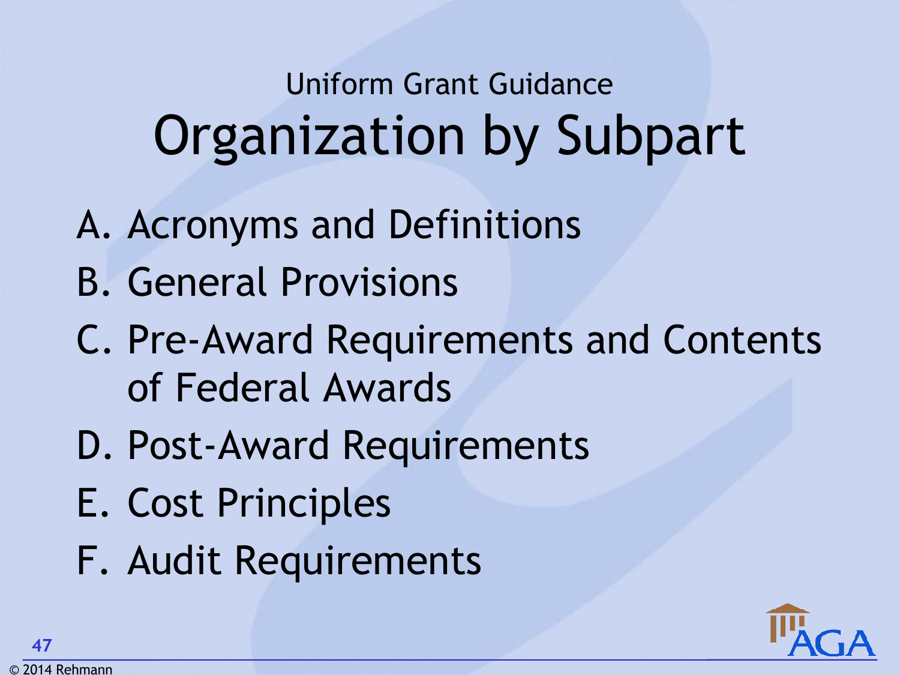Uniform Grant Guidance

# Organization by Subpart

A. Acronyms and Definitions

B. General Provisions

C. Pre-Award Requirements and Contents of Federal Awards

D. Post-Award Requirements

E. Cost Principles

F. Audit Requirements

© 2014 Rehmann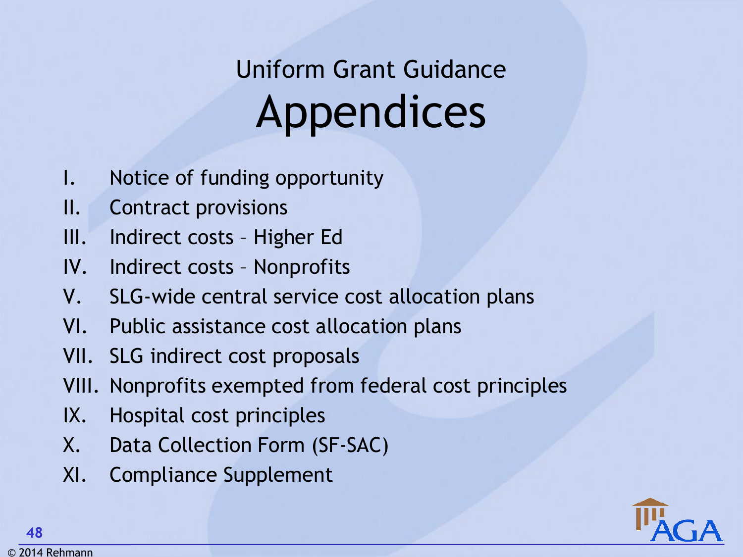## Uniform Grant Guidance

# Appendices

I. Notice of funding opportunity
II. Contract provisions
III. Indirect costs – Higher Ed
IV. Indirect costs – Nonprofits
V. SLG-wide central service cost allocation plans
VI. Public assistance cost allocation plans
VII. SLG indirect cost proposals
VIII. Nonprofits exempted from federal cost principles
IX. Hospital cost principles
X. Data Collection Form (SF-SAC)
XI. Compliance Supplement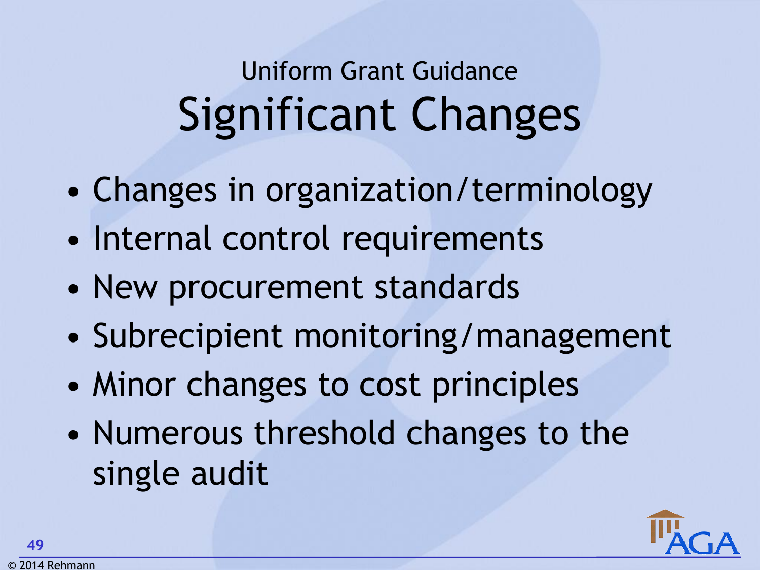## Uniform Grant Guidance

# Significant Changes

- Changes in organization/terminology
- Internal control requirements
- New procurement standards
- Subrecipient monitoring/management
- Minor changes to cost principles
- Numerous threshold changes to the single audit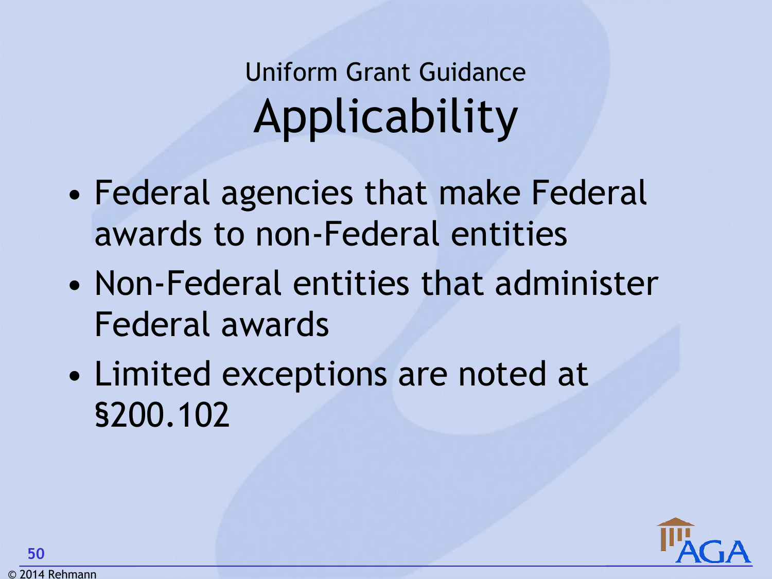## Uniform Grant Guidance

# Applicability

- Federal agencies that make Federal awards to non-Federal entities
- Non-Federal entities that administer Federal awards
- Limited exceptions are noted at §200.102

© 2014 Rehmann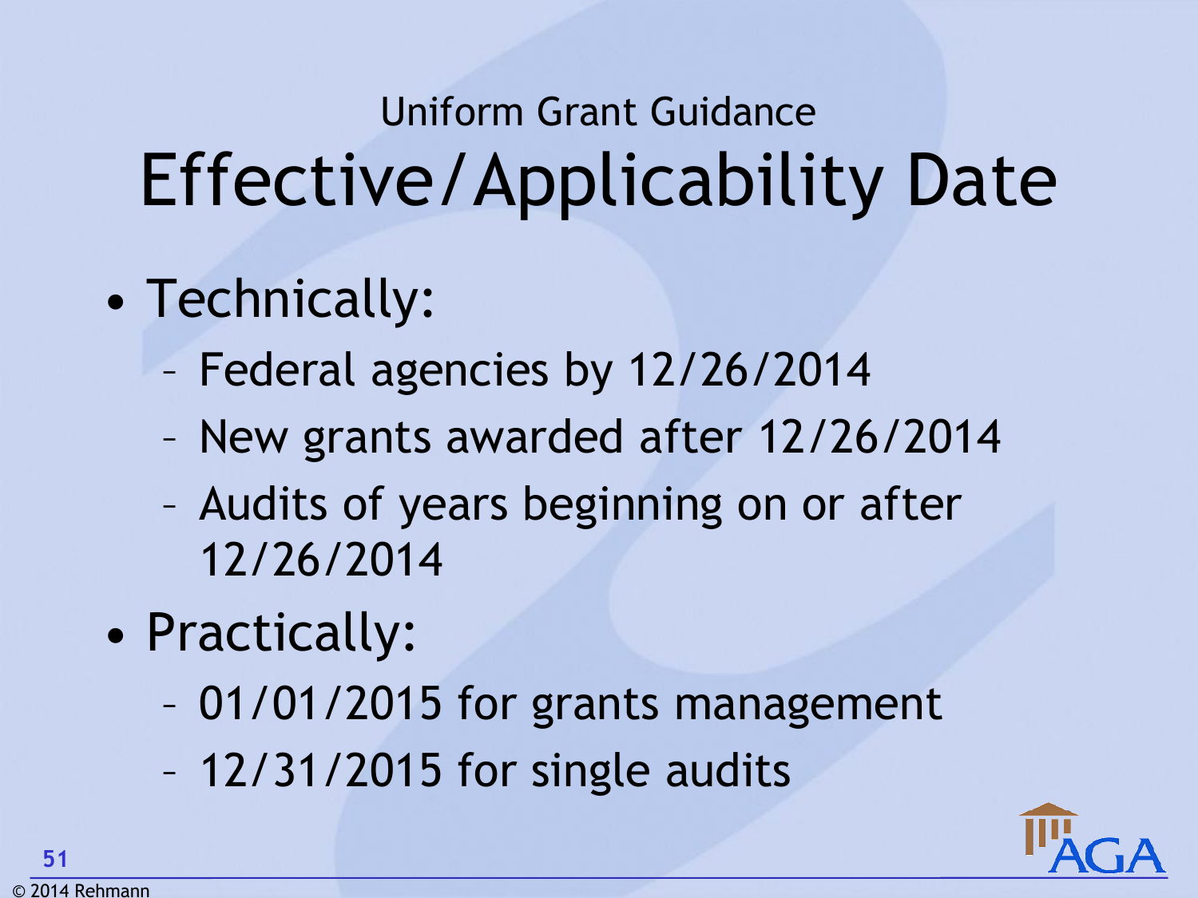Uniform Grant Guidance

# Effective/Applicability Date

- Technically:
  - Federal agencies by 12/26/2014
  - New grants awarded after 12/26/2014
  - Audits of years beginning on or after 12/26/2014
- Practically:
  - 01/01/2015 for grants management
  - 12/31/2015 for single audits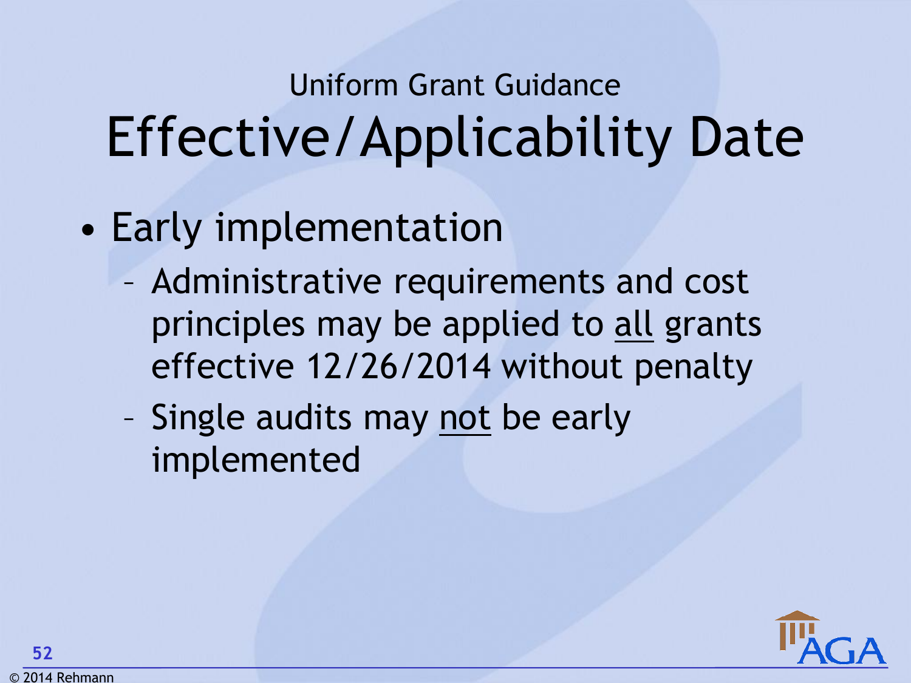## Uniform Grant Guidance

# Effective/Applicability Date

- Early implementation
  - Administrative requirements and cost principles may be applied to <u>all</u> grants effective 12/26/2014 without penalty
  - Single audits may <u>not</u> be early implemented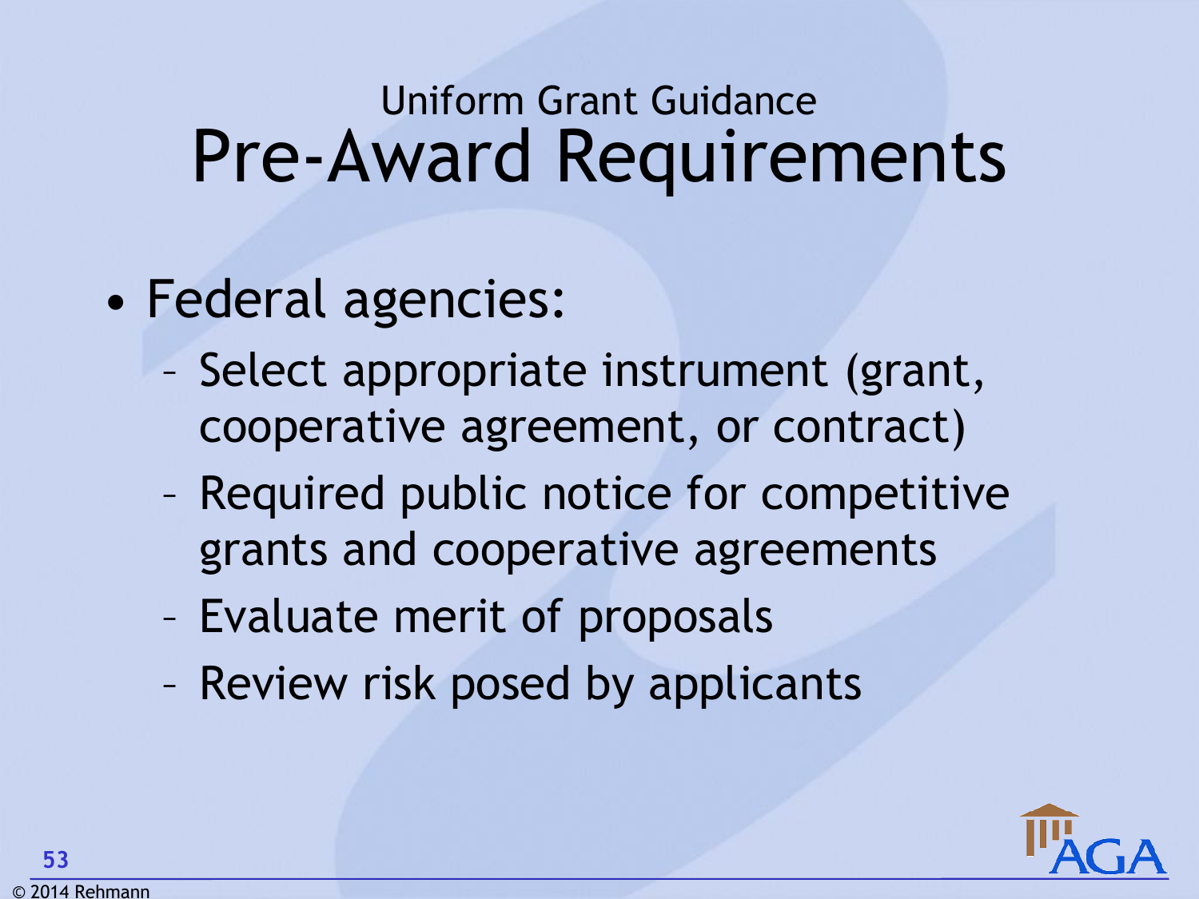## Uniform Grant Guidance

# Pre-Award Requirements

- Federal agencies:
  - Select appropriate instrument (grant, cooperative agreement, or contract)
  - Required public notice for competitive grants and cooperative agreements
  - Evaluate merit of proposals
  - Review risk posed by applicants

© 2014 Rehmann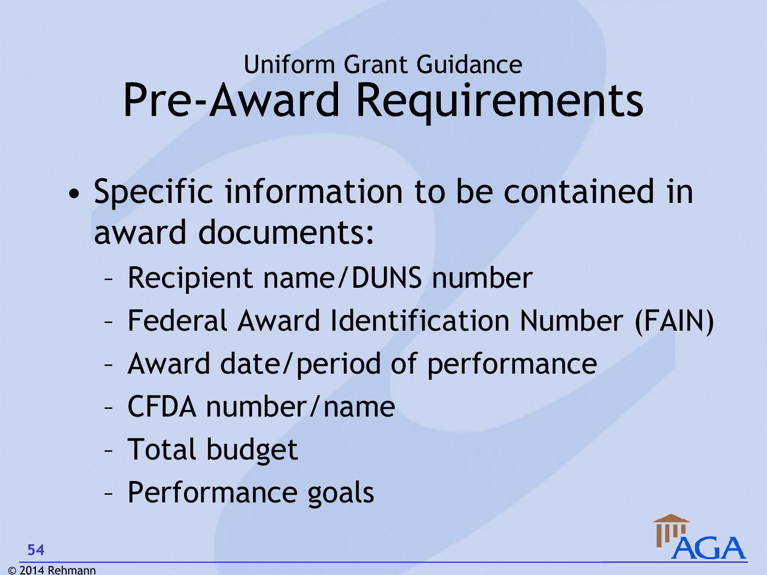## Uniform Grant Guidance

# Pre-Award Requirements

- Specific information to be contained in award documents:
  - Recipient name/DUNS number
  - Federal Award Identification Number (FAIN)
  - Award date/period of performance
  - CFDA number/name
  - Total budget
  - Performance goals

© 2014 Rehmann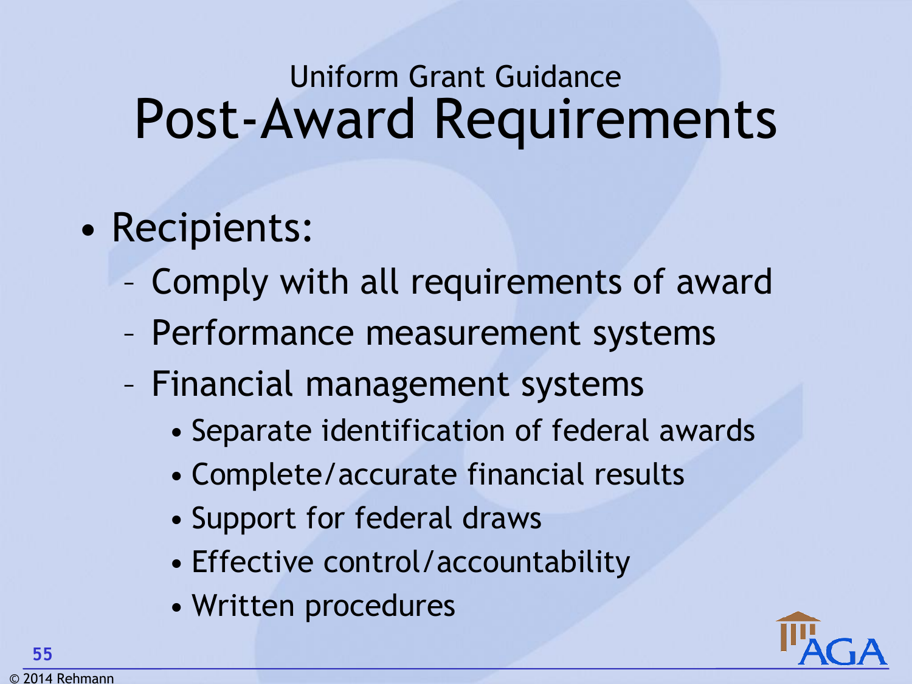## Uniform Grant Guidance

# Post-Award Requirements

- Recipients:
  - Comply with all requirements of award
  - Performance measurement systems
  - Financial management systems
    - Separate identification of federal awards
    - Complete/accurate financial results
    - Support for federal draws
    - Effective control/accountability
    - Written procedures

© 2014 Rehmann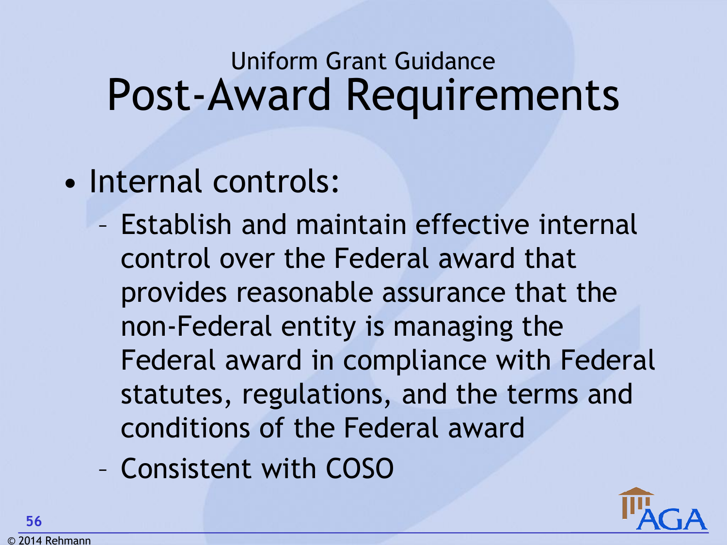## Uniform Grant Guidance

# Post-Award Requirements

- Internal controls:
  - Establish and maintain effective internal control over the Federal award that provides reasonable assurance that the non-Federal entity is managing the Federal award in compliance with Federal statutes, regulations, and the terms and conditions of the Federal award
  - Consistent with COSO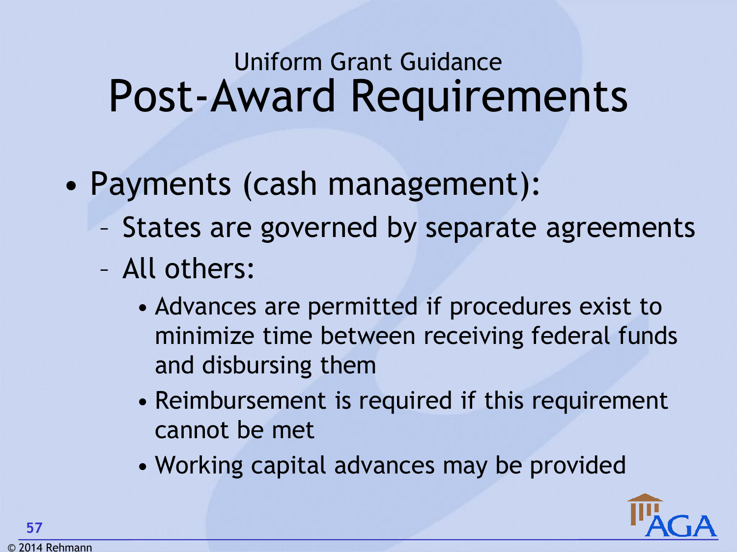## Uniform Grant Guidance

# Post-Award Requirements

- Payments (cash management):
  - States are governed by separate agreements
  - All others:
    - Advances are permitted if procedures exist to minimize time between receiving federal funds and disbursing them
    - Reimbursement is required if this requirement cannot be met
    - Working capital advances may be provided

© 2014 Rehmann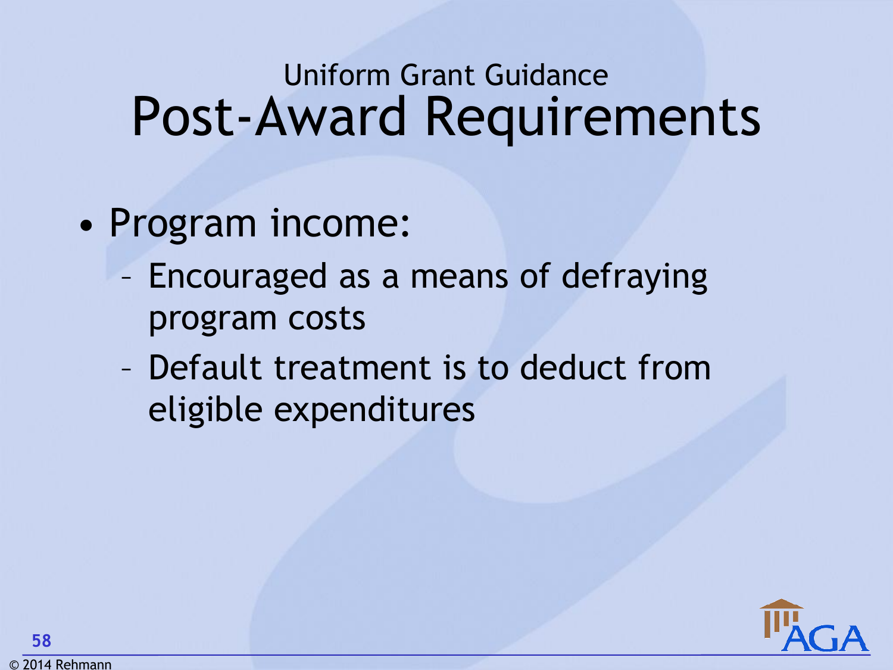### Uniform Grant Guidance

# Post-Award Requirements

- Program income:
  - Encouraged as a means of defraying program costs
  - Default treatment is to deduct from eligible expenditures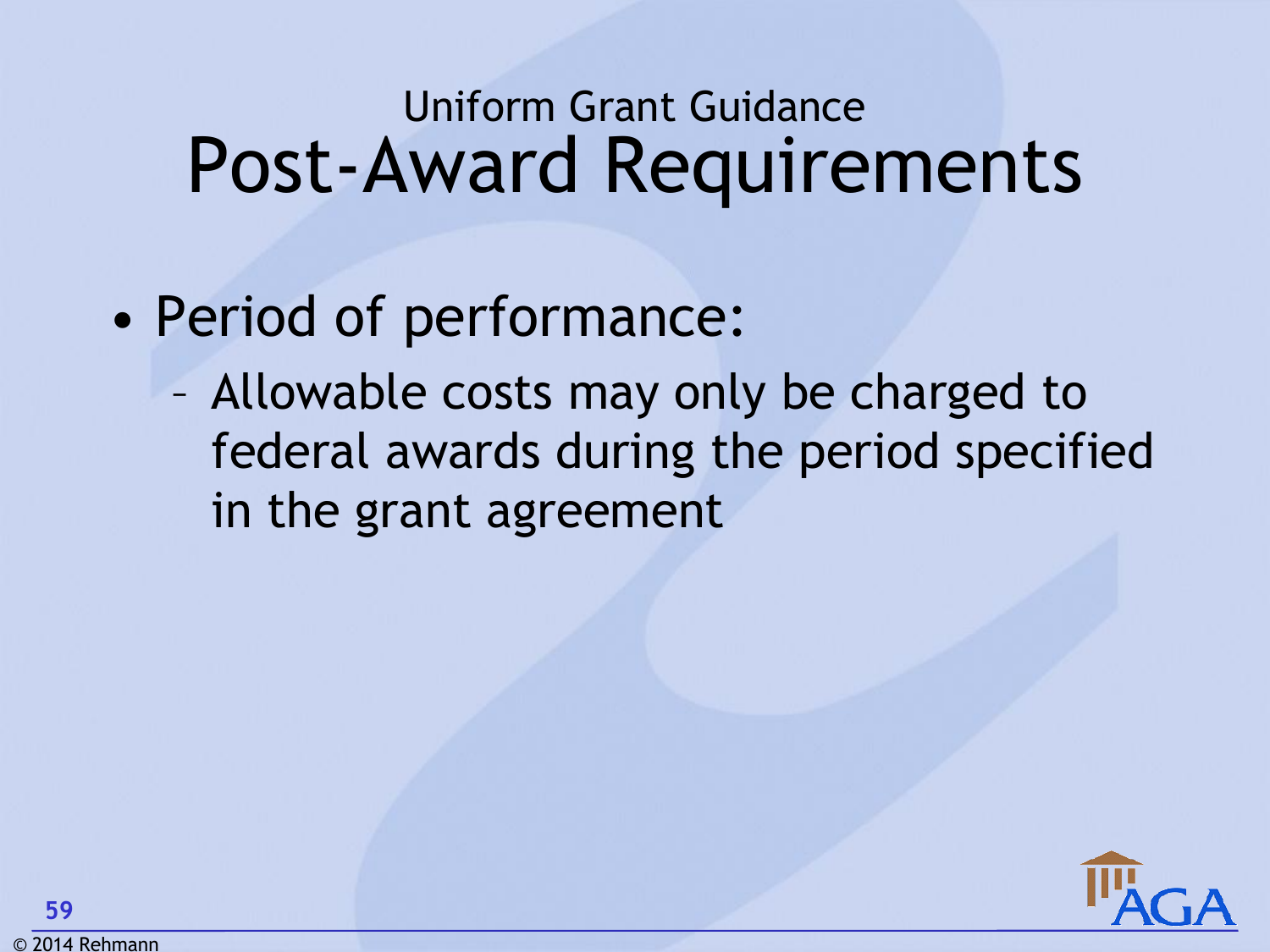Uniform Grant Guidance

# Post-Award Requirements

- Period of performance:
  - Allowable costs may only be charged to federal awards during the period specified in the grant agreement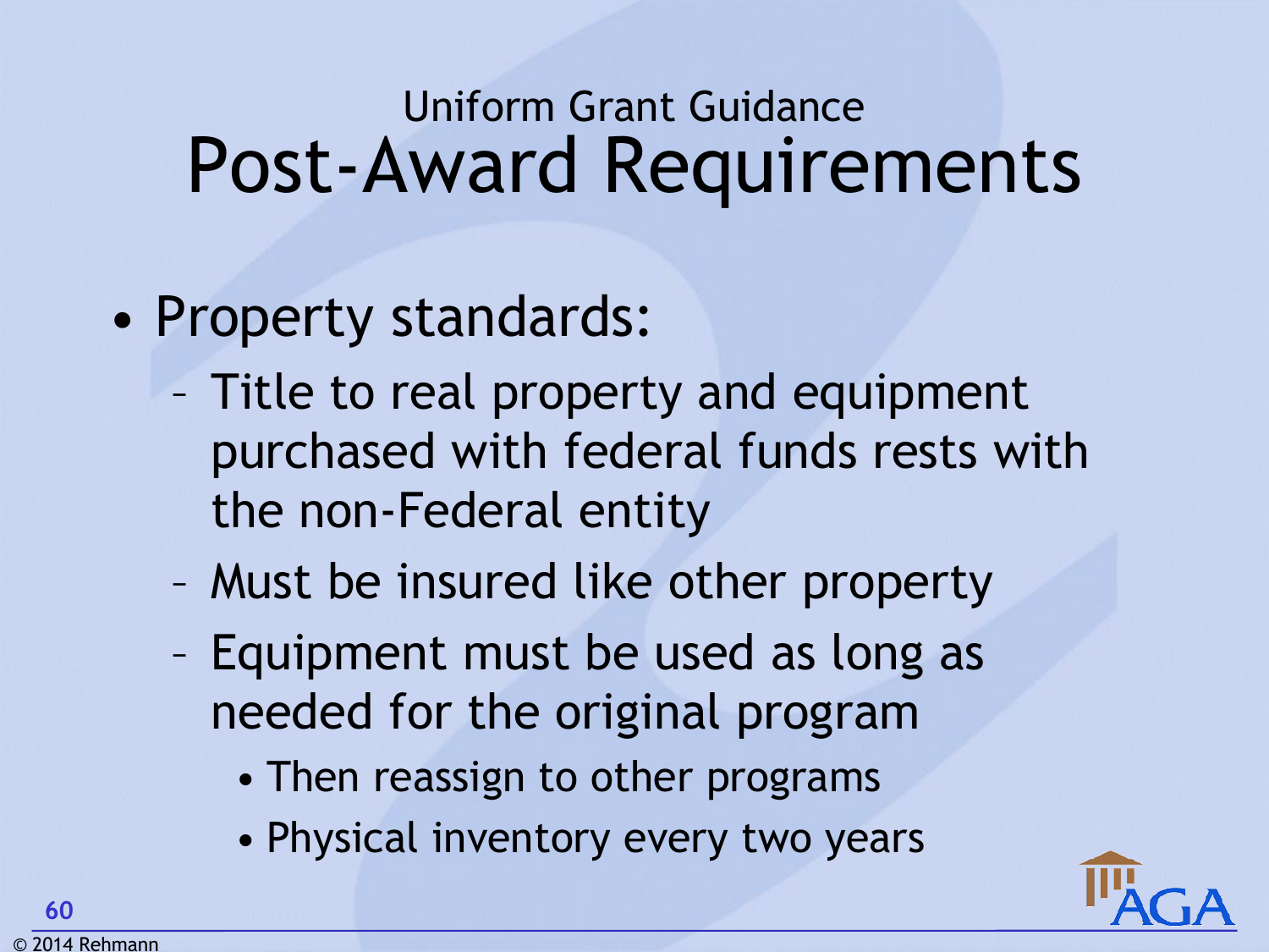Uniform Grant Guidance

# Post-Award Requirements

- Property standards:
  - Title to real property and equipment purchased with federal funds rests with the non-Federal entity
  - Must be insured like other property
  - Equipment must be used as long as needed for the original program
    - Then reassign to other programs
    - Physical inventory every two years

© 2014 Rehmann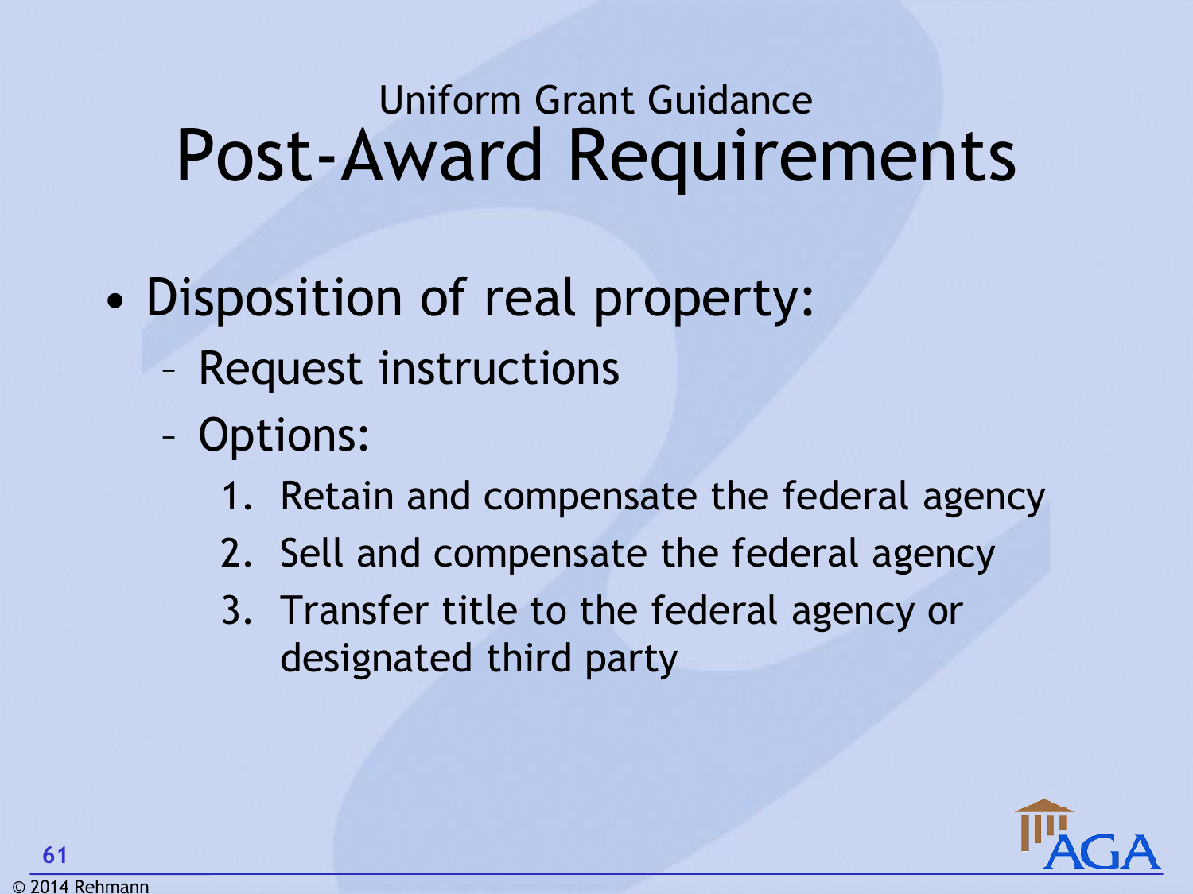## Uniform Grant Guidance

# Post-Award Requirements

- Disposition of real property:
  - Request instructions
  - Options:
    1. Retain and compensate the federal agency
    2. Sell and compensate the federal agency
    3. Transfer title to the federal agency or designated third party

© 2014 Rehmann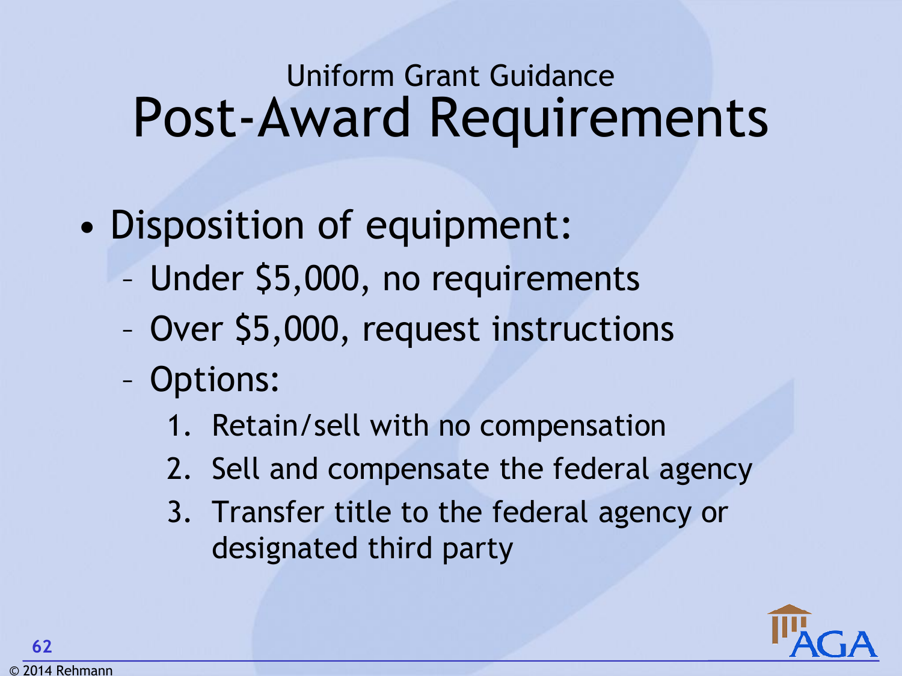Uniform Grant Guidance

# Post-Award Requirements

- Disposition of equipment:
  - Under $5,000, no requirements
  - Over $5,000, request instructions
  - Options:
    1. Retain/sell with no compensation
    2. Sell and compensate the federal agency
    3. Transfer title to the federal agency or designated third party

© 2014 Rehmann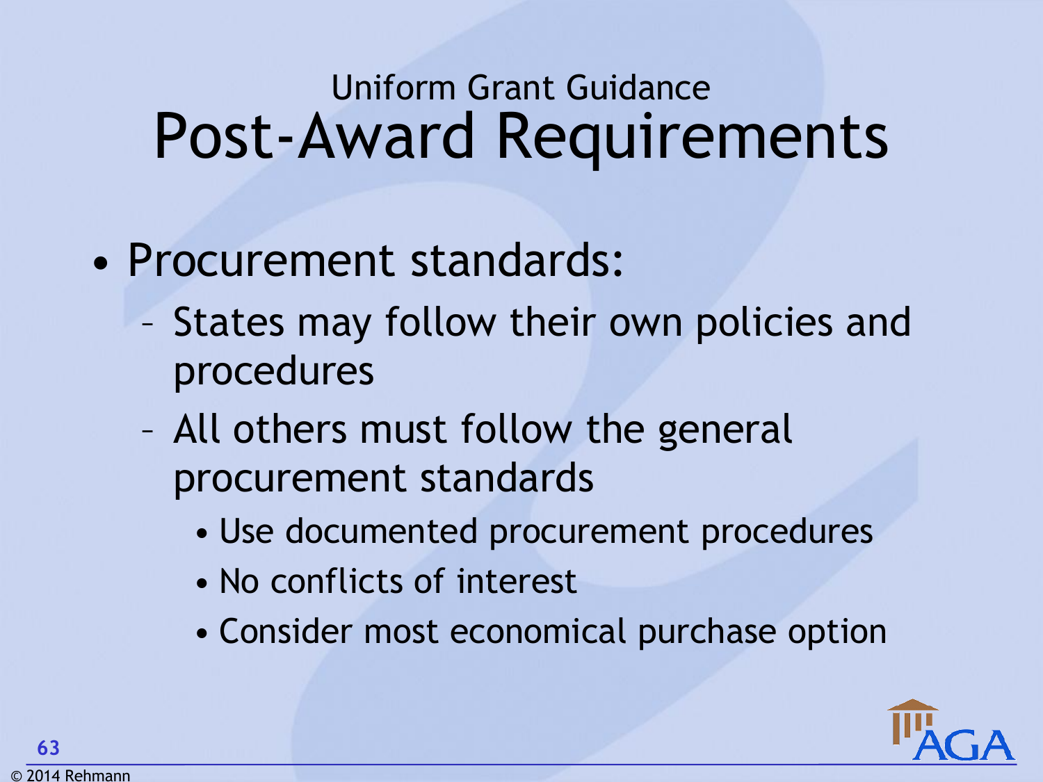### Uniform Grant Guidance

# Post-Award Requirements

- Procurement standards:
  - States may follow their own policies and procedures
  - All others must follow the general procurement standards
    - Use documented procurement procedures
    - No conflicts of interest
    - Consider most economical purchase option

© 2014 Rehmann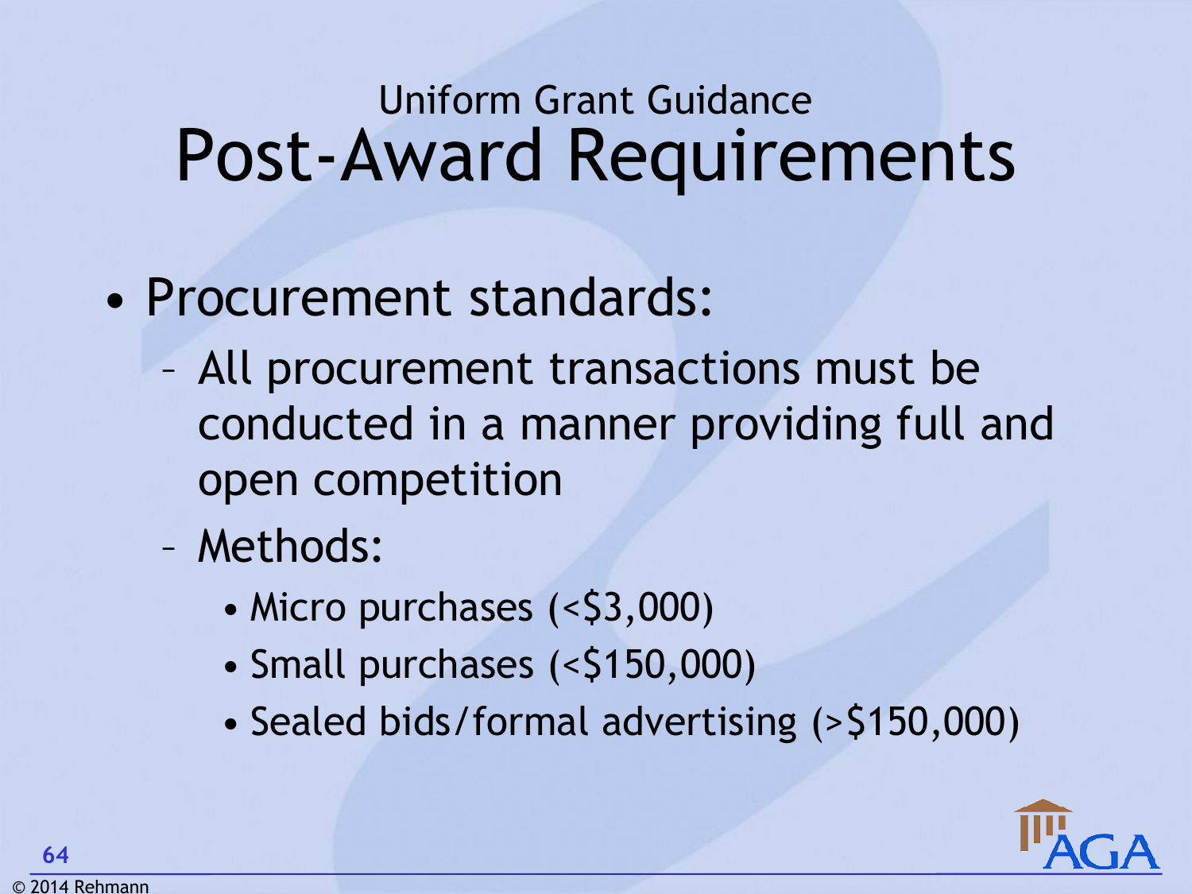Uniform Grant Guidance

# Post-Award Requirements

- Procurement standards:
  - All procurement transactions must be conducted in a manner providing full and open competition
  - Methods:
    - Micro purchases (<$3,000)
    - Small purchases (<$150,000)
    - Sealed bids/formal advertising (>$150,000)

© 2014 Rehmann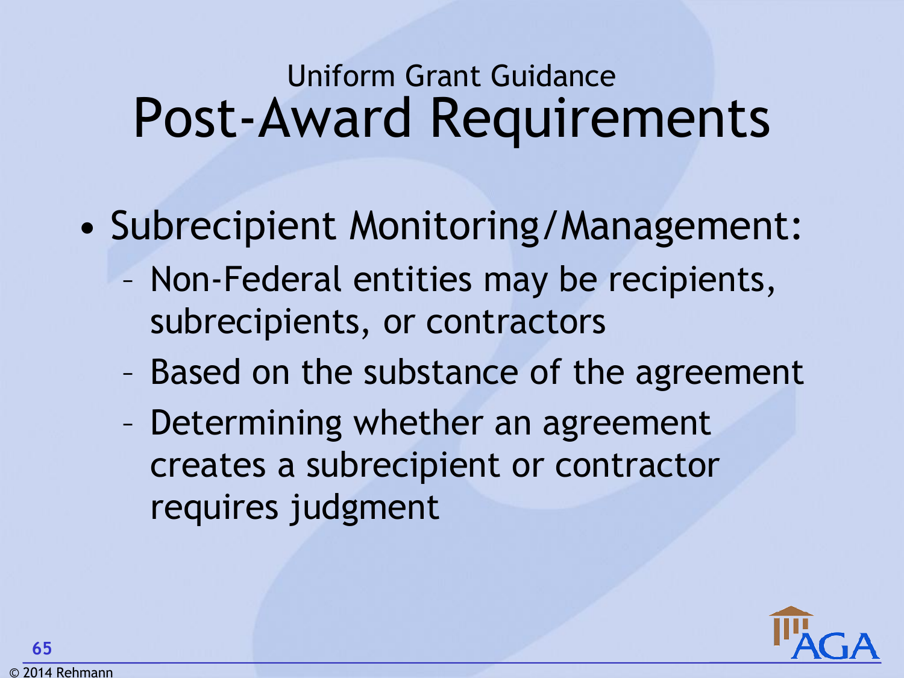## Uniform Grant Guidance

# Post-Award Requirements

- Subrecipient Monitoring/Management:
  - Non-Federal entities may be recipients, subrecipients, or contractors
  - Based on the substance of the agreement
  - Determining whether an agreement creates a subrecipient or contractor requires judgment

© 2014 Rehmann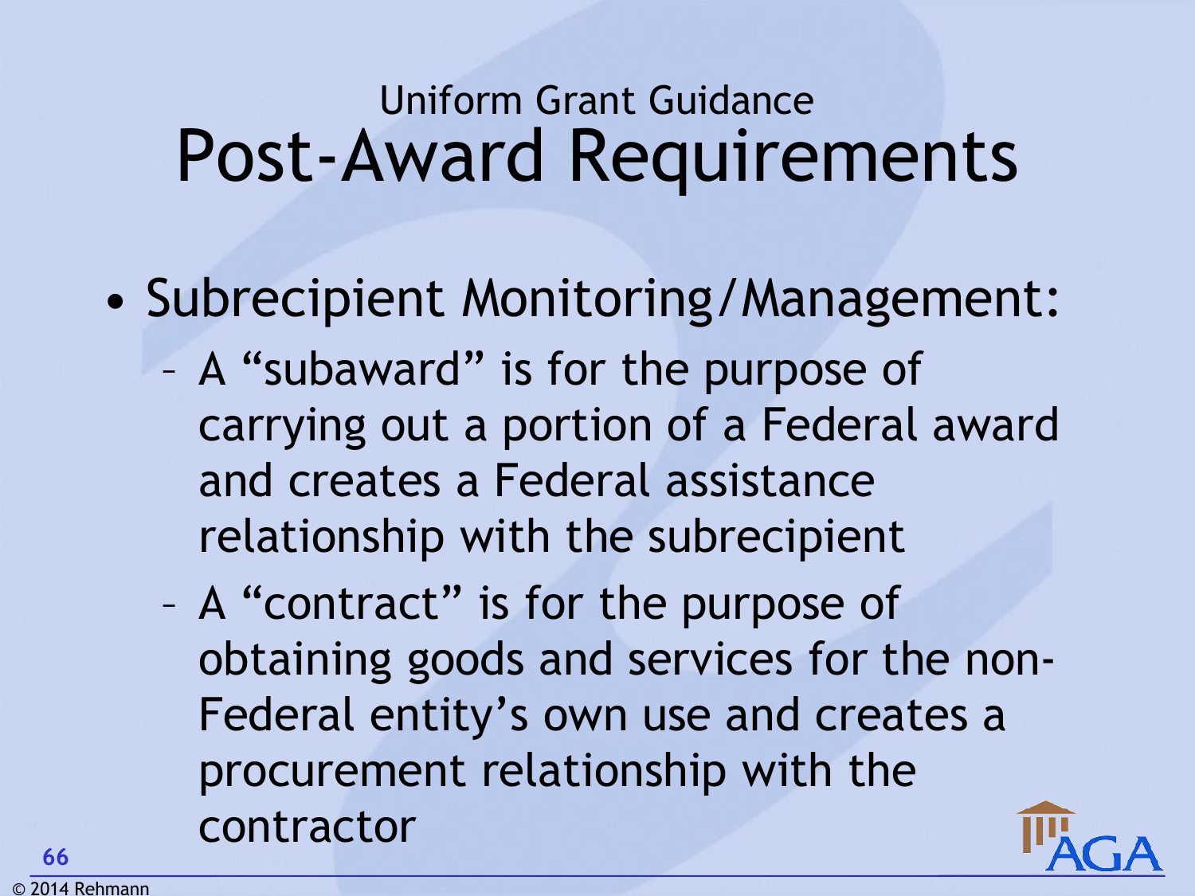Uniform Grant Guidance

# Post-Award Requirements

- Subrecipient Monitoring/Management:
  - A "subaward" is for the purpose of carrying out a portion of a Federal award and creates a Federal assistance relationship with the subrecipient
  - A "contract" is for the purpose of obtaining goods and services for the non-Federal entity's own use and creates a procurement relationship with the contractor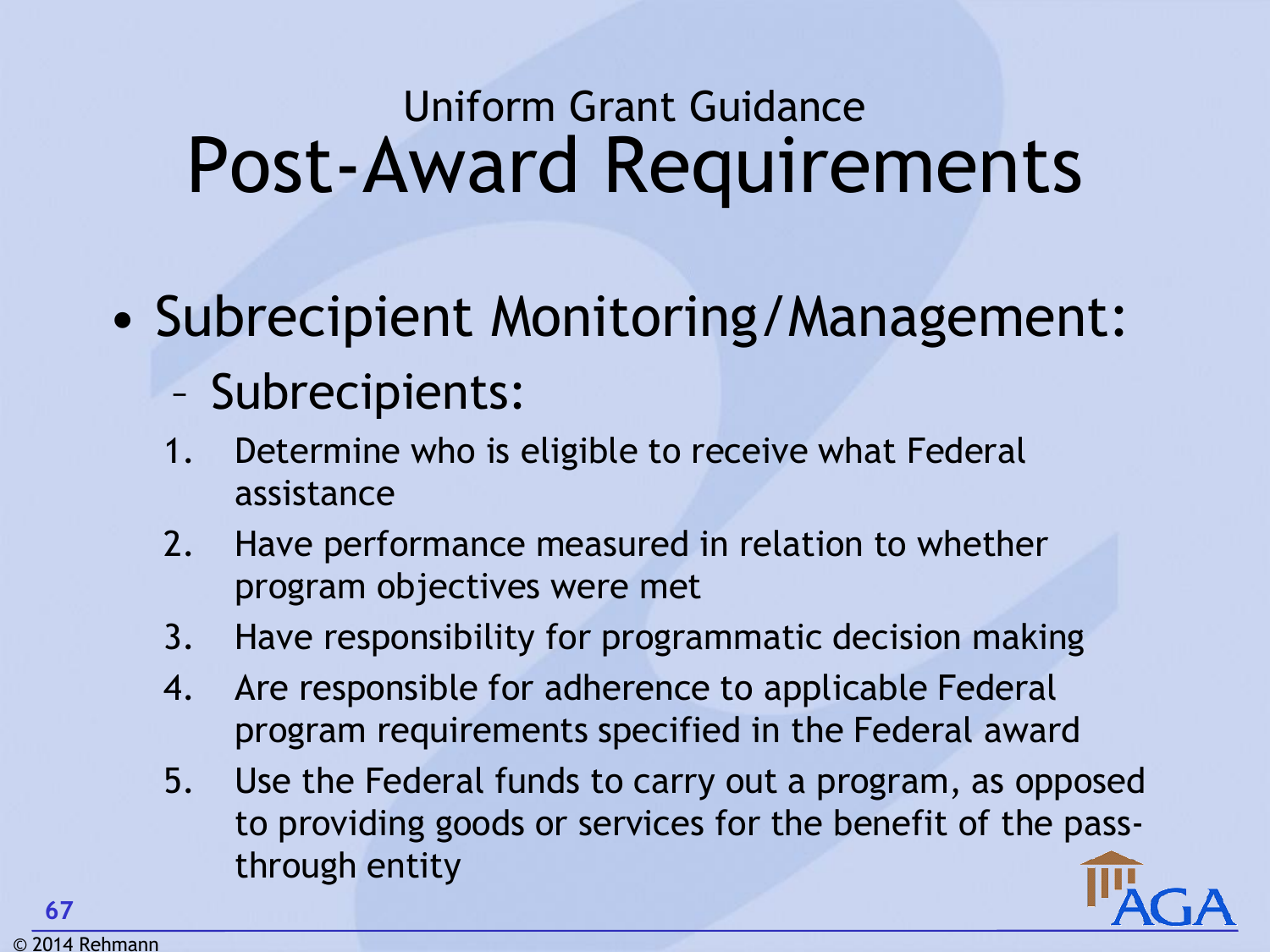# Uniform Grant Guidance
# Post-Award Requirements

- Subrecipient Monitoring/Management:
  - Subrecipients:
    1. Determine who is eligible to receive what Federal assistance
    2. Have performance measured in relation to whether program objectives were met
    3. Have responsibility for programmatic decision making
    4. Are responsible for adherence to applicable Federal program requirements specified in the Federal award
    5. Use the Federal funds to carry out a program, as opposed to providing goods or services for the benefit of the pass-through entity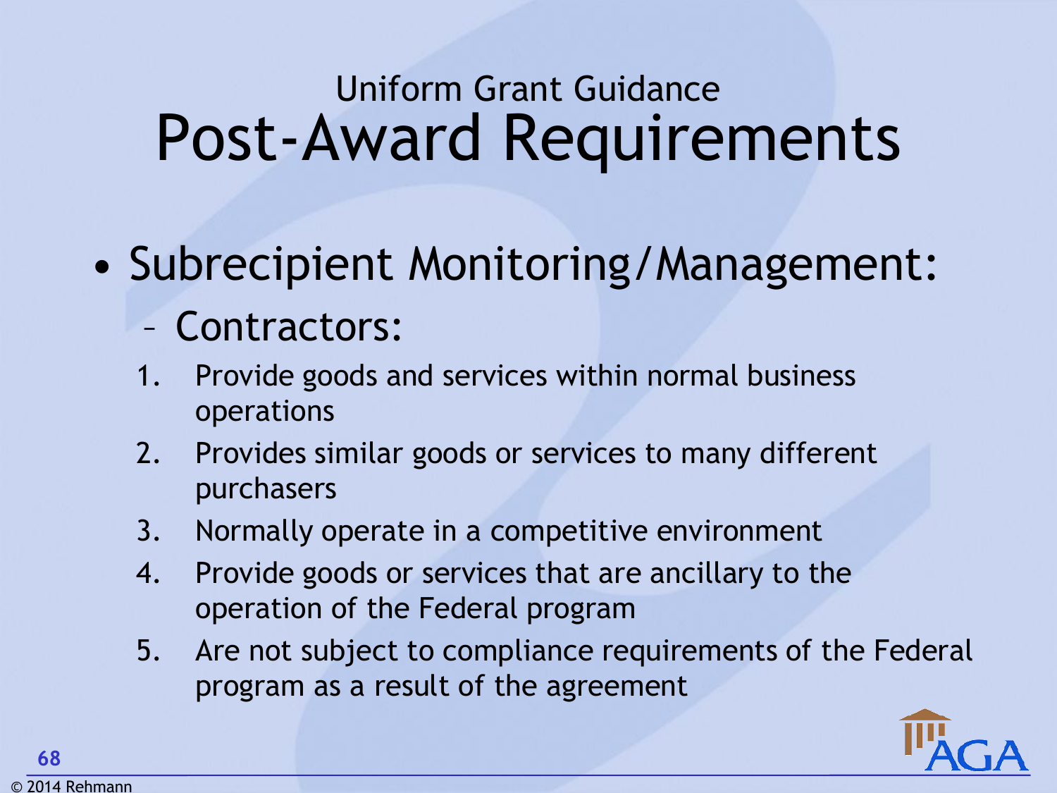## Uniform Grant Guidance

# Post-Award Requirements

- Subrecipient Monitoring/Management:
  - Contractors:
    1. Provide goods and services within normal business operations
    2. Provides similar goods or services to many different purchasers
    3. Normally operate in a competitive environment
    4. Provide goods or services that are ancillary to the operation of the Federal program
    5. Are not subject to compliance requirements of the Federal program as a result of the agreement

© 2014 Rehmann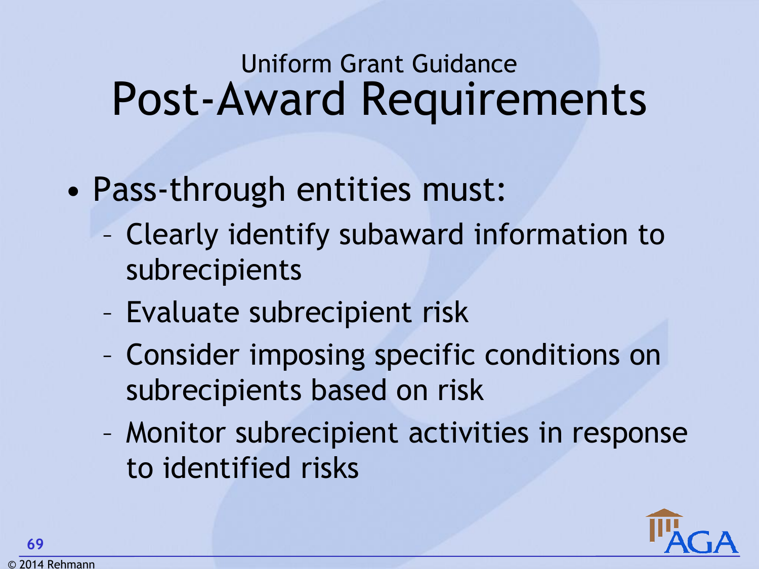## Uniform Grant Guidance

# Post-Award Requirements

- Pass-through entities must:
  - Clearly identify subaward information to subrecipients
  - Evaluate subrecipient risk
  - Consider imposing specific conditions on subrecipients based on risk
  - Monitor subrecipient activities in response to identified risks

© 2014 Rehmann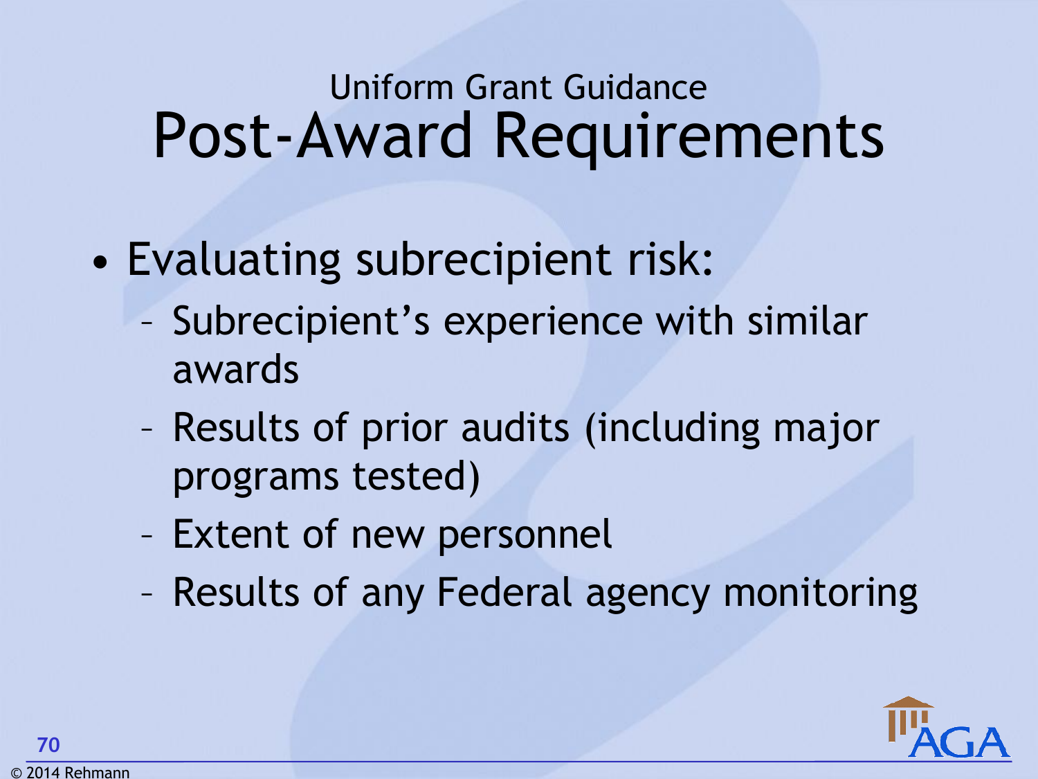## Uniform Grant Guidance

# Post-Award Requirements

- Evaluating subrecipient risk:
  - Subrecipient’s experience with similar awards
  - Results of prior audits (including major programs tested)
  - Extent of new personnel
  - Results of any Federal agency monitoring

© 2014 Rehmann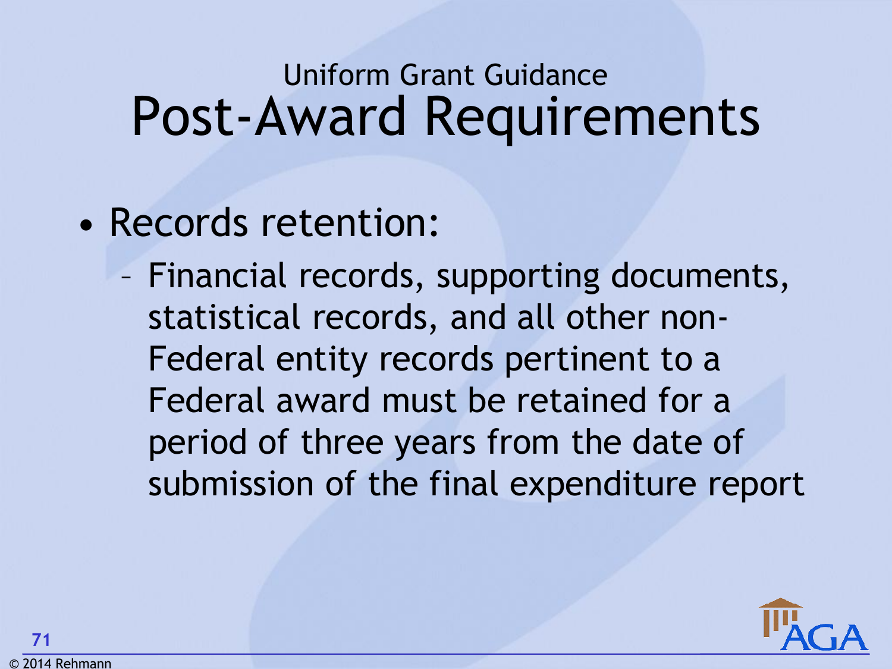## Uniform Grant Guidance

# Post-Award Requirements

- Records retention:
  - Financial records, supporting documents, statistical records, and all other non-Federal entity records pertinent to a Federal award must be retained for a period of three years from the date of submission of the final expenditure report

© 2014 Rehmann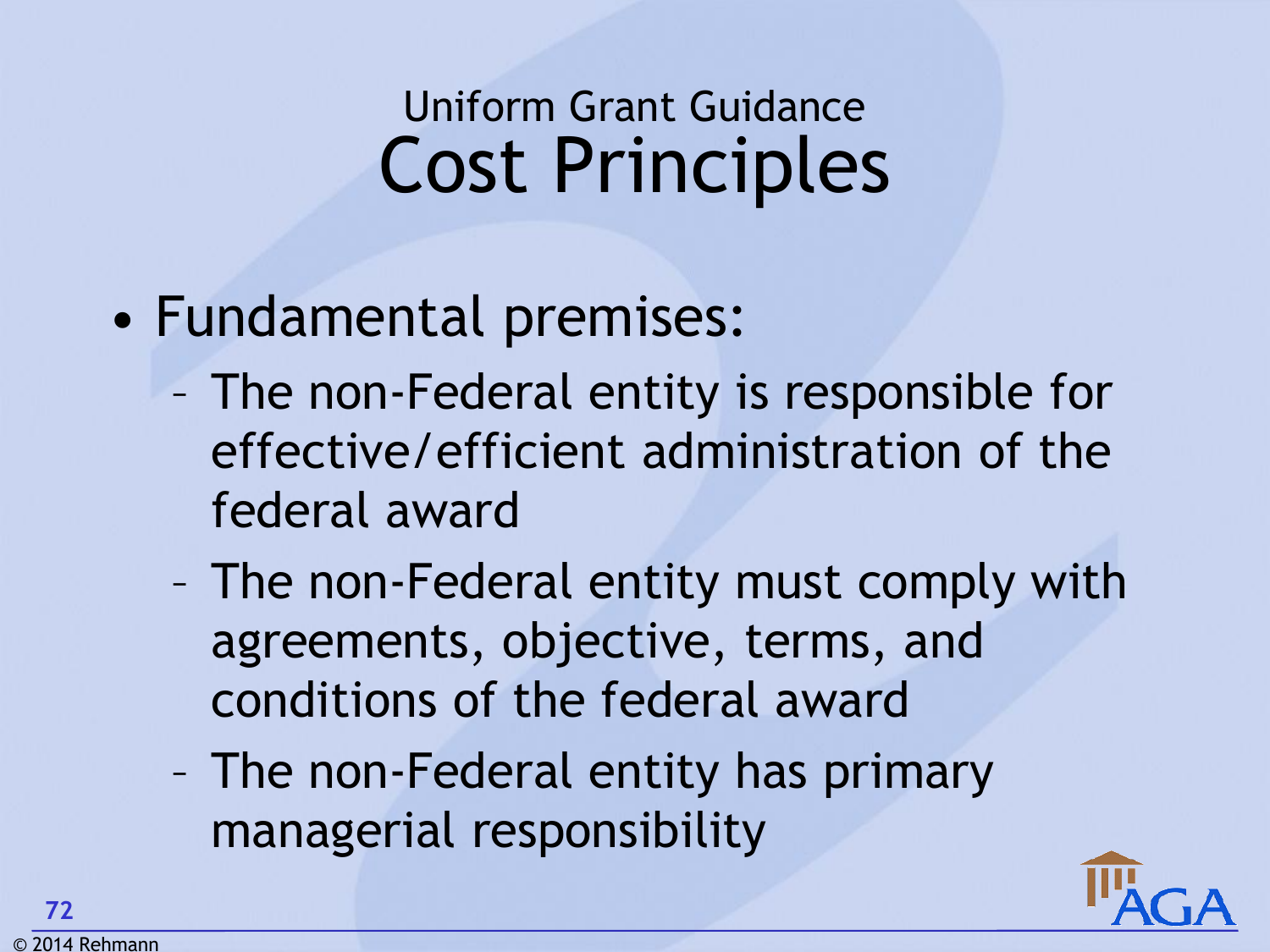## Uniform Grant Guidance

# Cost Principles

- Fundamental premises:
  - The non-Federal entity is responsible for effective/efficient administration of the federal award
  - The non-Federal entity must comply with agreements, objective, terms, and conditions of the federal award
  - The non-Federal entity has primary managerial responsibility

© 2014 Rehmann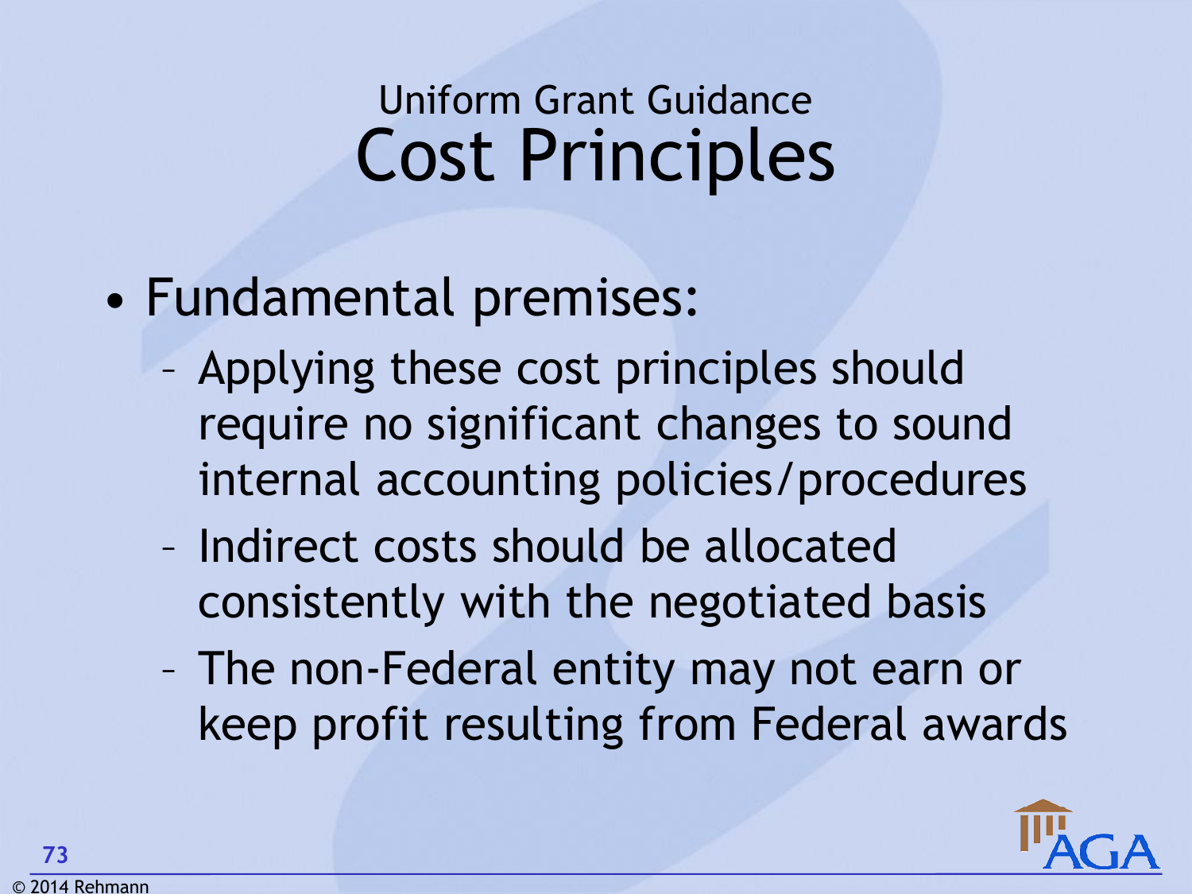## Uniform Grant Guidance

# Cost Principles

- Fundamental premises:
  - Applying these cost principles should require no significant changes to sound internal accounting policies/procedures
  - Indirect costs should be allocated consistently with the negotiated basis
  - The non-Federal entity may not earn or keep profit resulting from Federal awards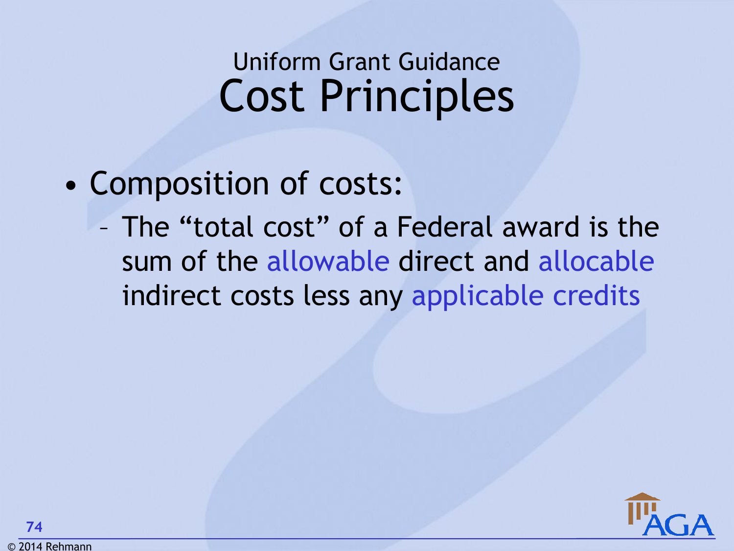## Uniform Grant Guidance

# Cost Principles

- Composition of costs:
  - The “total cost” of a Federal award is the sum of the allowable direct and allocable indirect costs less any applicable credits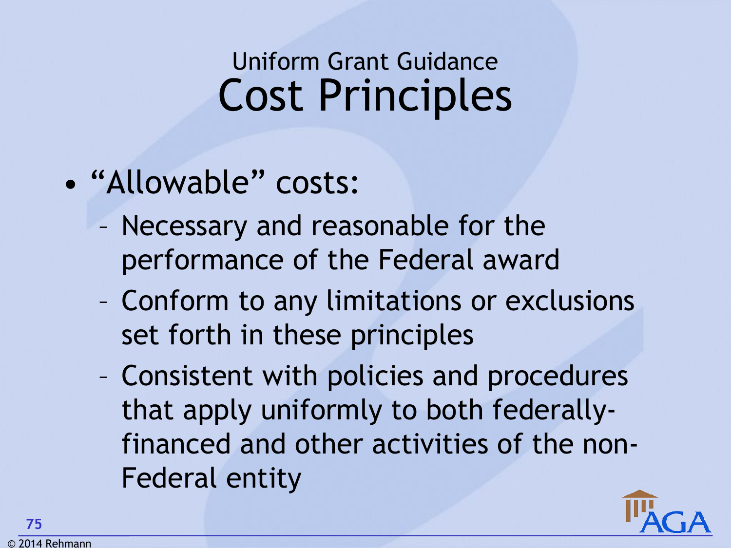## Uniform Grant Guidance

# Cost Principles

- "Allowable" costs:
  - Necessary and reasonable for the performance of the Federal award
  - Conform to any limitations or exclusions set forth in these principles
  - Consistent with policies and procedures that apply uniformly to both federally-financed and other activities of the non-Federal entity

© 2014 Rehmann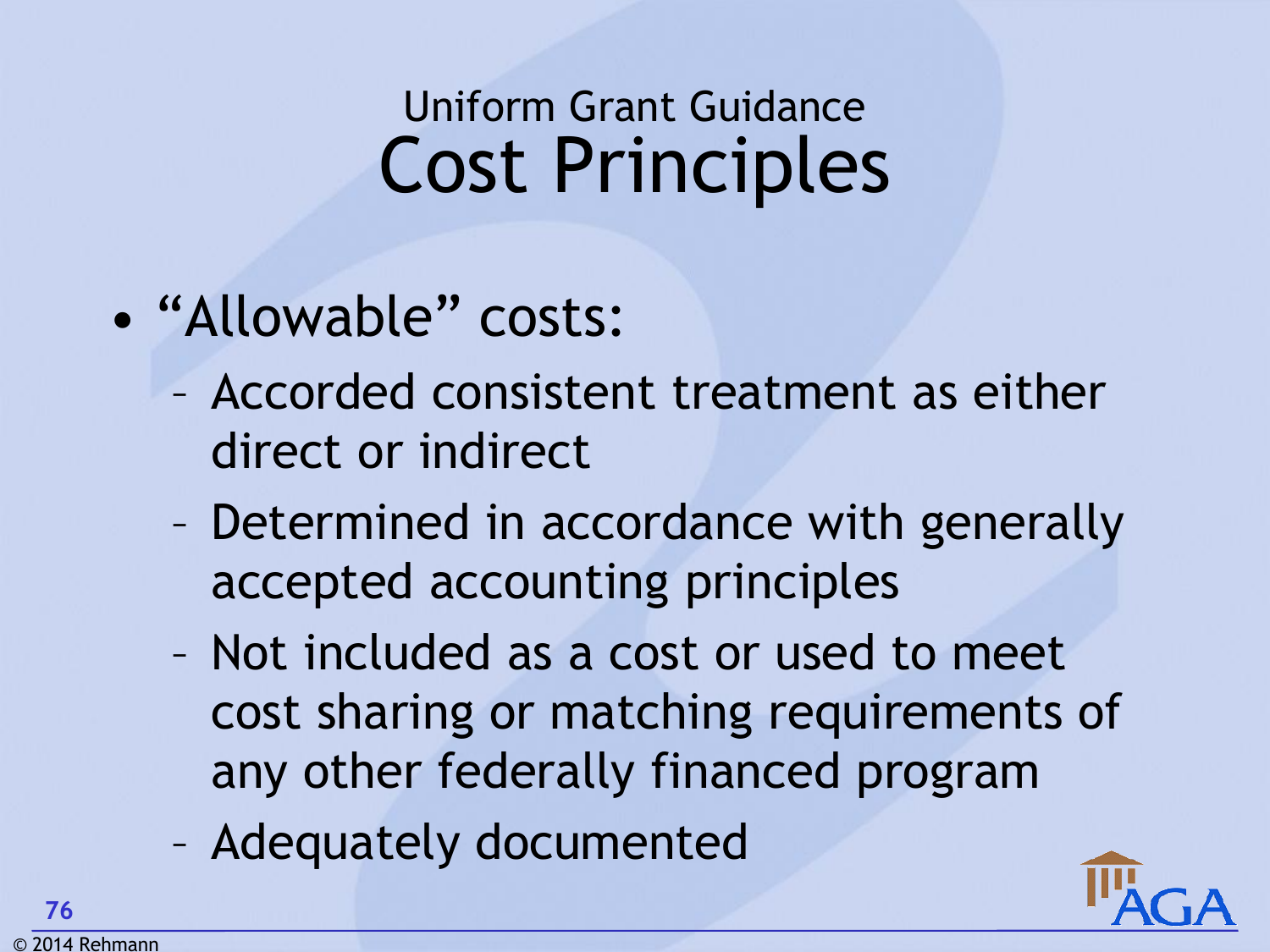## Uniform Grant Guidance

# Cost Principles

- "Allowable" costs:
  - Accorded consistent treatment as either direct or indirect
  - Determined in accordance with generally accepted accounting principles
  - Not included as a cost or used to meet cost sharing or matching requirements of any other federally financed program
  - Adequately documented

© 2014 Rehmann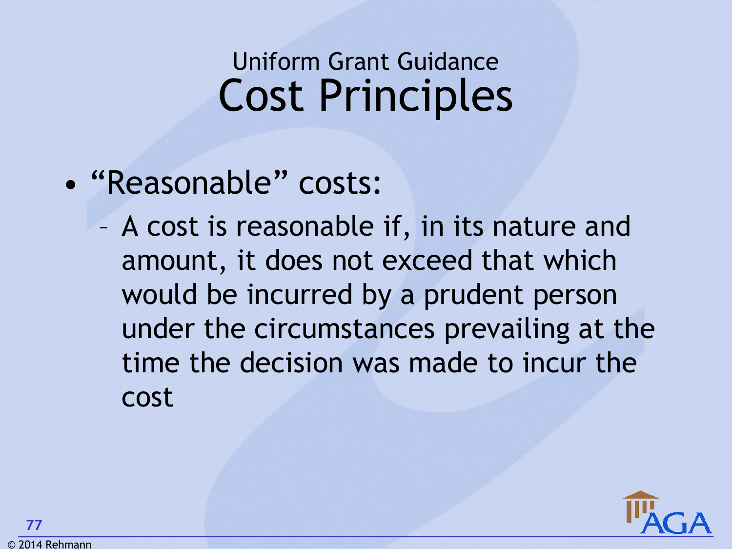## Uniform Grant Guidance

# Cost Principles

- "Reasonable" costs:
  - A cost is reasonable if, in its nature and amount, it does not exceed that which would be incurred by a prudent person under the circumstances prevailing at the time the decision was made to incur the cost

© 2014 Rehmann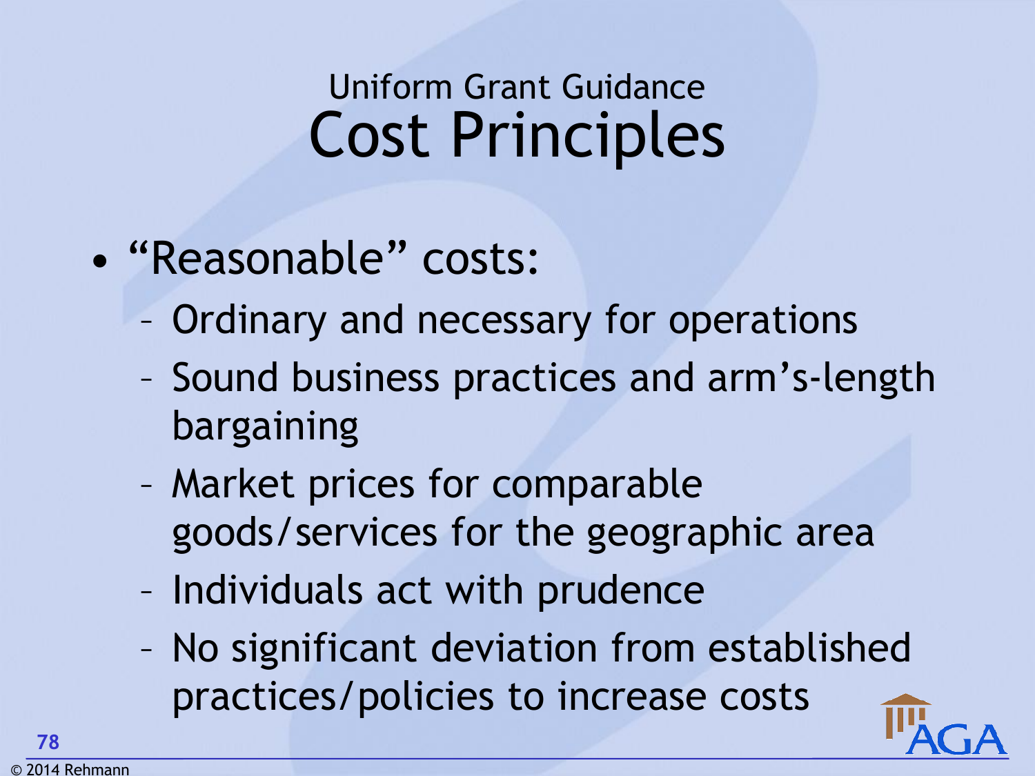## Uniform Grant Guidance

# Cost Principles

- "Reasonable" costs:
  - Ordinary and necessary for operations
  - Sound business practices and arm's-length bargaining
  - Market prices for comparable goods/services for the geographic area
  - Individuals act with prudence
  - No significant deviation from established practices/policies to increase costs

© 2014 Rehmann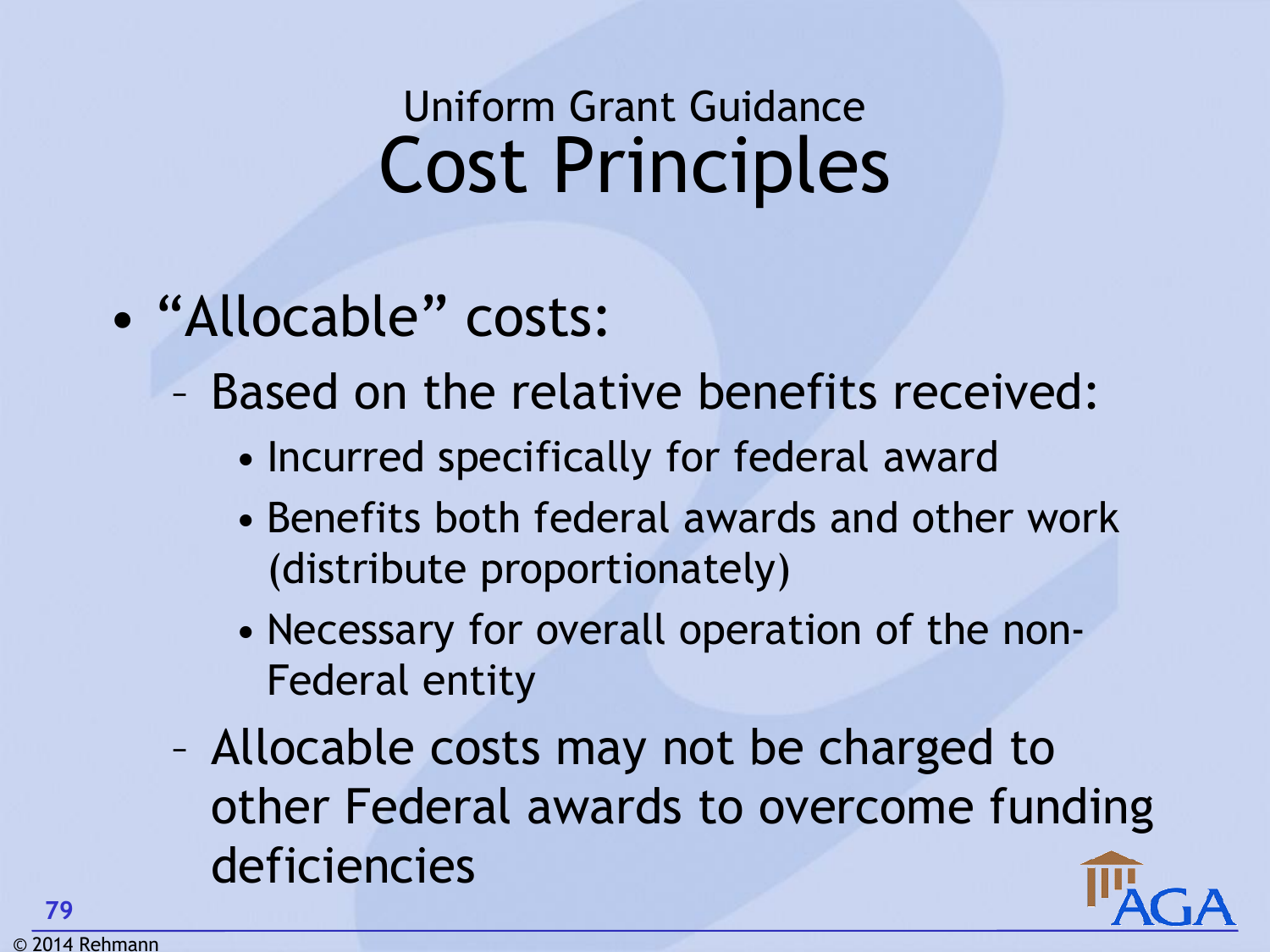## Uniform Grant Guidance

# Cost Principles

- "Allocable" costs:
  - Based on the relative benefits received:
    - Incurred specifically for federal award
    - Benefits both federal awards and other work (distribute proportionately)
    - Necessary for overall operation of the non-Federal entity
  - Allocable costs may not be charged to other Federal awards to overcome funding deficiencies

© 2014 Rehmann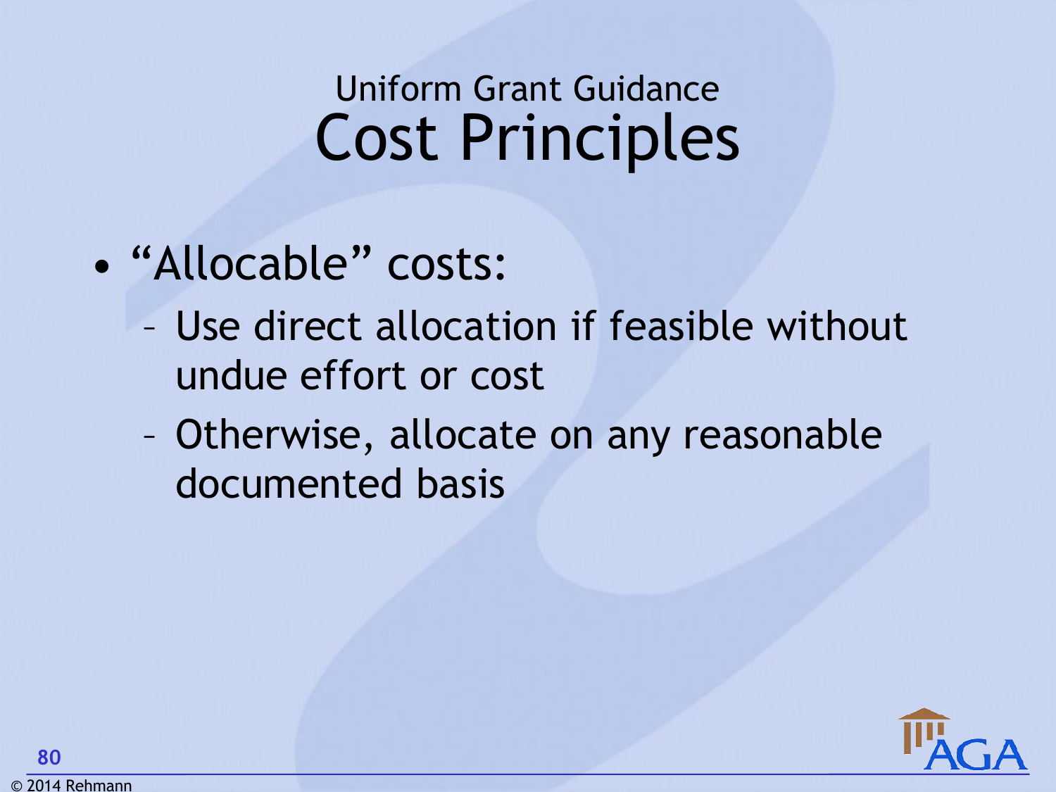## Uniform Grant Guidance

# Cost Principles

- "Allocable" costs:
  - Use direct allocation if feasible without undue effort or cost
  - Otherwise, allocate on any reasonable documented basis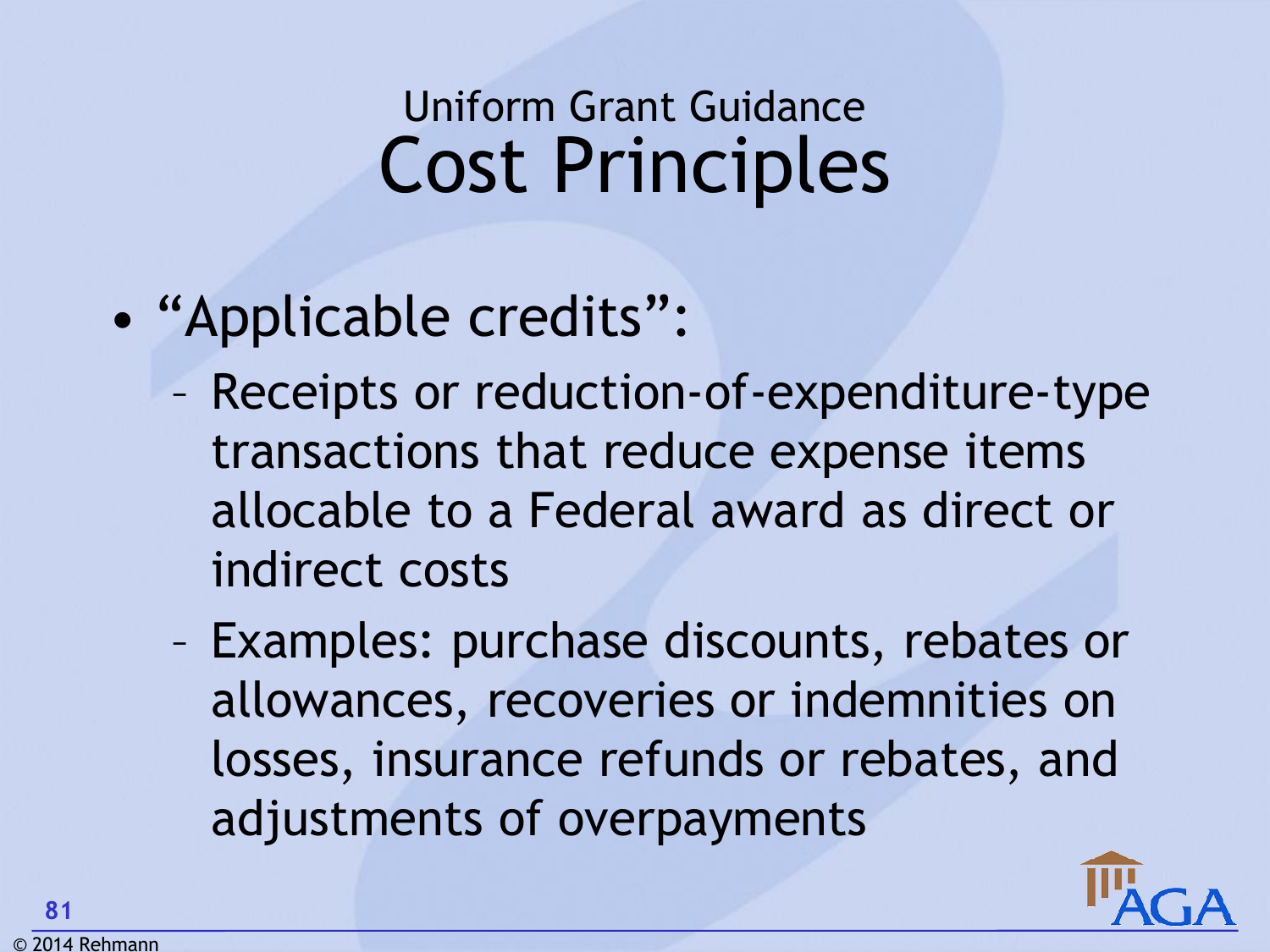## Uniform Grant Guidance
# Cost Principles

- "Applicable credits":
  - Receipts or reduction-of-expenditure-type transactions that reduce expense items allocable to a Federal award as direct or indirect costs
  - Examples: purchase discounts, rebates or allowances, recoveries or indemnities on losses, insurance refunds or rebates, and adjustments of overpayments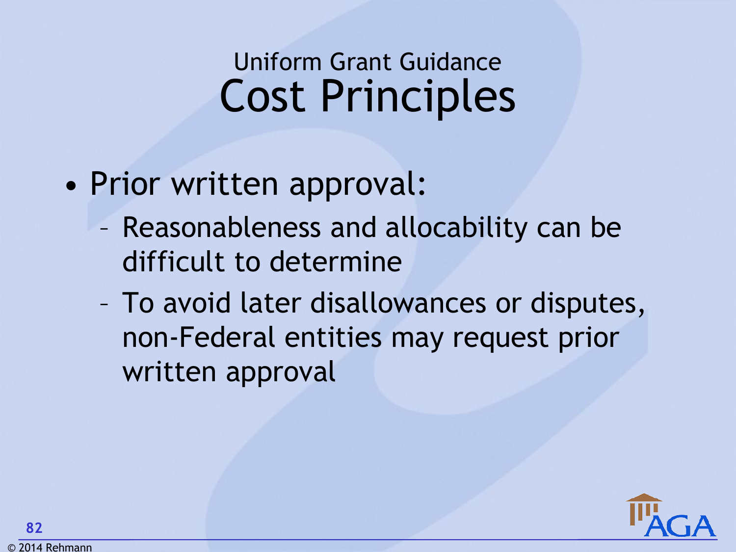## Uniform Grant Guidance

# Cost Principles

- Prior written approval:
  - Reasonableness and allocability can be difficult to determine
  - To avoid later disallowances or disputes, non-Federal entities may request prior written approval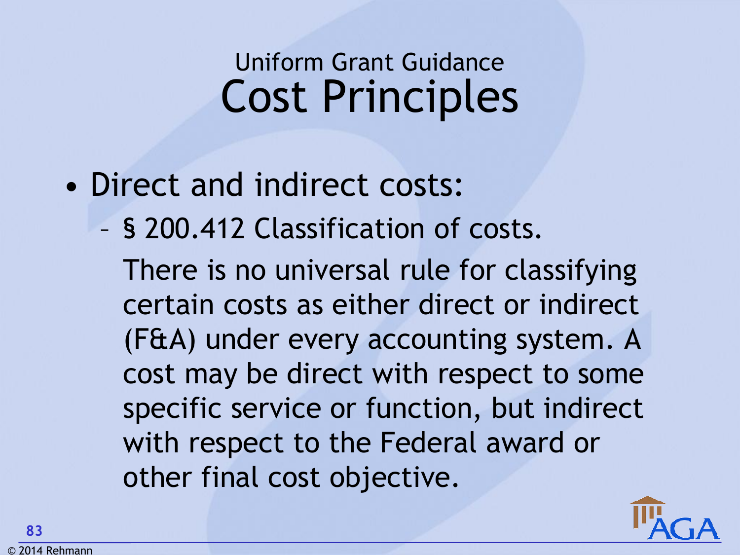# Uniform Grant Guidance
## Cost Principles

- Direct and indirect costs:
  - § 200.412 Classification of costs.

    There is no universal rule for classifying certain costs as either direct or indirect (F&A) under every accounting system. A cost may be direct with respect to some specific service or function, but indirect with respect to the Federal award or other final cost objective.

© 2014 Rehmann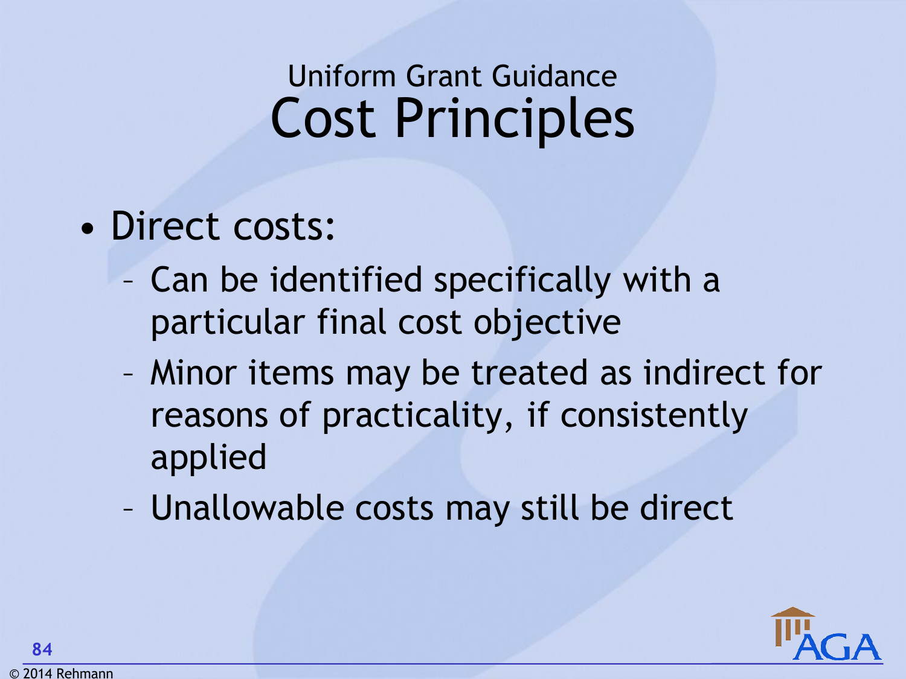## Uniform Grant Guidance
# Cost Principles

- Direct costs:
  - Can be identified specifically with a particular final cost objective
  - Minor items may be treated as indirect for reasons of practicality, if consistently applied
  - Unallowable costs may still be direct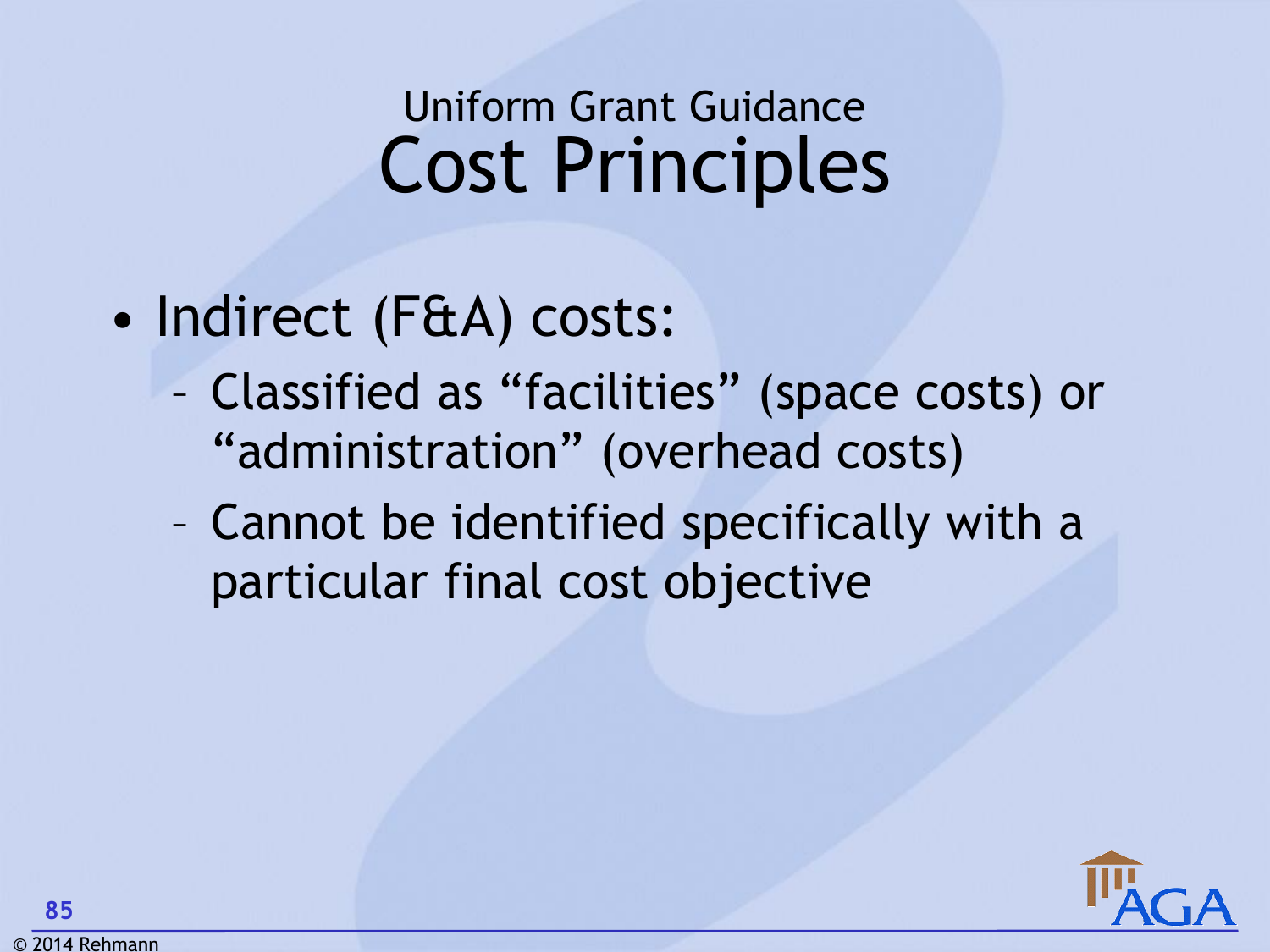## Uniform Grant Guidance

# Cost Principles

- Indirect (F&A) costs:
  - Classified as "facilities" (space costs) or "administration" (overhead costs)
  - Cannot be identified specifically with a particular final cost objective

© 2014 Rehmann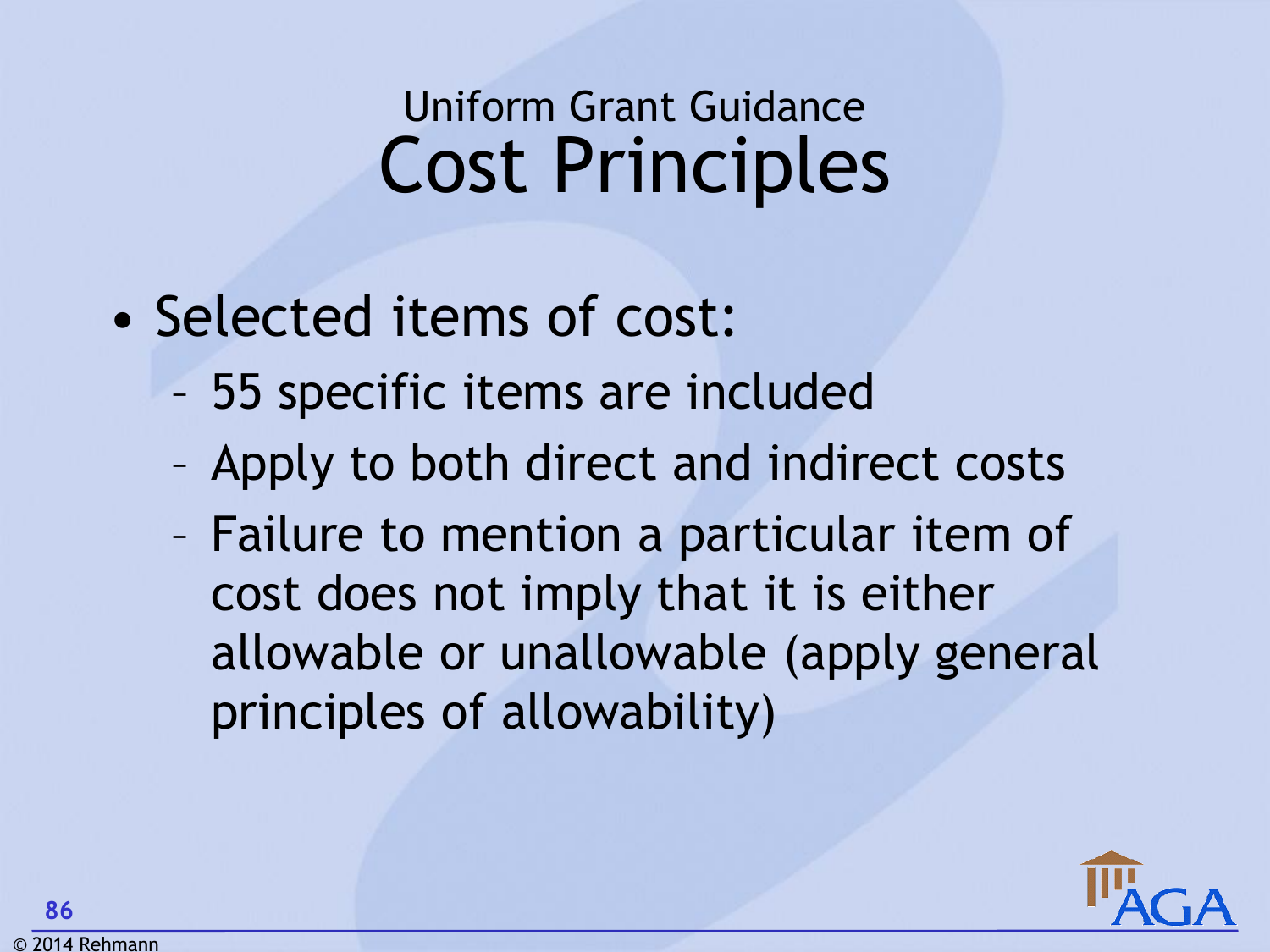## Uniform Grant Guidance

# Cost Principles

- Selected items of cost:
  - 55 specific items are included
  - Apply to both direct and indirect costs
  - Failure to mention a particular item of cost does not imply that it is either allowable or unallowable (apply general principles of allowability)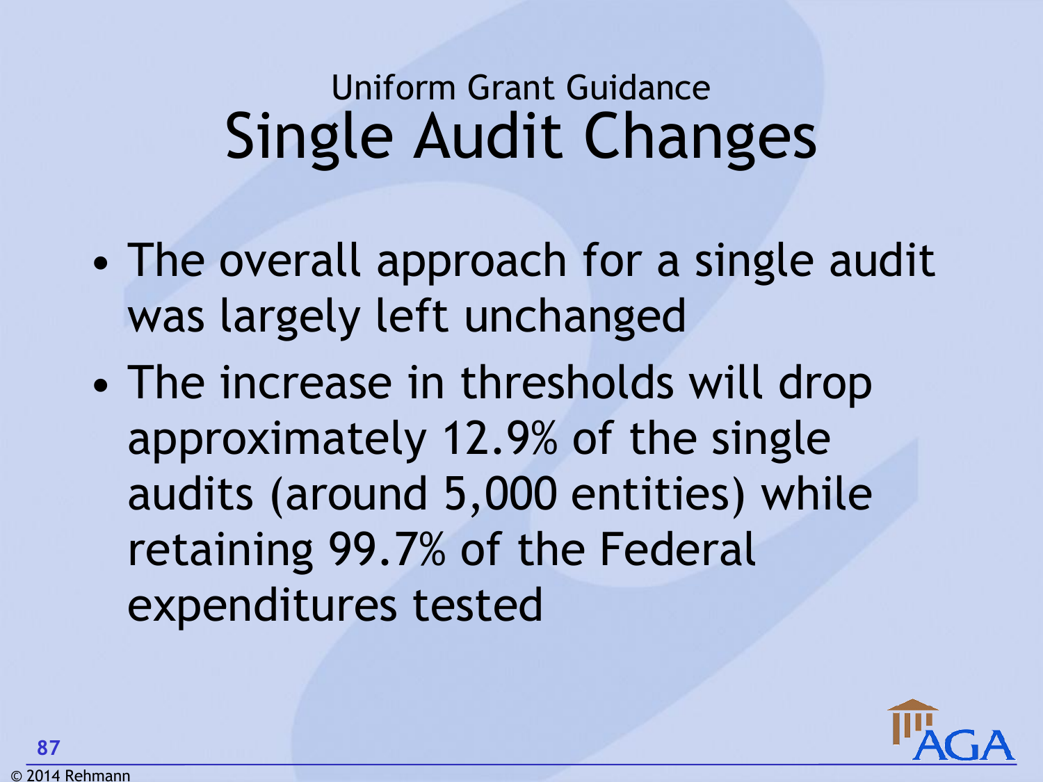## Uniform Grant Guidance

# Single Audit Changes

- The overall approach for a single audit was largely left unchanged
- The increase in thresholds will drop approximately 12.9% of the single audits (around 5,000 entities) while retaining 99.7% of the Federal expenditures tested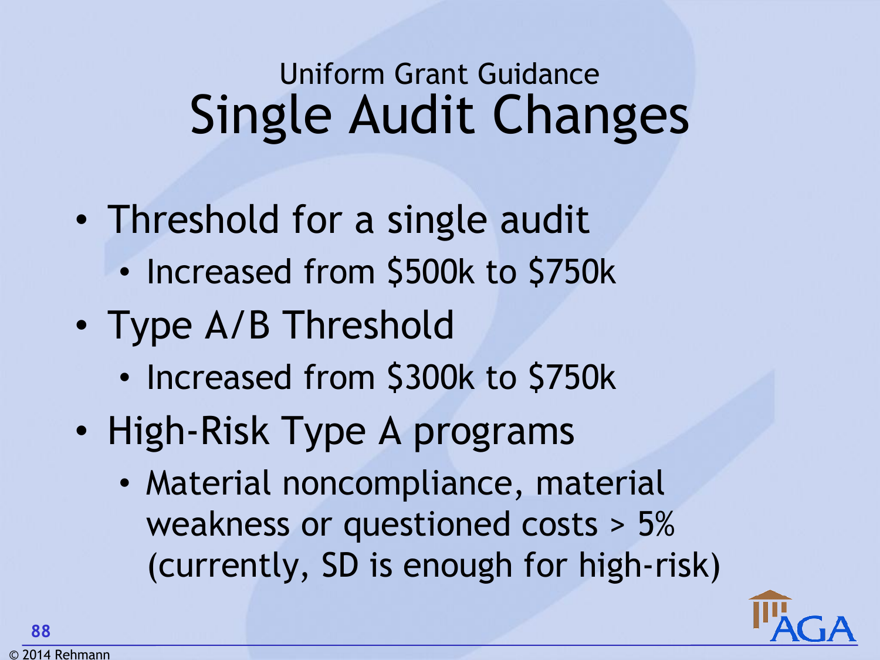## Uniform Grant Guidance

# Single Audit Changes

- Threshold for a single audit
  - Increased from $500k to $750k
- Type A/B Threshold
  - Increased from $300k to $750k
- High-Risk Type A programs
  - Material noncompliance, material weakness or questioned costs > 5% (currently, SD is enough for high-risk)

© 2014 Rehmann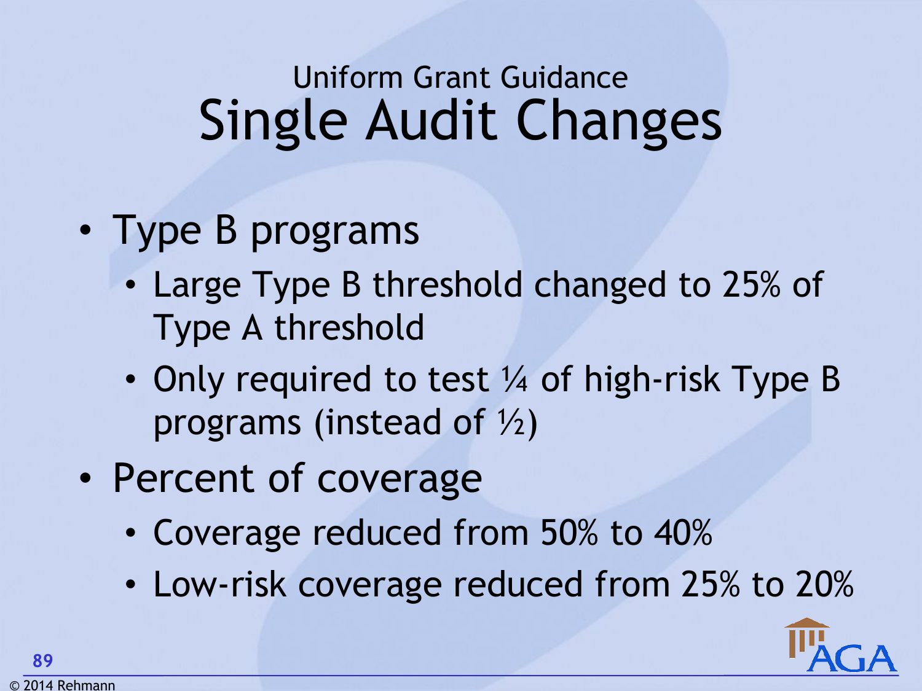Uniform Grant Guidance

# Single Audit Changes

- Type B programs
  - Large Type B threshold changed to 25% of Type A threshold
  - Only required to test ¼ of high-risk Type B programs (instead of ½)
- Percent of coverage
  - Coverage reduced from 50% to 40%
  - Low-risk coverage reduced from 25% to 20%

© 2014 Rehmann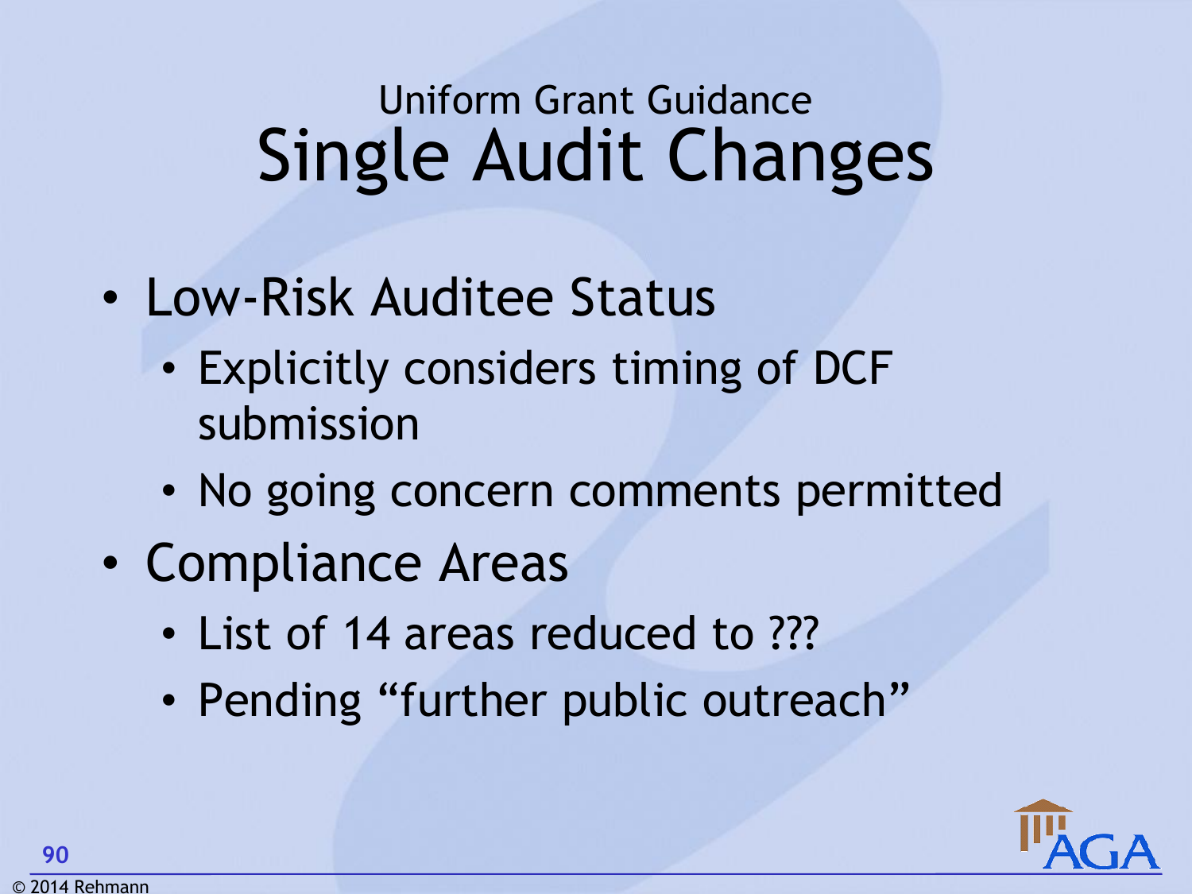## Uniform Grant Guidance

# Single Audit Changes

- Low-Risk Auditee Status
  - Explicitly considers timing of DCF submission
  - No going concern comments permitted
- Compliance Areas
  - List of 14 areas reduced to ???
  - Pending "further public outreach"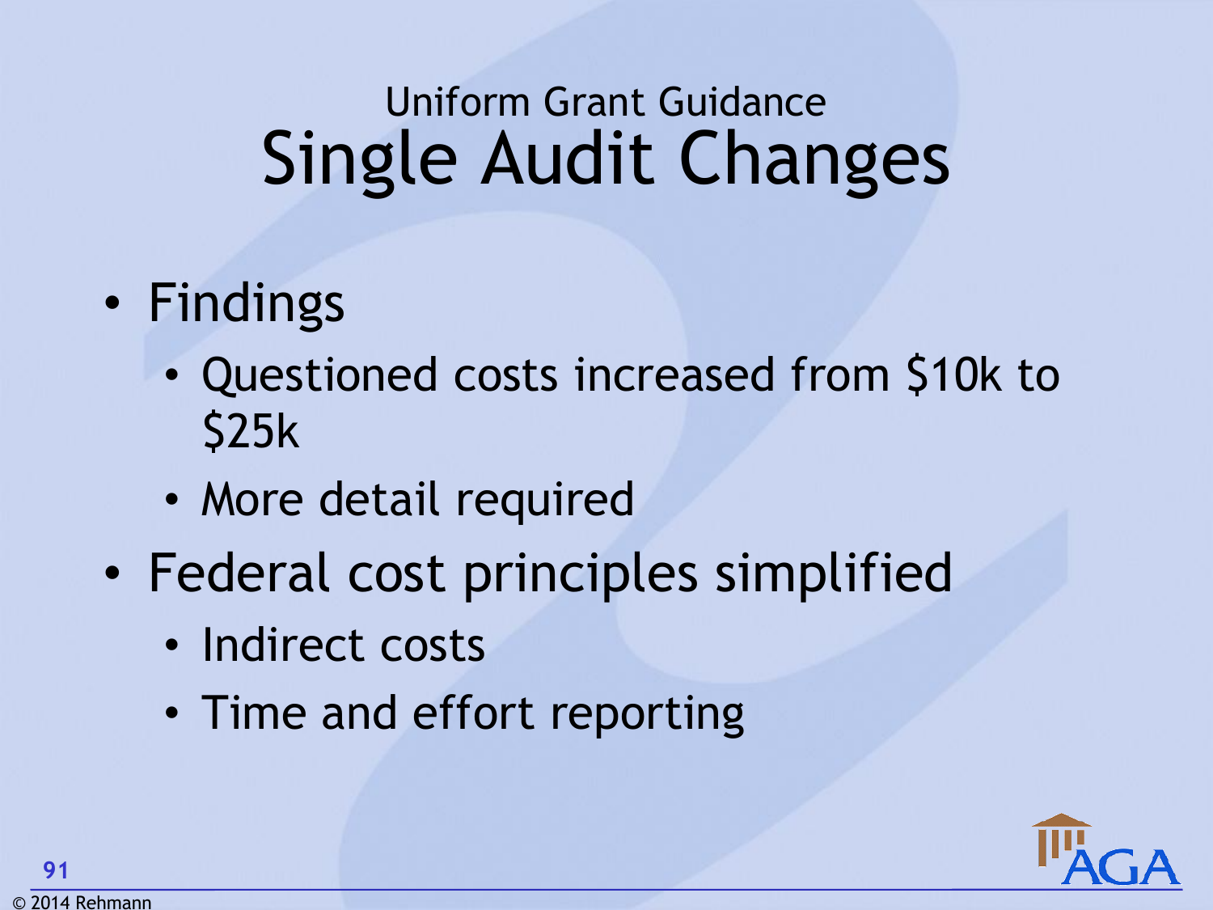Uniform Grant Guidance

# Single Audit Changes

- Findings
  - Questioned costs increased from $10k to $25k
  - More detail required
- Federal cost principles simplified
  - Indirect costs
  - Time and effort reporting

© 2014 Rehmann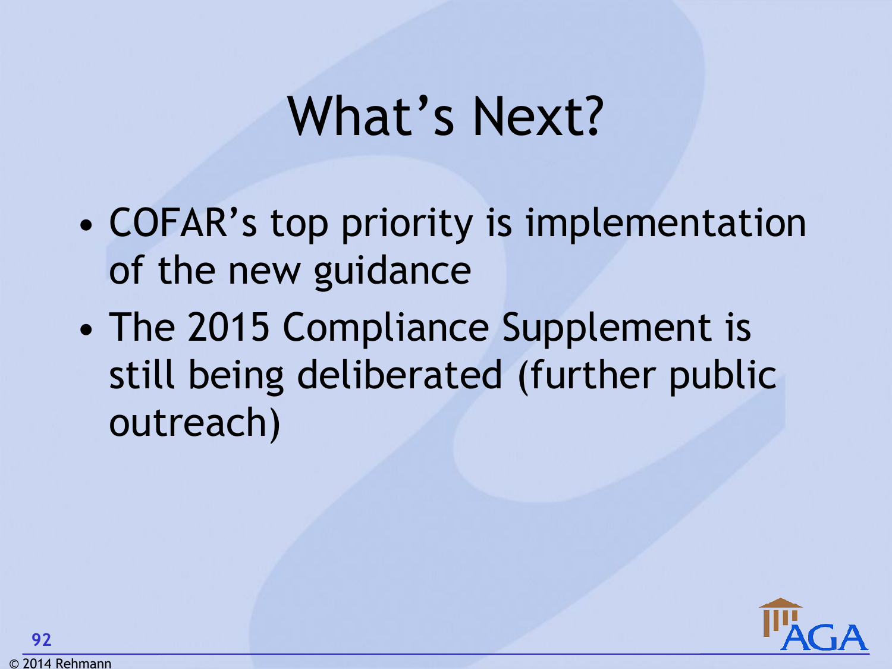# What's Next?

- COFAR's top priority is implementation of the new guidance
- The 2015 Compliance Supplement is still being deliberated (further public outreach)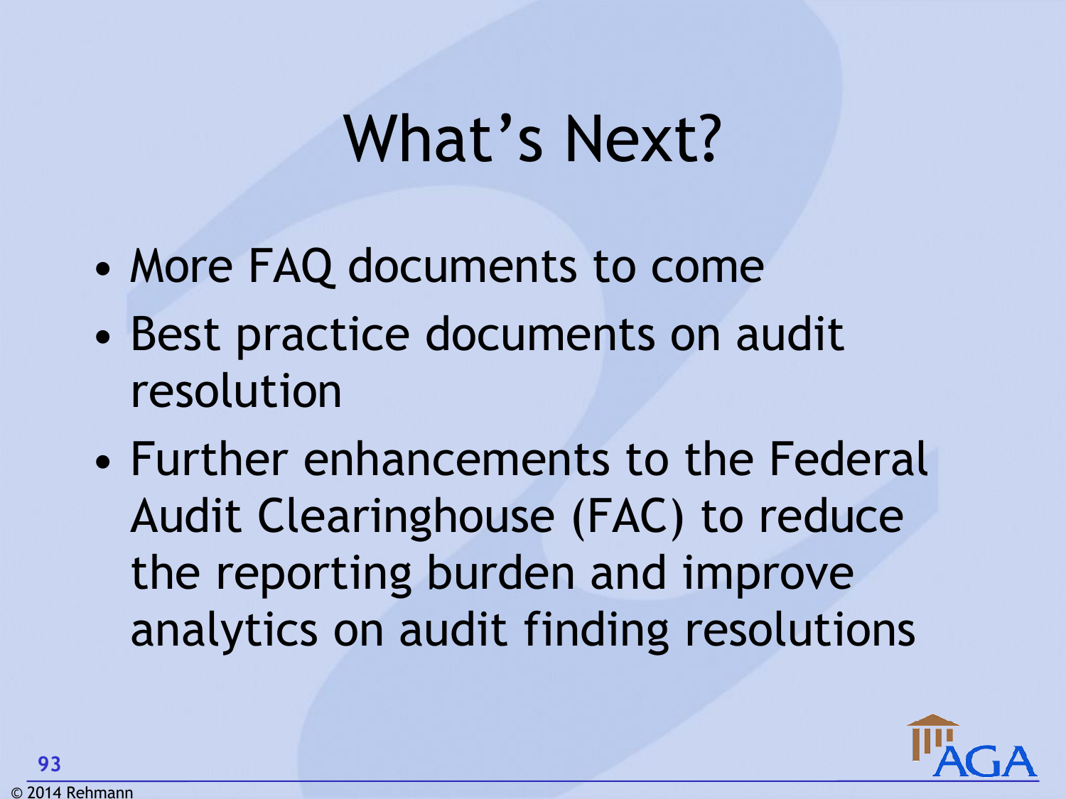# What's Next?

- More FAQ documents to come
- Best practice documents on audit resolution
- Further enhancements to the Federal Audit Clearinghouse (FAC) to reduce the reporting burden and improve analytics on audit finding resolutions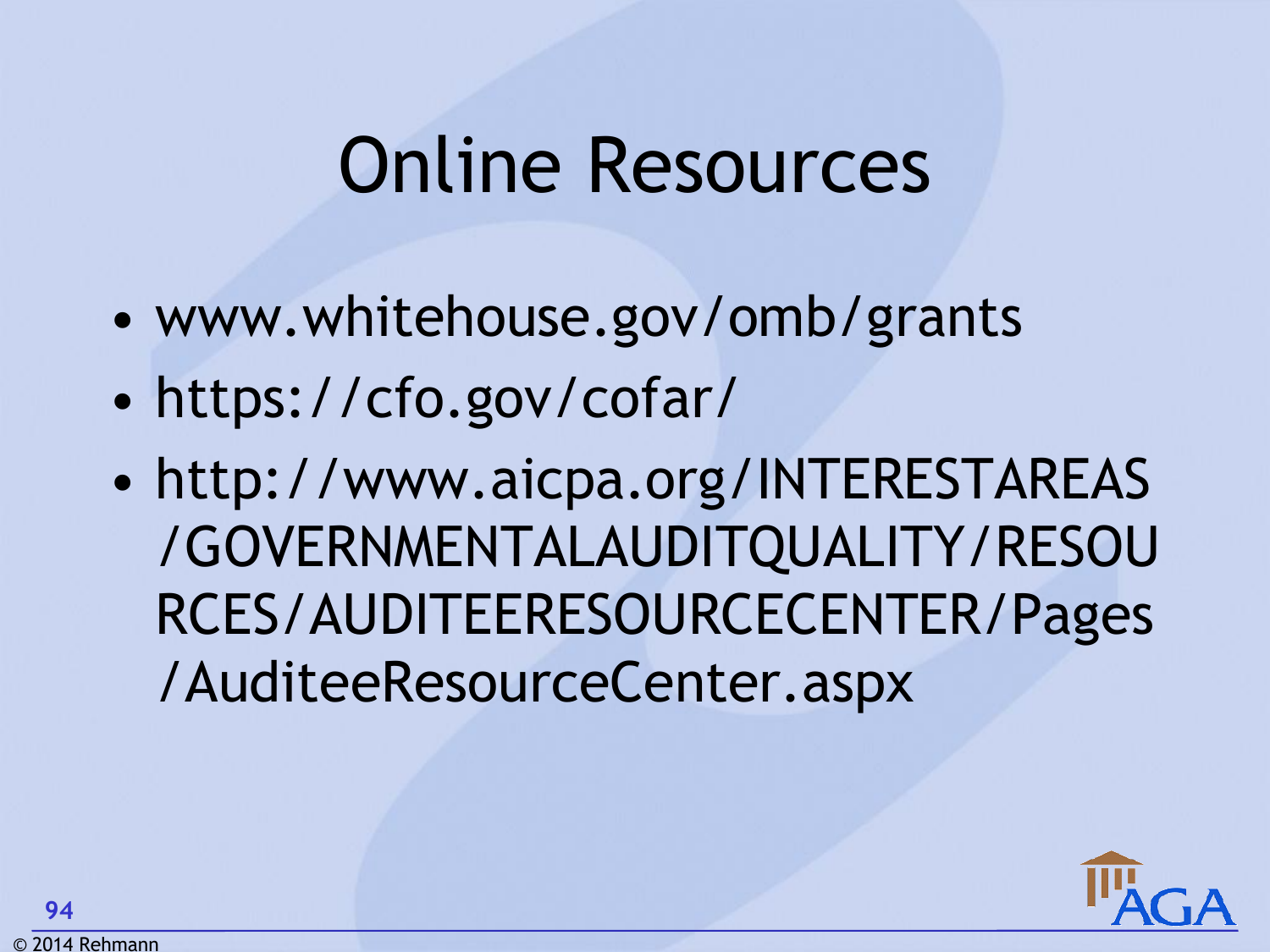# Online Resources

- www.whitehouse.gov/omb/grants
- https://cfo.gov/cofar/
- http://www.aicpa.org/INTERESTAREAS/GOVERNMENTALAUDITQUALITY/RESOURCES/AUDITEERESOURCECENTER/Pages/AuditeeResourceCenter.aspx

© 2014 Rehmann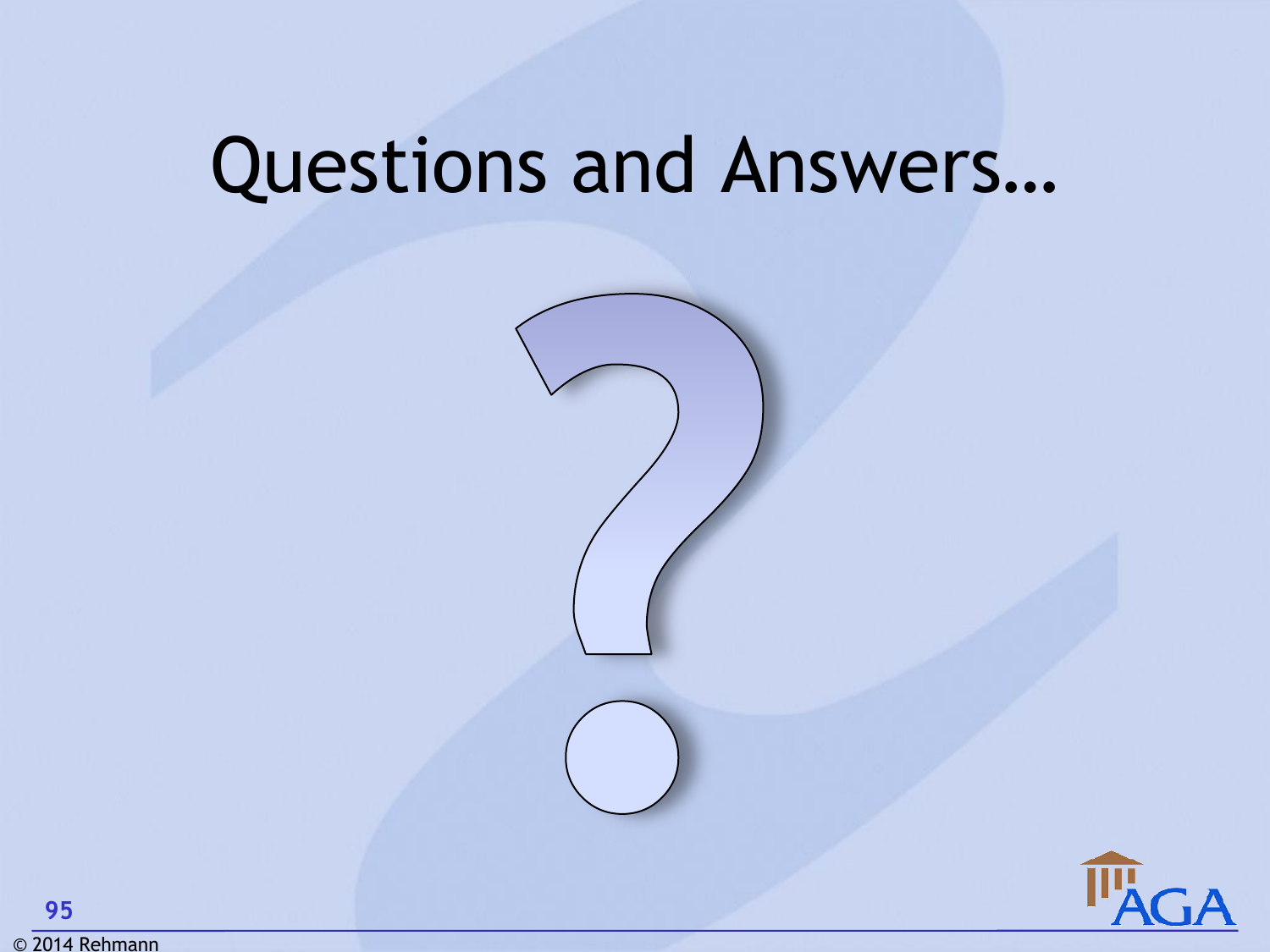# Questions and Answers…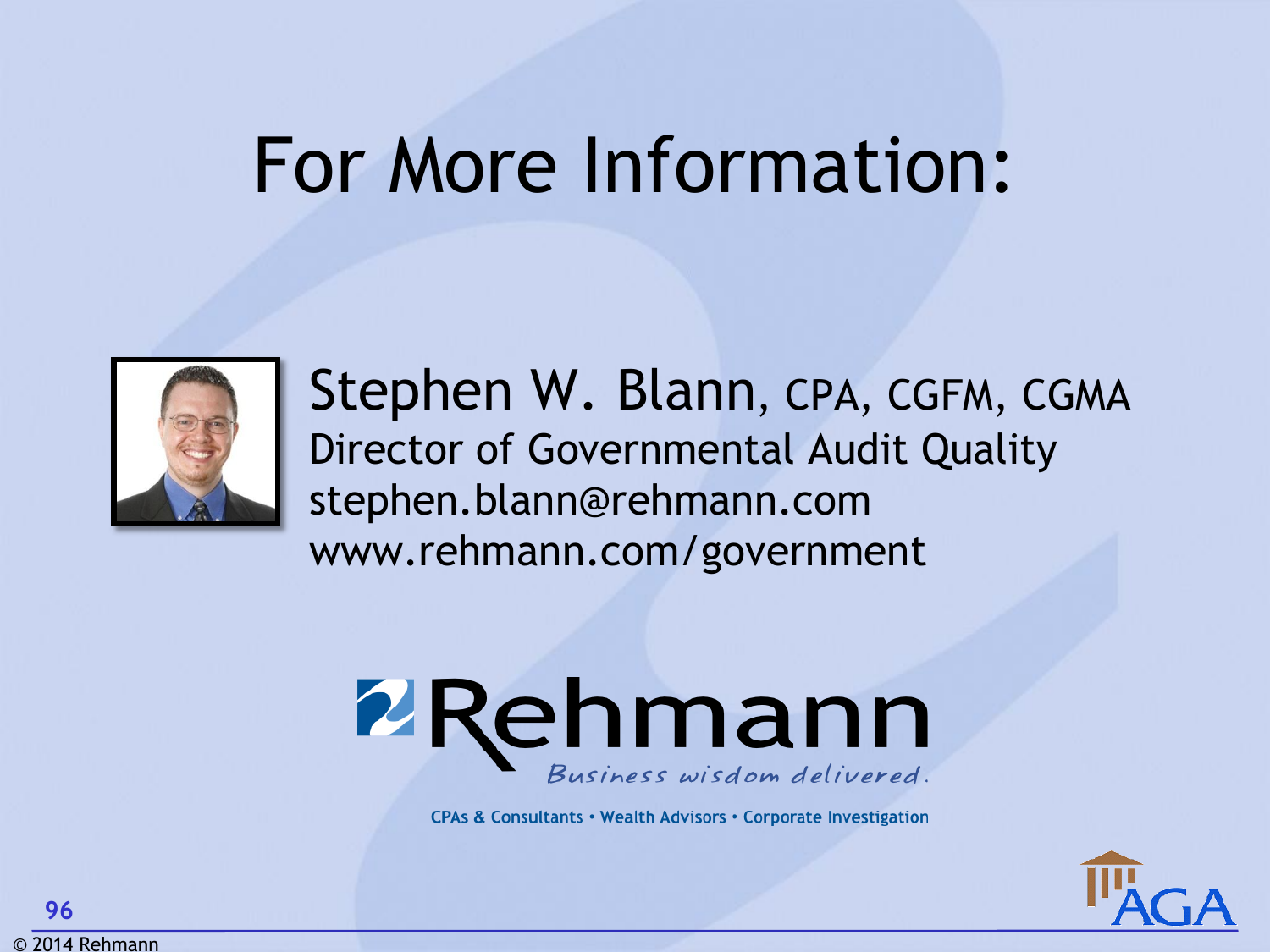# For More Information:

Stephen W. Blann, CPA, CGFM, CGMA
Director of Governmental Audit Quality
stephen.blann@rehmann.com
www.rehmann.com/government

Rehmann
*Business wisdom delivered.*

CPAs & Consultants • Wealth Advisors • Corporate Investigation

AGA

© 2014 Rehmann